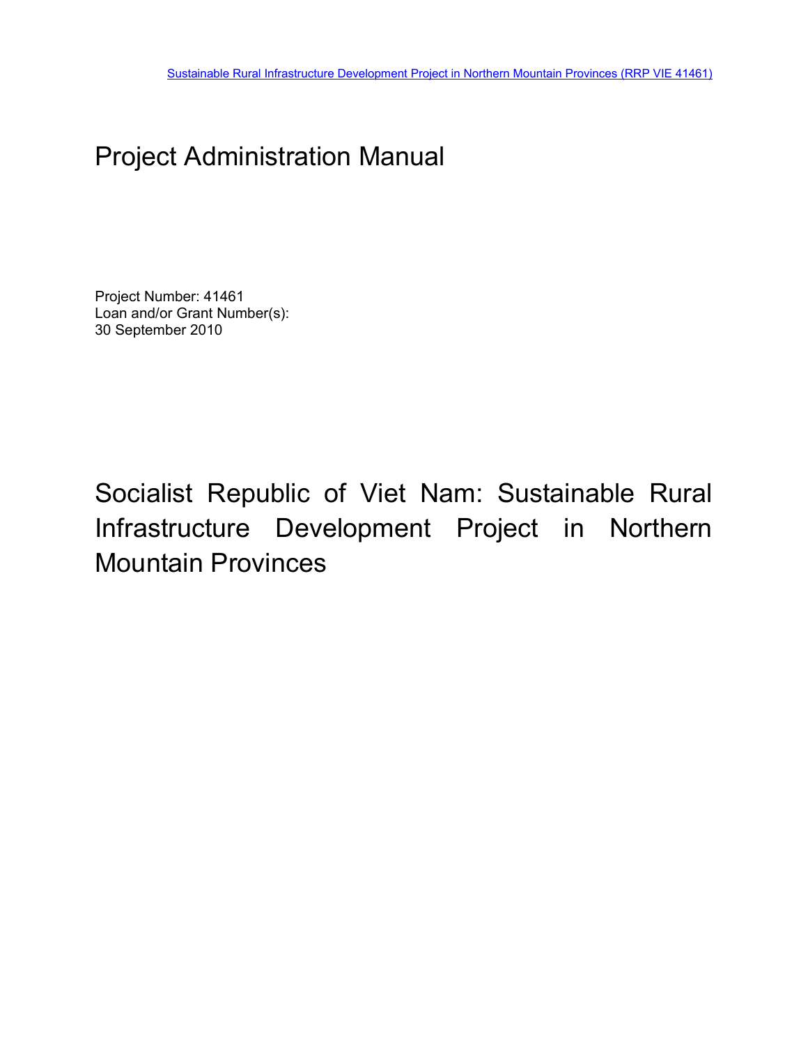Sustainable Rural Infrastructure Development Project in Northern Mountain Provinces (RRP VIE 41461)

# Project Administration Manual

Project Number: 41461
Loan and/or Grant Number(s):
30 September 2010

# Socialist Republic of Viet Nam: Sustainable Rural Infrastructure Development Project in Northern Mountain Provinces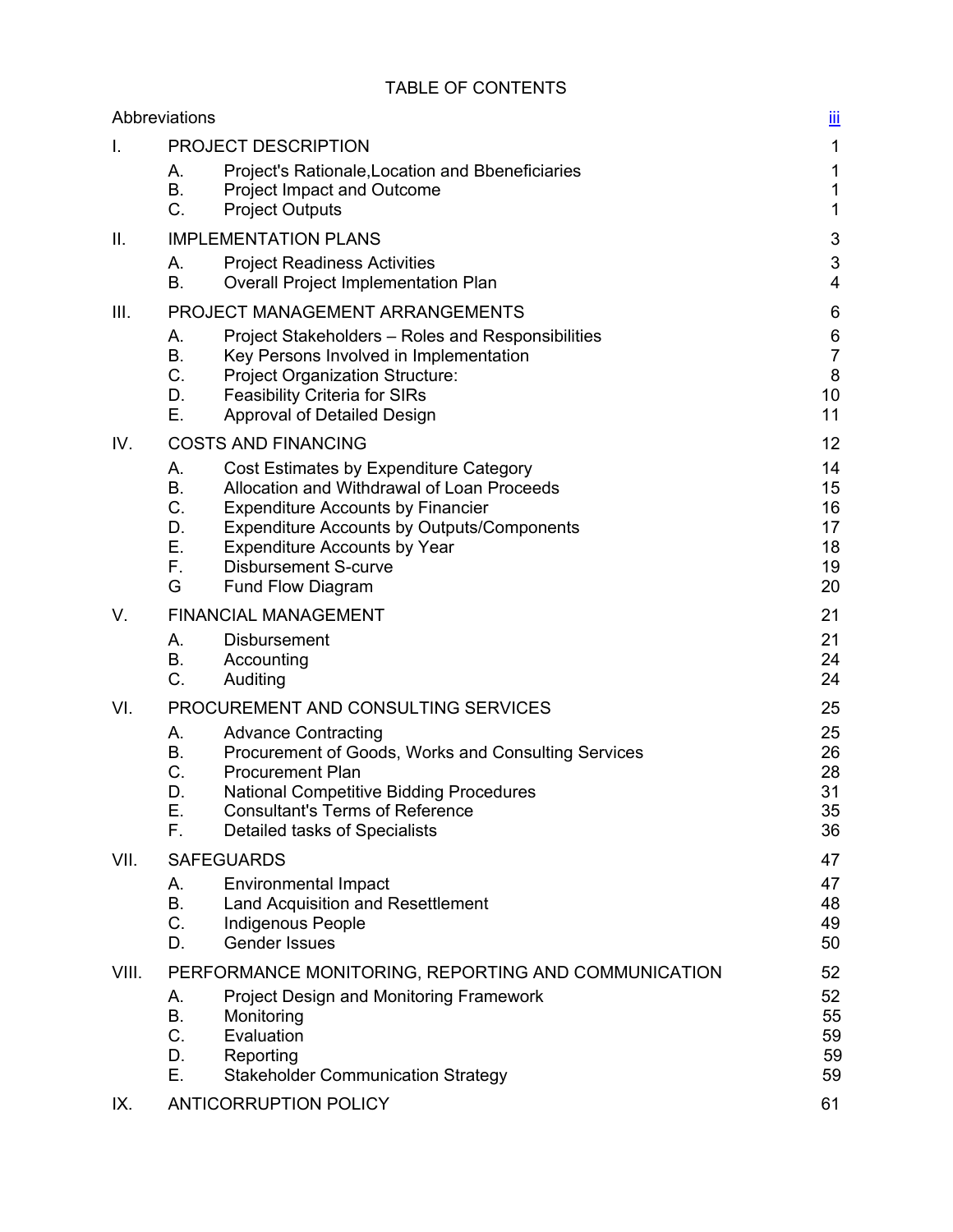# TABLE OF CONTENTS

| | | | |
|---|---|---|---|
| Abbreviations | | | iii |
| I. | PROJECT DESCRIPTION | | 1 |
| | A. | Project's Rationale,Location and Bbeneficiaries | 1 |
| | B. | Project Impact and Outcome | 1 |
| | C. | Project Outputs | 1 |
| II. | IMPLEMENTATION PLANS | | 3 |
| | A. | Project Readiness Activities | 3 |
| | B. | Overall Project Implementation Plan | 4 |
| III. | PROJECT MANAGEMENT ARRANGEMENTS | | 6 |
| | A. | Project Stakeholders – Roles and Responsibilities | 6 |
| | B. | Key Persons Involved in Implementation | 7 |
| | C. | Project Organization Structure: | 8 |
| | D. | Feasibility Criteria for SIRs | 10 |
| | E. | Approval of Detailed Design | 11 |
| IV. | COSTS AND FINANCING | | 12 |
| | A. | Cost Estimates by Expenditure Category | 14 |
| | B. | Allocation and Withdrawal of Loan Proceeds | 15 |
| | C. | Expenditure Accounts by Financier | 16 |
| | D. | Expenditure Accounts by Outputs/Components | 17 |
| | E. | Expenditure Accounts by Year | 18 |
| | F. | Disbursement S-curve | 19 |
| | G | Fund Flow Diagram | 20 |
| V. | FINANCIAL MANAGEMENT | | 21 |
| | A. | Disbursement | 21 |
| | B. | Accounting | 24 |
| | C. | Auditing | 24 |
| VI. | PROCUREMENT AND CONSULTING SERVICES | | 25 |
| | A. | Advance Contracting | 25 |
| | B. | Procurement of Goods, Works and Consulting Services | 26 |
| | C. | Procurement Plan | 28 |
| | D. | National Competitive Bidding Procedures | 31 |
| | E. | Consultant's Terms of Reference | 35 |
| | F. | Detailed tasks of Specialists | 36 |
| VII. | SAFEGUARDS | | 47 |
| | A. | Environmental Impact | 47 |
| | B. | Land Acquisition and Resettlement | 48 |
| | C. | Indigenous People | 49 |
| | D. | Gender Issues | 50 |
| VIII. | PERFORMANCE MONITORING, REPORTING AND COMMUNICATION | | 52 |
| | A. | Project Design and Monitoring Framework | 52 |
| | B. | Monitoring | 55 |
| | C. | Evaluation | 59 |
| | D. | Reporting | 59 |
| | E. | Stakeholder Communication Strategy | 59 |
| IX. | ANTICORRUPTION POLICY | | 61 |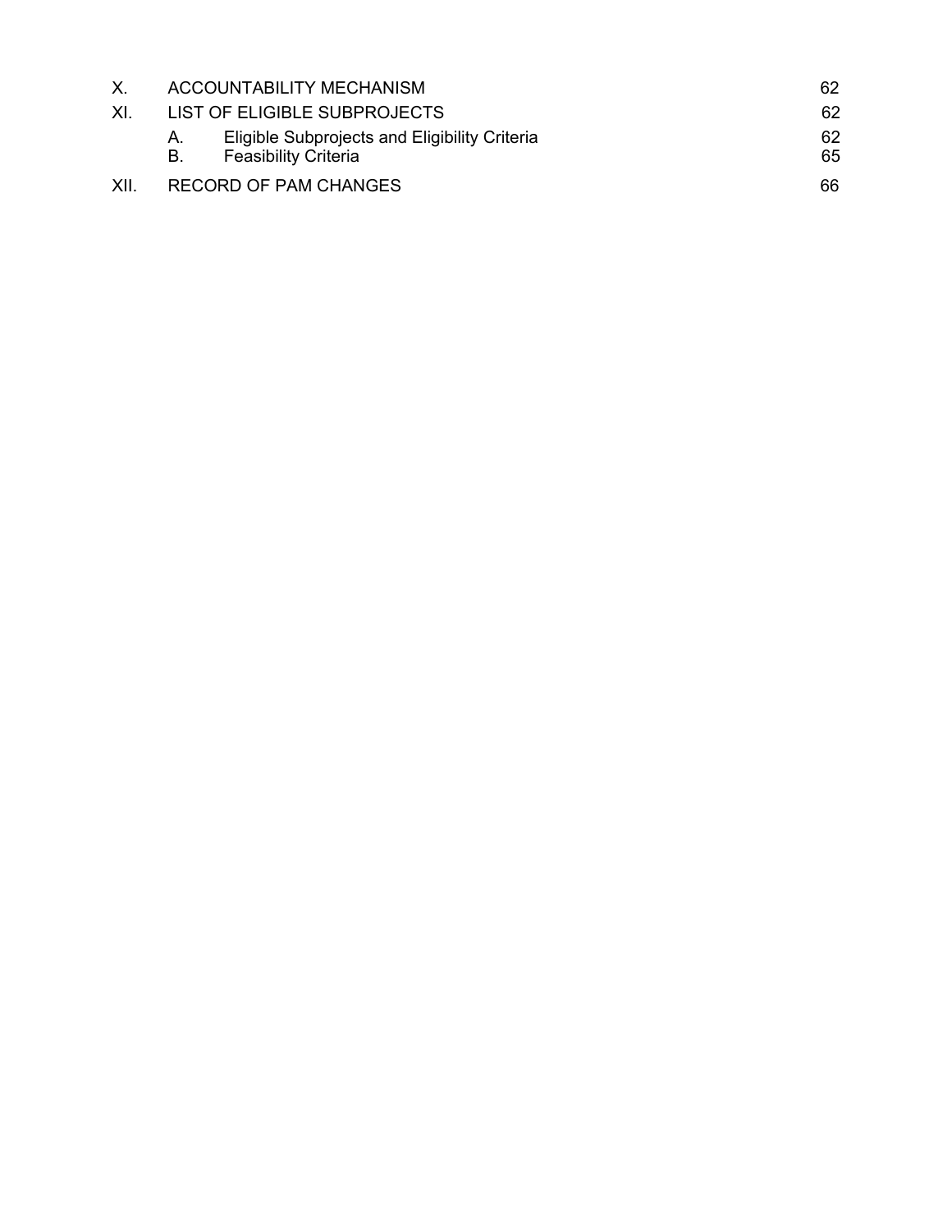| | | |
|---|---|---|
| X. | ACCOUNTABILITY MECHANISM | 62 |
| XI. | LIST OF ELIGIBLE SUBPROJECTS | 62 |
| | A. Eligible Subprojects and Eligibility Criteria | 62 |
| | B. Feasibility Criteria | 65 |
| XII. | RECORD OF PAM CHANGES | 66 |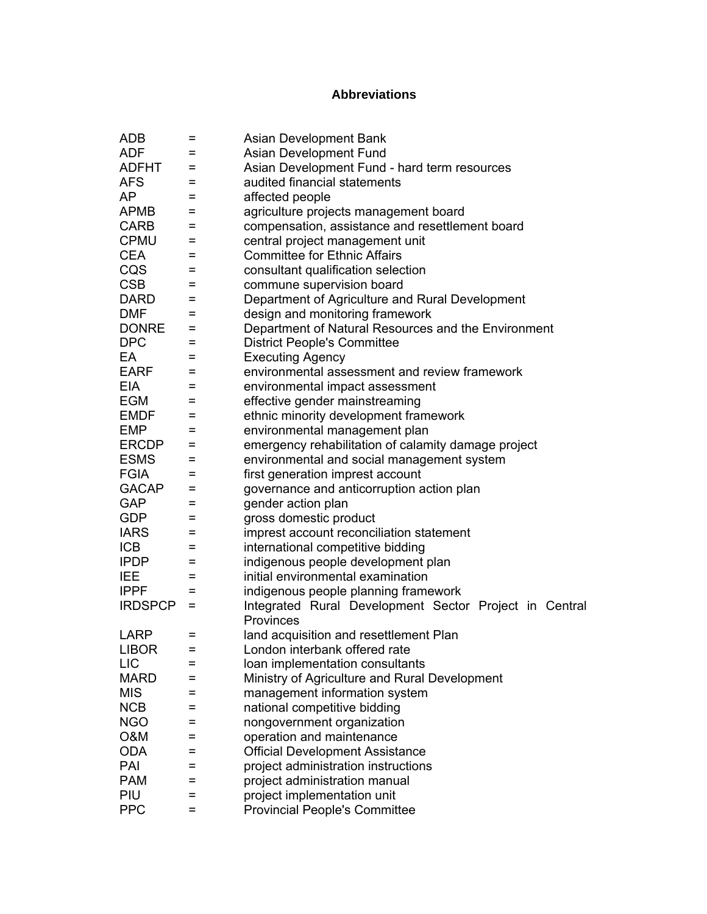# Abbreviations

| | | |
|---|---|---|
| ADB | = | Asian Development Bank |
| ADF | = | Asian Development Fund |
| ADFHT | = | Asian Development Fund - hard term resources |
| AFS | = | audited financial statements |
| AP | = | affected people |
| APMB | = | agriculture projects management board |
| CARB | = | compensation, assistance and resettlement board |
| CPMU | = | central project management unit |
| CEA | = | Committee for Ethnic Affairs |
| CQS | = | consultant qualification selection |
| CSB | = | commune supervision board |
| DARD | = | Department of Agriculture and Rural Development |
| DMF | = | design and monitoring framework |
| DONRE | = | Department of Natural Resources and the Environment |
| DPC | = | District People's Committee |
| EA | = | Executing Agency |
| EARF | = | environmental assessment and review framework |
| EIA | = | environmental impact assessment |
| EGM | = | effective gender mainstreaming |
| EMDF | = | ethnic minority development framework |
| EMP | = | environmental management plan |
| ERCDP | = | emergency rehabilitation of calamity damage project |
| ESMS | = | environmental and social management system |
| FGIA | = | first generation imprest account |
| GACAP | = | governance and anticorruption action plan |
| GAP | = | gender action plan |
| GDP | = | gross domestic product |
| IARS | = | imprest account reconciliation statement |
| ICB | = | international competitive bidding |
| IPDP | = | indigenous people development plan |
| IEE | = | initial environmental examination |
| IPPF | = | indigenous people planning framework |
| IRDSPCP | = | Integrated Rural Development Sector Project in Central Provinces |
| LARP | = | land acquisition and resettlement Plan |
| LIBOR | = | London interbank offered rate |
| LIC | = | loan implementation consultants |
| MARD | = | Ministry of Agriculture and Rural Development |
| MIS | = | management information system |
| NCB | = | national competitive bidding |
| NGO | = | nongovernment organization |
| O&M | = | operation and maintenance |
| ODA | = | Official Development Assistance |
| PAI | = | project administration instructions |
| PAM | = | project administration manual |
| PIU | = | project implementation unit |
| PPC | = | Provincial People's Committee |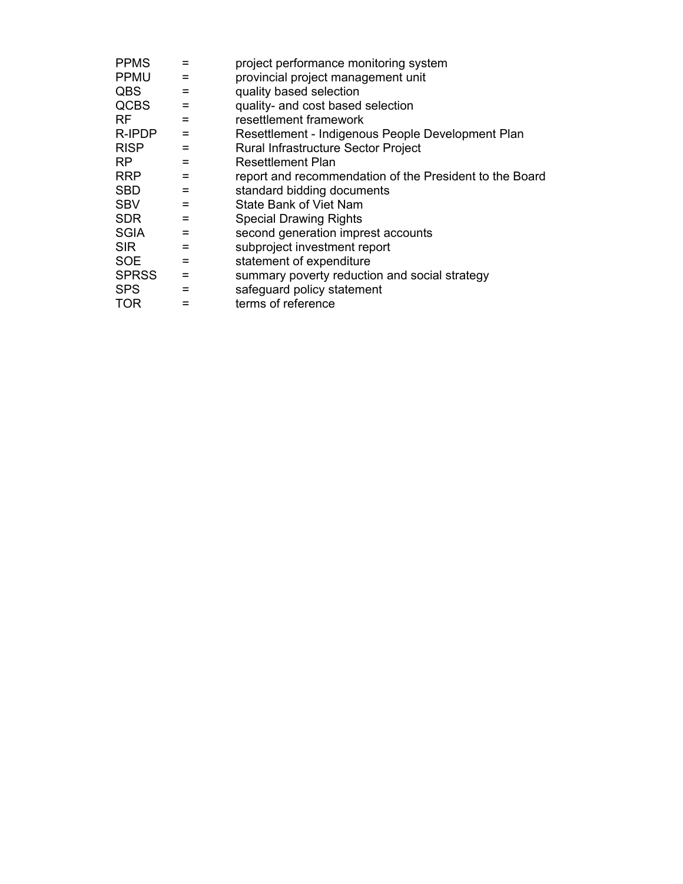| | | |
|---|---|---|
| PPMS | = | project performance monitoring system |
| PPMU | = | provincial project management unit |
| QBS | = | quality based selection |
| QCBS | = | quality- and cost based selection |
| RF | = | resettlement framework |
| R-IPDP | = | Resettlement - Indigenous People Development Plan |
| RISP | = | Rural Infrastructure Sector Project |
| RP | = | Resettlement Plan |
| RRP | = | report and recommendation of the President to the Board |
| SBD | = | standard bidding documents |
| SBV | = | State Bank of Viet Nam |
| SDR | = | Special Drawing Rights |
| SGIA | = | second generation imprest accounts |
| SIR | = | subproject investment report |
| SOE | = | statement of expenditure |
| SPRSS | = | summary poverty reduction and social strategy |
| SPS | = | safeguard policy statement |
| TOR | = | terms of reference |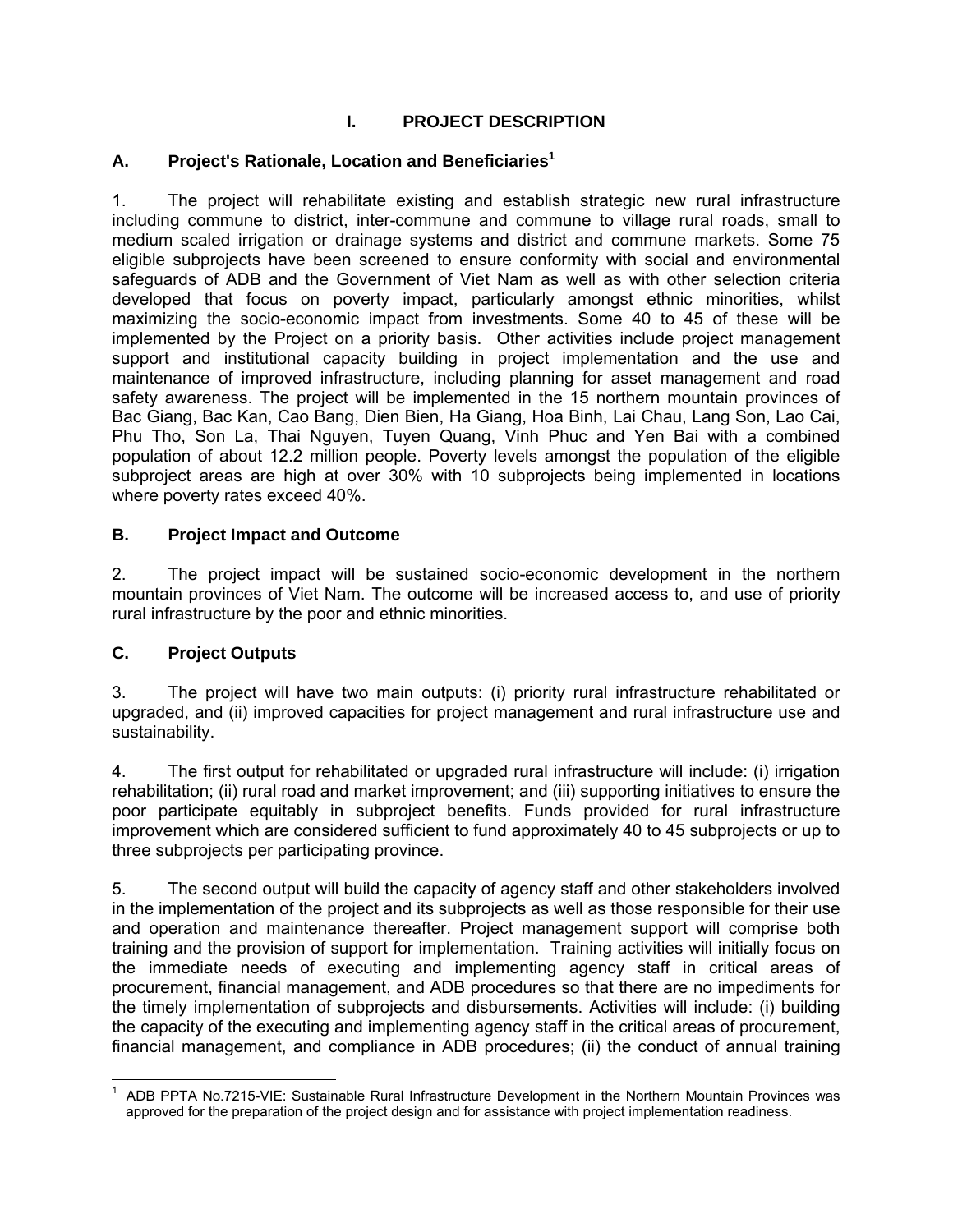# I. PROJECT DESCRIPTION

## A. Project's Rationale, Location and Beneficiaries[1]

1. The project will rehabilitate existing and establish strategic new rural infrastructure including commune to district, inter-commune and commune to village rural roads, small to medium scaled irrigation or drainage systems and district and commune markets. Some 75 eligible subprojects have been screened to ensure conformity with social and environmental safeguards of ADB and the Government of Viet Nam as well as with other selection criteria developed that focus on poverty impact, particularly amongst ethnic minorities, whilst maximizing the socio-economic impact from investments. Some 40 to 45 of these will be implemented by the Project on a priority basis. Other activities include project management support and institutional capacity building in project implementation and the use and maintenance of improved infrastructure, including planning for asset management and road safety awareness. The project will be implemented in the 15 northern mountain provinces of Bac Giang, Bac Kan, Cao Bang, Dien Bien, Ha Giang, Hoa Binh, Lai Chau, Lang Son, Lao Cai, Phu Tho, Son La, Thai Nguyen, Tuyen Quang, Vinh Phuc and Yen Bai with a combined population of about 12.2 million people. Poverty levels amongst the population of the eligible subproject areas are high at over 30% with 10 subprojects being implemented in locations where poverty rates exceed 40%.

## B. Project Impact and Outcome

2. The project impact will be sustained socio-economic development in the northern mountain provinces of Viet Nam. The outcome will be increased access to, and use of priority rural infrastructure by the poor and ethnic minorities.

## C. Project Outputs

3. The project will have two main outputs: (i) priority rural infrastructure rehabilitated or upgraded, and (ii) improved capacities for project management and rural infrastructure use and sustainability.

4. The first output for rehabilitated or upgraded rural infrastructure will include: (i) irrigation rehabilitation; (ii) rural road and market improvement; and (iii) supporting initiatives to ensure the poor participate equitably in subproject benefits. Funds provided for rural infrastructure improvement which are considered sufficient to fund approximately 40 to 45 subprojects or up to three subprojects per participating province.

5. The second output will build the capacity of agency staff and other stakeholders involved in the implementation of the project and its subprojects as well as those responsible for their use and operation and maintenance thereafter. Project management support will comprise both training and the provision of support for implementation. Training activities will initially focus on the immediate needs of executing and implementing agency staff in critical areas of procurement, financial management, and ADB procedures so that there are no impediments for the timely implementation of subprojects and disbursements. Activities will include: (i) building the capacity of the executing and implementing agency staff in the critical areas of procurement, financial management, and compliance in ADB procedures; (ii) the conduct of annual training

---

[1] ADB PPTA No.7215-VIE: Sustainable Rural Infrastructure Development in the Northern Mountain Provinces was approved for the preparation of the project design and for assistance with project implementation readiness.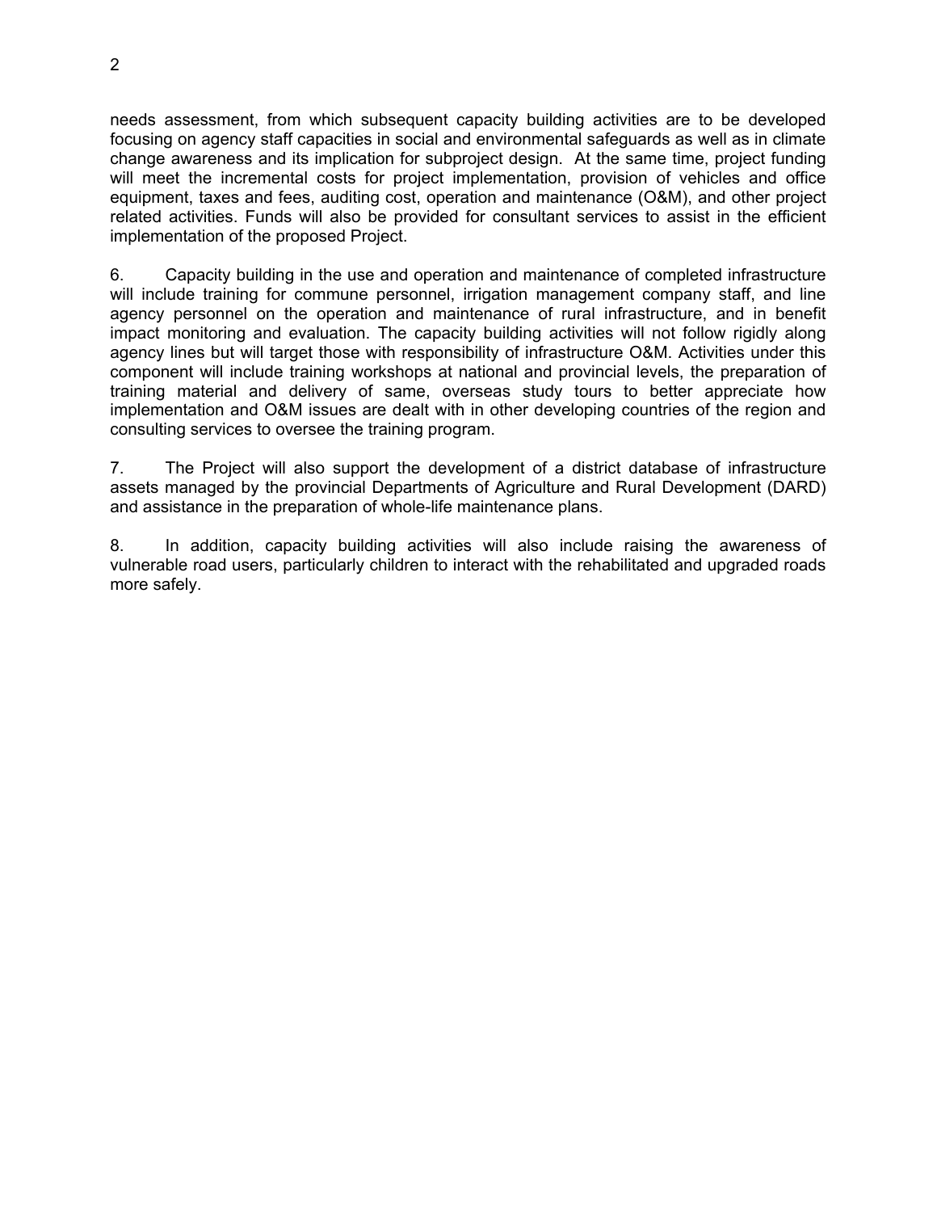needs assessment, from which subsequent capacity building activities are to be developed focusing on agency staff capacities in social and environmental safeguards as well as in climate change awareness and its implication for subproject design. At the same time, project funding will meet the incremental costs for project implementation, provision of vehicles and office equipment, taxes and fees, auditing cost, operation and maintenance (O&M), and other project related activities. Funds will also be provided for consultant services to assist in the efficient implementation of the proposed Project.

6. Capacity building in the use and operation and maintenance of completed infrastructure will include training for commune personnel, irrigation management company staff, and line agency personnel on the operation and maintenance of rural infrastructure, and in benefit impact monitoring and evaluation. The capacity building activities will not follow rigidly along agency lines but will target those with responsibility of infrastructure O&M. Activities under this component will include training workshops at national and provincial levels, the preparation of training material and delivery of same, overseas study tours to better appreciate how implementation and O&M issues are dealt with in other developing countries of the region and consulting services to oversee the training program.

7. The Project will also support the development of a district database of infrastructure assets managed by the provincial Departments of Agriculture and Rural Development (DARD) and assistance in the preparation of whole-life maintenance plans.

8. In addition, capacity building activities will also include raising the awareness of vulnerable road users, particularly children to interact with the rehabilitated and upgraded roads more safely.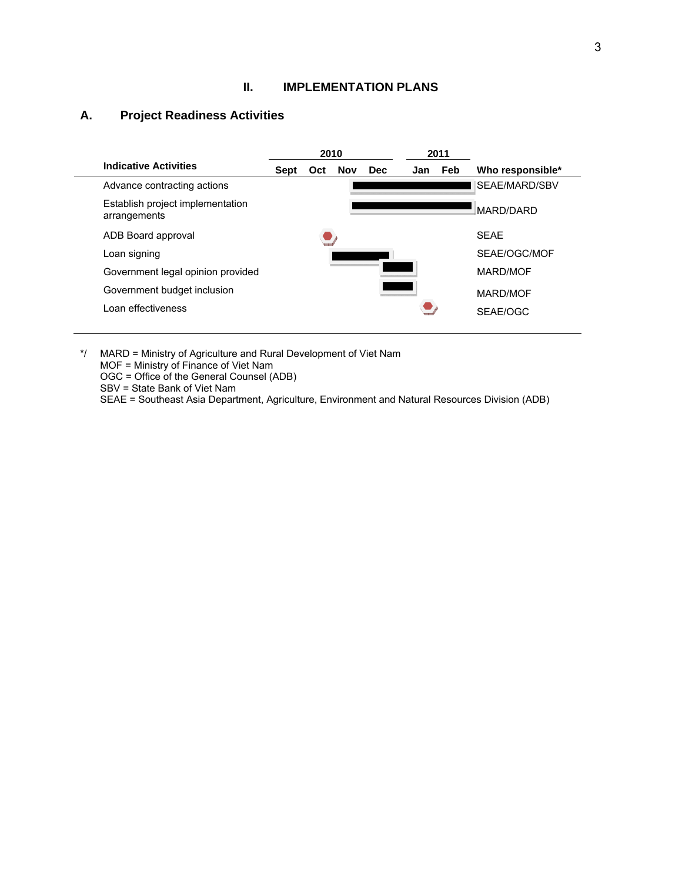## II. IMPLEMENTATION PLANS

### A. Project Readiness Activities

| Indicative Activities | 2010 Sept | 2010 Oct | 2010 Nov | 2010 Dec | 2011 Jan | 2011 Feb | Who responsible* |
|---|---|---|---|---|---|---|---|
| Advance contracting actions | | | ■ | ■ | ■ | ■ | SEAE/MARD/SBV |
| Establish project implementation arrangements | | | ■ | ■ | ■ | ■ | MARD/DARD |
| ADB Board approval | | ● | | | | | SEAE |
| Loan signing | | | ■ | ■ | | | SEAE/OGC/MOF |
| Government legal opinion provided | | | | ■ | | | MARD/MOF |
| Government budget inclusion | | | | ■ | | | MARD/MOF |
| Loan effectiveness | | | | | ● | | SEAE/OGC |

*/ MARD = Ministry of Agriculture and Rural Development of Viet Nam
MOF = Ministry of Finance of Viet Nam
OGC = Office of the General Counsel (ADB)
SBV = State Bank of Viet Nam
SEAE = Southeast Asia Department, Agriculture, Environment and Natural Resources Division (ADB)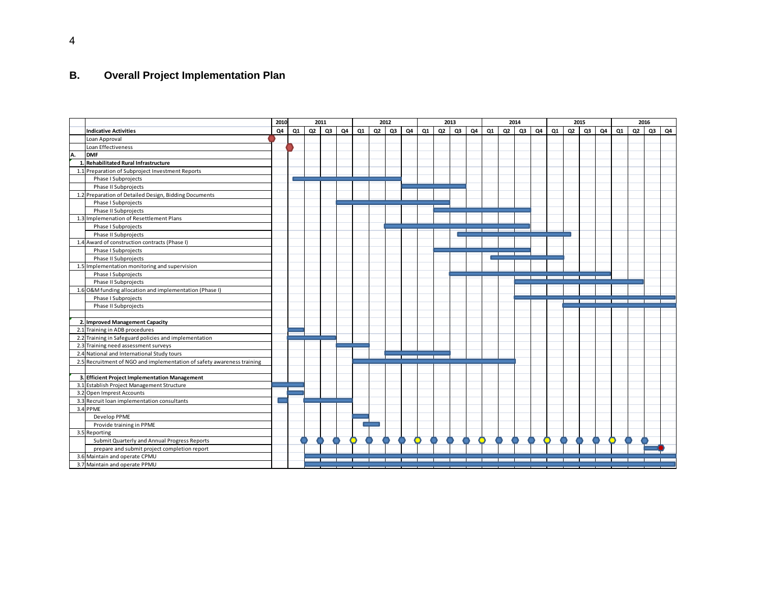## B. Overall Project Implementation Plan

| | Indicative Activities | 2010 Q4 | 2011 Q1 | 2011 Q2 | 2011 Q3 | 2011 Q4 | 2012 Q1 | 2012 Q2 | 2012 Q3 | 2012 Q4 | 2013 Q1 | 2013 Q2 | 2013 Q3 | 2013 Q4 | 2014 Q1 | 2014 Q2 | 2014 Q3 | 2014 Q4 | 2015 Q1 | 2015 Q2 | 2015 Q3 | 2015 Q4 | 2016 Q1 | 2016 Q2 | 2016 Q3 | 2016 Q4 |
|---|---|---|---|---|---|---|---|---|---|---|---|---|---|---|---|---|---|---|---|---|---|---|---|---|---|---|
| | Loan Approval | ● | | | | | | | | | | | | | | | | | | | | | | | | |
| | Loan Effectiveness | | ● | | | | | | | | | | | | | | | | | | | | | | | |
| A. | **DMF** | | | | | | | | | | | | | | | | | | | | | | | | | |
| 1. | **Rehabilitated Rural Infrastructure** | | | | | | | | | | | | | | | | | | | | | | | | | |
| 1.1 | Preparation of Subproject Investment Reports | | | | | | | | | | | | | | | | | | | | | | | | | |
| | Phase I Subprojects | | X | X | X | X | X | X | X | | | | | | | | | | | | | | | | | |
| | Phase II Subprojects | | | | | | | | | X | X | X | X | | | | | | | | | | | | | |
| 1.2 | Preparation of Detailed Design, Bidding Documents | | | | | | | | | | | | | | | | | | | | | | | | | |
| | Phase I Subprojects | | | | | X | X | X | X | X | X | X | | | | | | | | | | | | | | |
| | Phase II Subprojects | | | | | | | | | | | X | X | X | X | X | X | | | | | | | | | |
| 1.3 | Implemenation of Resettlement Plans | | | | | | | | | | | | | | | | | | | | | | | | | |
| | Phase I Subprojects | | | | | | | | X | X | X | X | X | X | X | X | X | | | | | | | | | |
| | Phase II Subprojects | | | | | | | | | | | | X | X | X | X | X | X | X | X | | | | | | |
| 1.4 | Award of construction contracts (Phase I) | | | | | | | | | | | | | | | | | | | | | | | | | |
| | Phase I Subprojects | | | | | | | | | | | X | X | X | X | X | X | | | | | | | | | |
| | Phase II Subprojects | | | | | | | | | | | | | | X | X | X | X | X | | | | | | | |
| 1.5 | Implementation monitoring and supervision | | | | | | | | | | | | | | | | | | | | | | | | | |
| | Phase I Subprojects | | | | | | | | | | | | X | X | X | X | X | X | X | X | X | X | | | | |
| | Phase II Subprojects | | | | | | | | | | | | | | | | X | X | X | X | X | X | X | X | | |
| 1.6 | O&M funding allocation and implementation (Phase I) | | | | | | | | | | | | | | | | | | | | | | | | | |
| | Phase I Subprojects | | | | | | | | | | | | | | | | X | X | X | X | X | X | X | X | X | X |
| | Phase II Subprojects | | | | | | | | | | | | | | | | | | | X | X | X | X | X | X | X |
| 2. | **Improved Management Capacity** | | | | | | | | | | | | | | | | | | | | | | | | | |
| 2.1 | Training in ADB procedures | | X | | | | | | | | | | | | | | | | | | | | | | | |
| 2.2 | Training in Safeguard policies and implementation | | X | X | X | | | | | | | | | | | | | | | | | | | | | |
| 2.3 | Training need assessment surveys | | | | | X | X | | | | | | | | | | | | | | | | | | | |
| 2.4 | National and International Study tours | | | | | | | | X | X | X | X | | | | | | | | | | | | | | |
| 2.5 | Recruitment of NGO and implementation of safety awareness training | | | | | | X | X | X | X | X | X | X | X | X | X | | | | | | | | | | |
| 3. | **Efficient Project Implementation Management** | | | | | | | | | | | | | | | | | | | | | | | | | |
| 3.1 | Establish Project Management Structure | X | X | | | | | | | | | | | | | | | | | | | | | | | |
| 3.2 | Open Imprest Accounts | | X | | | | | | | | | | | | | | | | | | | | | | | |
| 3.3 | Recruit loan implementation consultants | X | | X | X | X | | | | | | | | | | | | | | | | | | | | |
| 3.4 | PPME | | | | | | | | | | | | | | | | | | | | | | | | | |
| | Develop PPME | | | | | | X | | | | | | | | | | | | | | | | | | | |
| | Provide training in PPME | | | | | | X | X | | | | | | | | | | | | | | | | | | |
| 3.5 | Reporting | | | | | | | | | | | | | | | | | | | | | | | | | |
| | Submit Quarterly and Annual Progress Reports | | ● | ● | ● | ○ | ● | ● | ● | ○ | ● | ● | ● | ○ | ● | ● | ● | ○ | ● | ● | ● | ○ | ● | ● | | |
| | prepare and submit project completion report | | | | | | | | | | | | | | | | | | | | | | | | X ● | |
| 3.6 | Maintain and operate CPMU | | | X | X | X | X | X | X | X | X | X | X | X | X | X | X | X | X | X | X | X | X | X | X | X |
| 3.7 | Maintain and operate PPMU | | | X | X | X | X | X | X | X | X | X | X | X | X | X | X | X | X | X | X | X | X | X | X | X |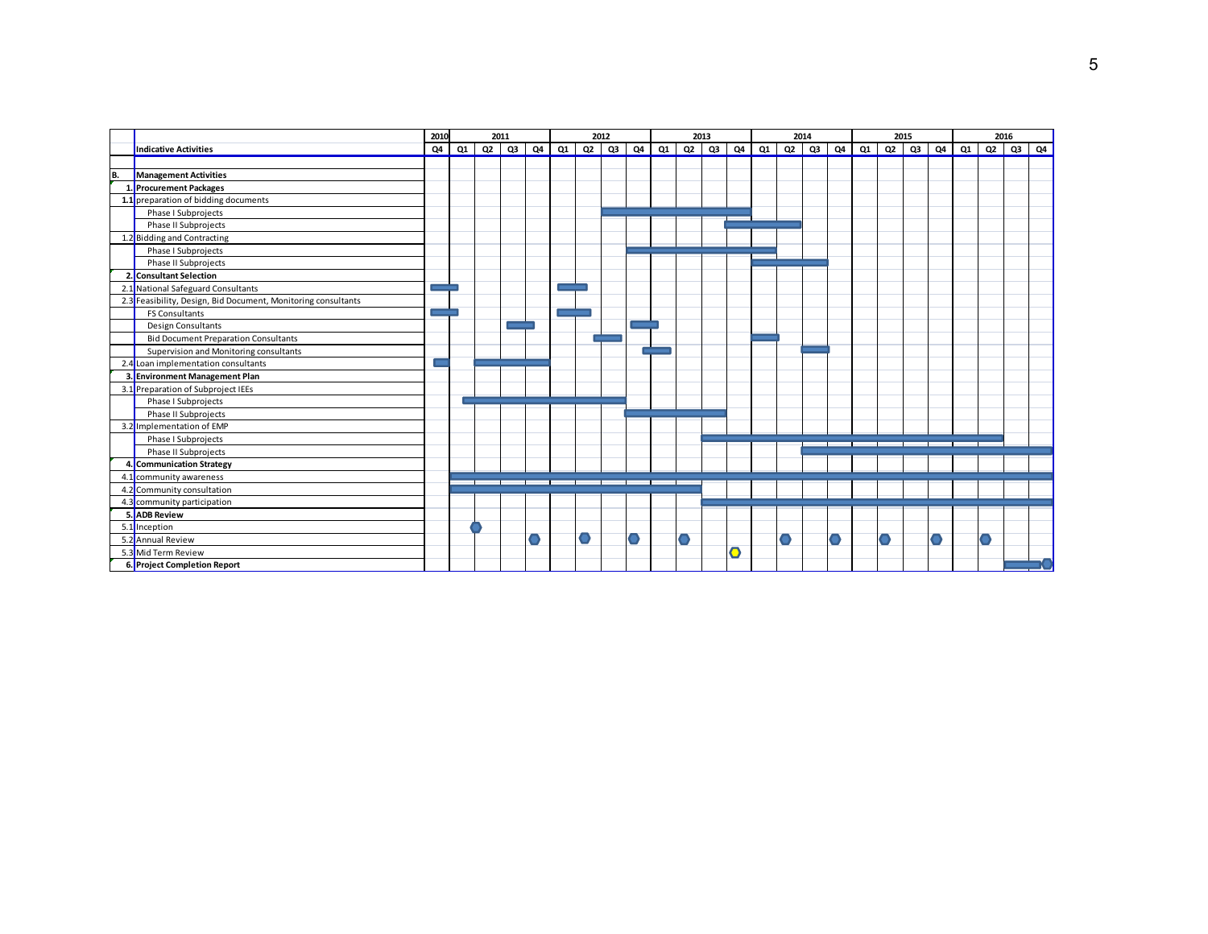| | Indicative Activities | 2010 | 2011 | | | | 2012 | | | | 2013 | | | | 2014 | | | | 2015 | | | | 2016 | | | |
|---|---|---|---|---|---|---|---|---|---|---|---|---|---|---|---|---|---|---|---|---|---|---|---|---|---|---|
| | | Q4 | Q1 | Q2 | Q3 | Q4 | Q1 | Q2 | Q3 | Q4 | Q1 | Q2 | Q3 | Q4 | Q1 | Q2 | Q3 | Q4 | Q1 | Q2 | Q3 | Q4 | Q1 | Q2 | Q3 | Q4 |
| B. | **Management Activities** | | | | | | | | | | | | | | | | | | | | | | | | | |
| 1. | **Procurement Packages** | | | | | | | | | | | | | | | | | | | | | | | | | |
| 1.1 | preparation of bidding documents | | | | | | | | | | | | | | | | | | | | | | | | | |
| | Phase I Subprojects | | | | | | | | ■ | ■ | ■ | ■ | ■ | ■ | | | | | | | | | | | | |
| | Phase II Subprojects | | | | | | | | | | | | | ■ | ■ | ■ | | | | | | | | | | |
| 1.2 | Bidding and Contracting | | | | | | | | | | | | | | | | | | | | | | | | | |
| | Phase I Subprojects | | | | | | | | | ■ | ■ | ■ | ■ | ■ | ■ | | | | | | | | | | | |
| | Phase II Subprojects | | | | | | | | | | | | | | ■ | ■ | ■ | | | | | | | | | |
| 2. | **Consultant Selection** | | | | | | | | | | | | | | | | | | | | | | | | | |
| 2.1 | National Safeguard Consultants | ■ | ■ | | | | ■ | ■ | | | | | | | | | | | | | | | | | | |
| 2.3 | Feasibility, Design, Bid Document, Monitoring consultants | | | | | | | | | | | | | | | | | | | | | | | | | |
| | FS Consultants | ■ | ■ | | | | ■ | ■ | | | | | | | | | | | | | | | | | | |
| | Design Consultants | | | | ■ | ■ | | | | ■ | ■ | | | | | | | | | | | | | | | |
| | Bid Document Preparation Consultants | | | | | | | ■ | ■ | | | | | | ■ | | | | | | | | | | | |
| | Supervision and Monitoring consultants | | | | | | | | | ■ | ■ | | | | | | ■ | | | | | | | | | |
| 2.4 | Loan implementation consultants | ■ | | ■ | ■ | ■ | | | | | | | | | | | | | | | | | | | | |
| 3. | **Environment Management Plan** | | | | | | | | | | | | | | | | | | | | | | | | | |
| 3.1 | Preparation of Subproject IEEs | | | | | | | | | | | | | | | | | | | | | | | | | |
| | Phase I Subprojects | | ■ | ■ | ■ | ■ | ■ | ■ | ■ | | | | | | | | | | | | | | | | | |
| | Phase II Subprojects | | | | | | | | | ■ | ■ | ■ | ■ | | | | | | | | | | | | | |
| 3.2 | Implementation of EMP | | | | | | | | | | | | | | | | | | | | | | | | | |
| | Phase I Subprojects | | | | | | | | | | | | ■ | ■ | ■ | ■ | ■ | ■ | ■ | ■ | ■ | ■ | ■ | ■ | | |
| | Phase II Subprojects | | | | | | | | | | | | | | | | ■ | ■ | ■ | ■ | ■ | ■ | ■ | ■ | ■ | ■ |
| 4. | **Communication Strategy** | | | | | | | | | | | | | | | | | | | | | | | | | |
| 4.1 | community awareness | | ■ | ■ | ■ | ■ | ■ | ■ | ■ | ■ | ■ | ■ | ■ | ■ | ■ | ■ | ■ | ■ | ■ | ■ | ■ | ■ | ■ | ■ | ■ | ■ |
| 4.2 | Community consultation | | ■ | ■ | ■ | ■ | ■ | ■ | ■ | ■ | ■ | ■ | | | | | | | | | | | | | | |
| 4.3 | community participation | | | | | | | | | | | | ■ | ■ | ■ | ■ | ■ | ■ | ■ | ■ | ■ | ■ | ■ | ■ | ■ | ■ |
| 5. | **ADB Review** | | | | | | | | | | | | | | | | | | | | | | | | | |
| 5.1 | Inception | | | ● | | | | | | | | | | | | | | | | | | | | | | |
| 5.2 | Annual Review | | | | | ● | | ● | | ● | | ● | | | | ● | | ● | | ● | | ● | | ● | | |
| 5.3 | Mid Term Review | | | | | | | | | | | | | ● | | | | | | | | | | | | |
| 6. | **Project Completion Report** | | | | | | | | | | | | | | | | | | | | | | | | ■ | ● |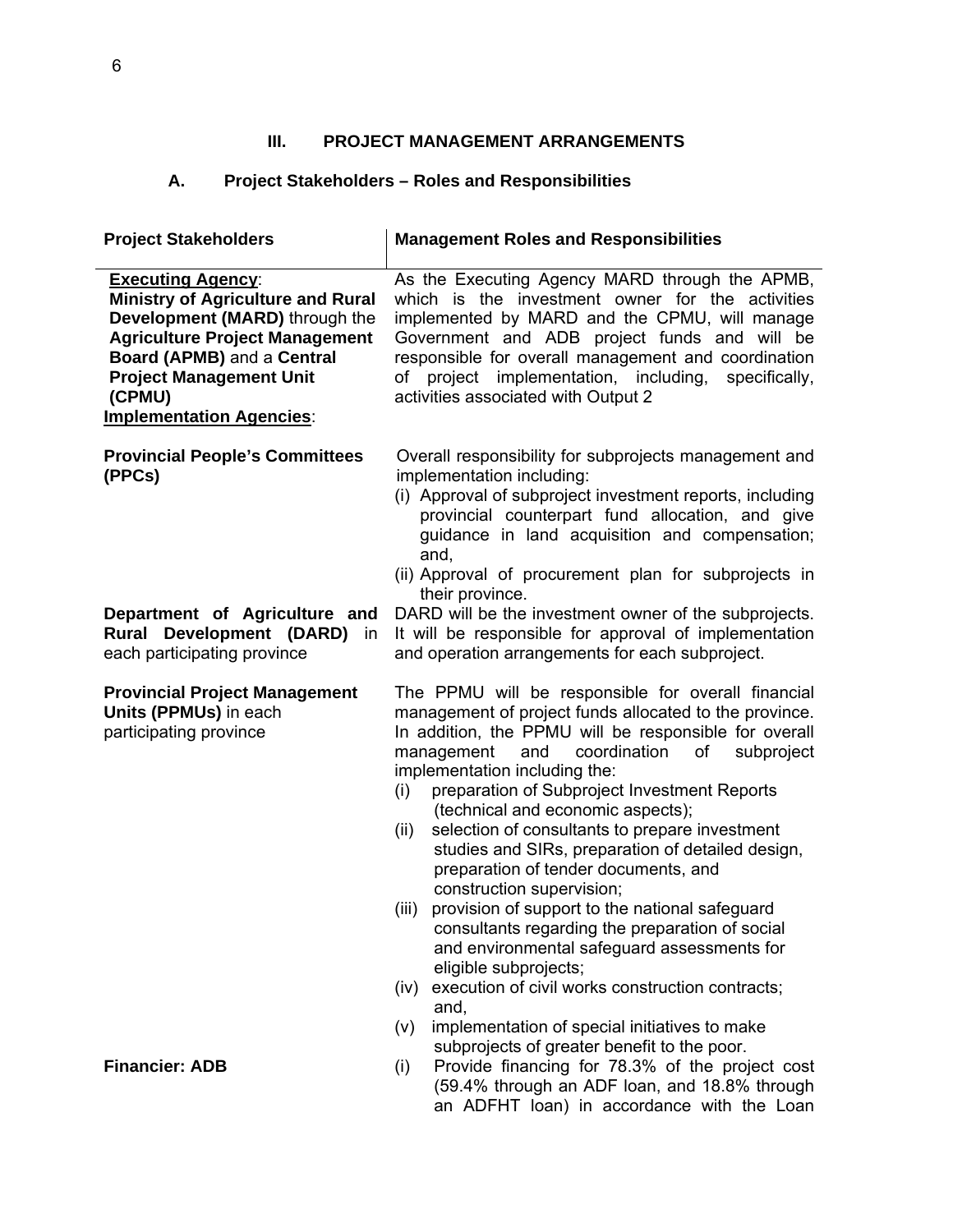## III. PROJECT MANAGEMENT ARRANGEMENTS

### A. Project Stakeholders – Roles and Responsibilities

| Project Stakeholders | Management Roles and Responsibilities |
|---|---|
| **Executing Agency**: **Ministry of Agriculture and Rural Development (MARD)** through the **Agriculture Project Management Board (APMB)** and a **Central Project Management Unit (CPMU)** | As the Executing Agency MARD through the APMB, which is the investment owner for the activities implemented by MARD and the CPMU, will manage Government and ADB project funds and will be responsible for overall management and coordination of project implementation, including, specifically, activities associated with Output 2 |
| **Implementation Agencies**: | |
| **Provincial People's Committees (PPCs)** | Overall responsibility for subprojects management and implementation including: (i) Approval of subproject investment reports, including provincial counterpart fund allocation, and give guidance in land acquisition and compensation; and, (ii) Approval of procurement plan for subprojects in their province. |
| **Department of Agriculture and Rural Development (DARD)** in each participating province | DARD will be the investment owner of the subprojects. It will be responsible for approval of implementation and operation arrangements for each subproject. |
| **Provincial Project Management Units (PPMUs)** in each participating province | The PPMU will be responsible for overall financial management of project funds allocated to the province. In addition, the PPMU will be responsible for overall management and coordination of subproject implementation including the: (i) preparation of Subproject Investment Reports (technical and economic aspects); (ii) selection of consultants to prepare investment studies and SIRs, preparation of detailed design, preparation of tender documents, and construction supervision; (iii) provision of support to the national safeguard consultants regarding the preparation of social and environmental safeguard assessments for eligible subprojects; (iv) execution of civil works construction contracts; and, (v) implementation of special initiatives to make subprojects of greater benefit to the poor. |
| **Financier: ADB** | (i) Provide financing for 78.3% of the project cost (59.4% through an ADF loan, and 18.8% through an ADFHT loan) in accordance with the Loan |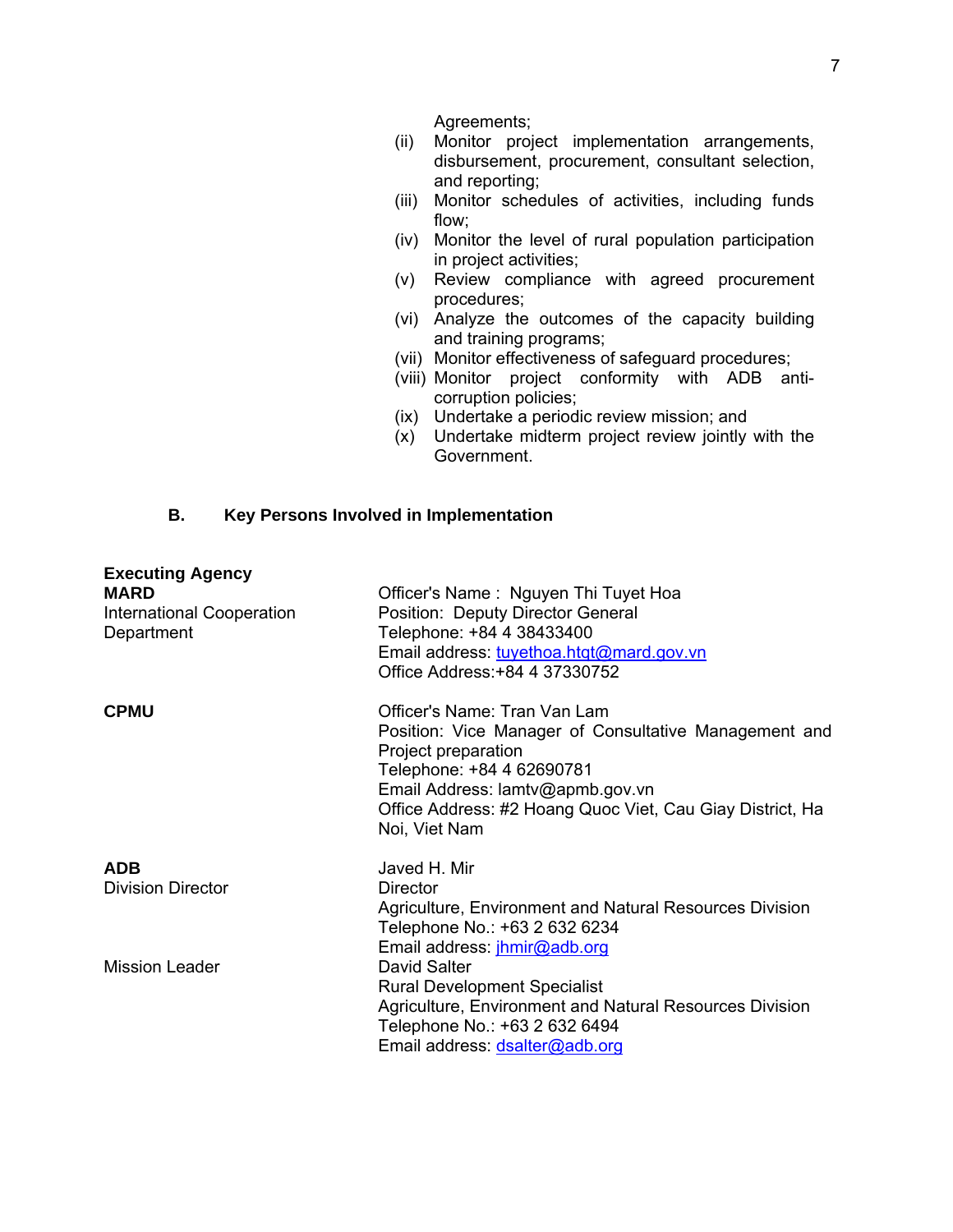Agreements;

(ii) Monitor project implementation arrangements, disbursement, procurement, consultant selection, and reporting;
(iii) Monitor schedules of activities, including funds flow;
(iv) Monitor the level of rural population participation in project activities;
(v) Review compliance with agreed procurement procedures;
(vi) Analyze the outcomes of the capacity building and training programs;
(vii) Monitor effectiveness of safeguard procedures;
(viii) Monitor project conformity with ADB anti-corruption policies;
(ix) Undertake a periodic review mission; and
(x) Undertake midterm project review jointly with the Government.

## B. Key Persons Involved in Implementation

| | |
|---|---|
| **Executing Agency** | |
| **MARD**<br>International Cooperation Department | Officer's Name : Nguyen Thi Tuyet Hoa<br>Position: Deputy Director General<br>Telephone: +84 4 38433400<br>Email address: tuyethoa.htqt@mard.gov.vn<br>Office Address:+84 4 37330752 |
| **CPMU** | Officer's Name: Tran Van Lam<br>Position: Vice Manager of Consultative Management and Project preparation<br>Telephone: +84 4 62690781<br>Email Address: lamtv@apmb.gov.vn<br>Office Address: #2 Hoang Quoc Viet, Cau Giay District, Ha Noi, Viet Nam |
| **ADB**<br>Division Director | Javed H. Mir<br>Director<br>Agriculture, Environment and Natural Resources Division<br>Telephone No.: +63 2 632 6234<br>Email address: jhmir@adb.org |
| Mission Leader | David Salter<br>Rural Development Specialist<br>Agriculture, Environment and Natural Resources Division<br>Telephone No.: +63 2 632 6494<br>Email address: dsalter@adb.org |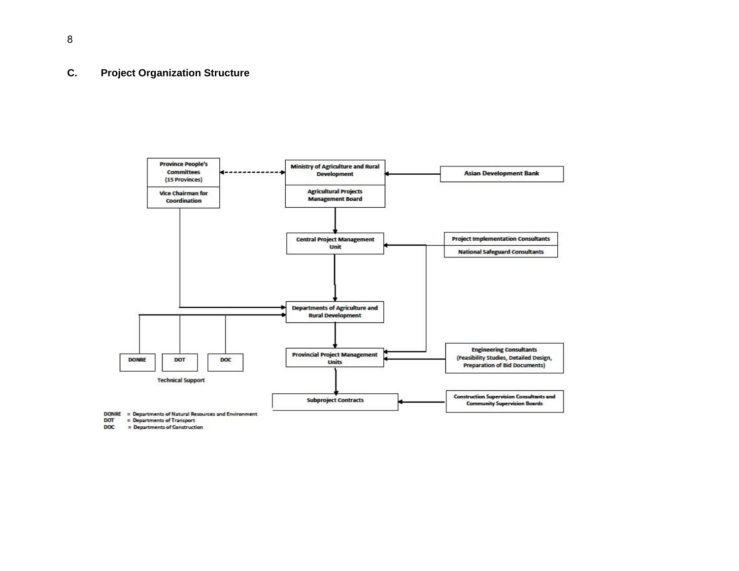## C. Project Organization Structure

Province People's Committees (15 Provinces)

Vice Chairman for Coordination

Ministry of Agriculture and Rural Development

Agricultural Projects Management Board

Asian Development Bank

Central Project Management Unit

Project Implementation Consultants

National Safeguard Consultants

Departments of Agriculture and Rural Development

DONRE

DOT

DOC

Technical Support

Provincial Project Management Units

Engineering Consultants (Feasibility Studies, Detailed Design, Preparation of Bid Documents)

Subproject Contracts

Construction Supervision Consultants and Community Supervision Boards

DONRE = Departments of Natural Resources and Environment
DOT = Departments of Transport
DOC = Departments of Construction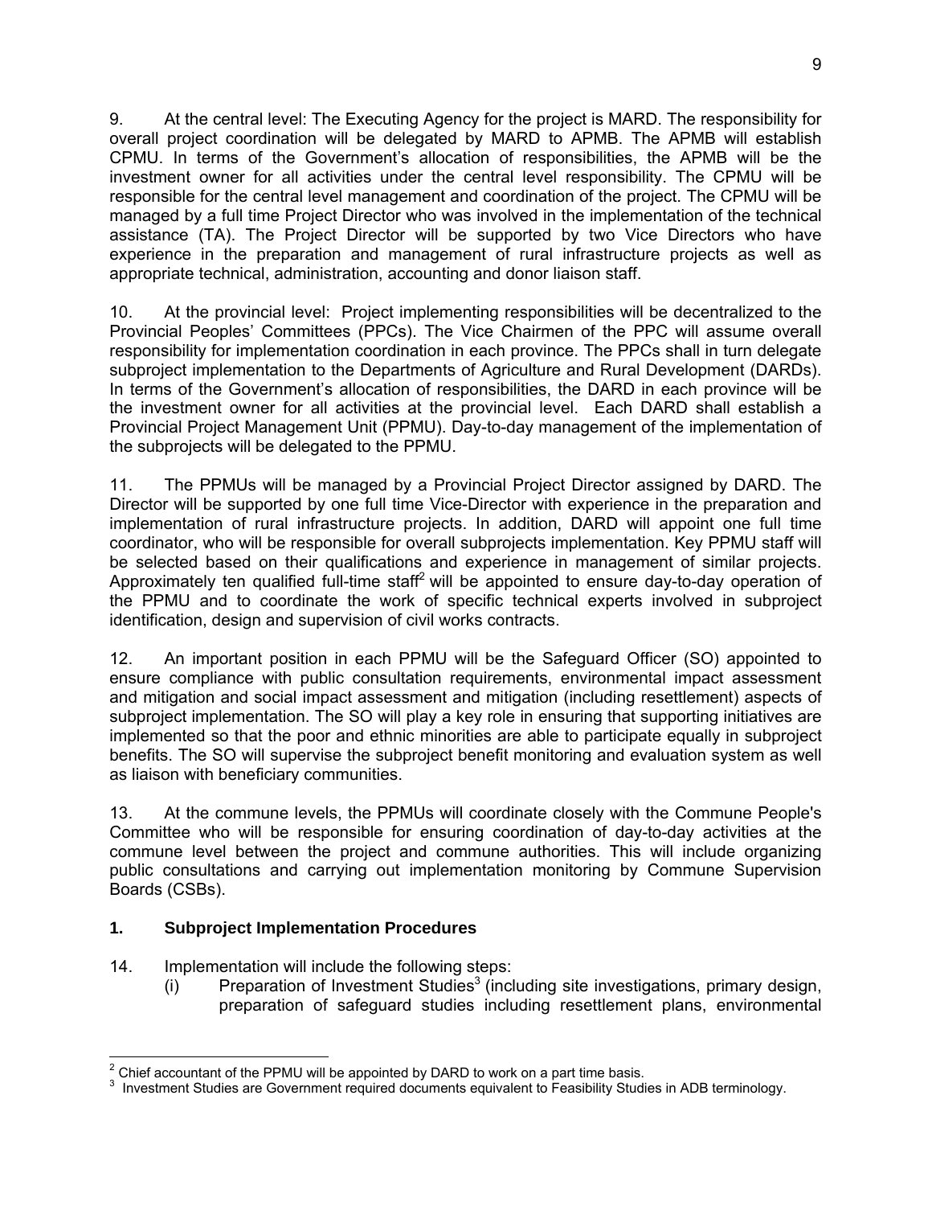9. At the central level: The Executing Agency for the project is MARD. The responsibility for overall project coordination will be delegated by MARD to APMB. The APMB will establish CPMU. In terms of the Government's allocation of responsibilities, the APMB will be the investment owner for all activities under the central level responsibility. The CPMU will be responsible for the central level management and coordination of the project. The CPMU will be managed by a full time Project Director who was involved in the implementation of the technical assistance (TA). The Project Director will be supported by two Vice Directors who have experience in the preparation and management of rural infrastructure projects as well as appropriate technical, administration, accounting and donor liaison staff.

10. At the provincial level: Project implementing responsibilities will be decentralized to the Provincial Peoples' Committees (PPCs). The Vice Chairmen of the PPC will assume overall responsibility for implementation coordination in each province. The PPCs shall in turn delegate subproject implementation to the Departments of Agriculture and Rural Development (DARDs). In terms of the Government's allocation of responsibilities, the DARD in each province will be the investment owner for all activities at the provincial level. Each DARD shall establish a Provincial Project Management Unit (PPMU). Day-to-day management of the implementation of the subprojects will be delegated to the PPMU.

11. The PPMUs will be managed by a Provincial Project Director assigned by DARD. The Director will be supported by one full time Vice-Director with experience in the preparation and implementation of rural infrastructure projects. In addition, DARD will appoint one full time coordinator, who will be responsible for overall subprojects implementation. Key PPMU staff will be selected based on their qualifications and experience in management of similar projects. Approximately ten qualified full-time staff[2] will be appointed to ensure day-to-day operation of the PPMU and to coordinate the work of specific technical experts involved in subproject identification, design and supervision of civil works contracts.

12. An important position in each PPMU will be the Safeguard Officer (SO) appointed to ensure compliance with public consultation requirements, environmental impact assessment and mitigation and social impact assessment and mitigation (including resettlement) aspects of subproject implementation. The SO will play a key role in ensuring that supporting initiatives are implemented so that the poor and ethnic minorities are able to participate equally in subproject benefits. The SO will supervise the subproject benefit monitoring and evaluation system as well as liaison with beneficiary communities.

13. At the commune levels, the PPMUs will coordinate closely with the Commune People's Committee who will be responsible for ensuring coordination of day-to-day activities at the commune level between the project and commune authorities. This will include organizing public consultations and carrying out implementation monitoring by Commune Supervision Boards (CSBs).

### 1. Subproject Implementation Procedures

14. Implementation will include the following steps:

(i) Preparation of Investment Studies[3] (including site investigations, primary design, preparation of safeguard studies including resettlement plans, environmental

---

[2] Chief accountant of the PPMU will be appointed by DARD to work on a part time basis.

[3] Investment Studies are Government required documents equivalent to Feasibility Studies in ADB terminology.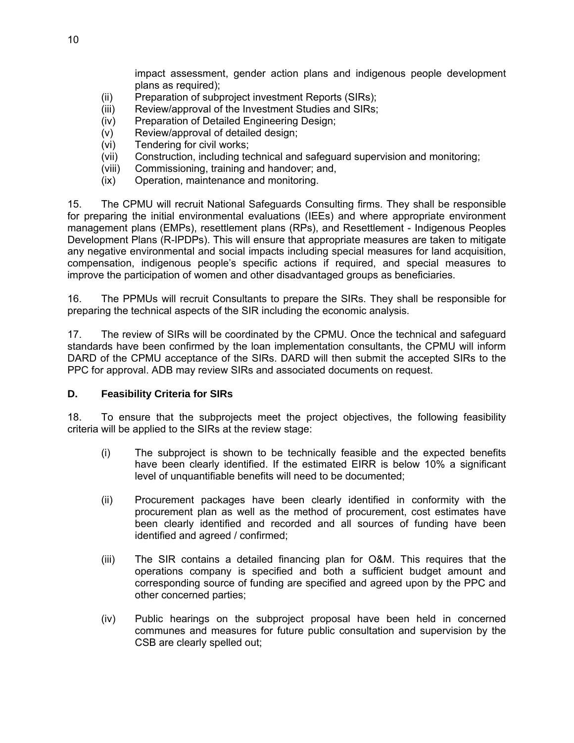impact assessment, gender action plans and indigenous people development plans as required);

(ii) Preparation of subproject investment Reports (SIRs);
(iii) Review/approval of the Investment Studies and SIRs;
(iv) Preparation of Detailed Engineering Design;
(v) Review/approval of detailed design;
(vi) Tendering for civil works;
(vii) Construction, including technical and safeguard supervision and monitoring;
(viii) Commissioning, training and handover; and,
(ix) Operation, maintenance and monitoring.

15. The CPMU will recruit National Safeguards Consulting firms. They shall be responsible for preparing the initial environmental evaluations (IEEs) and where appropriate environment management plans (EMPs), resettlement plans (RPs), and Resettlement - Indigenous Peoples Development Plans (R-IPDPs). This will ensure that appropriate measures are taken to mitigate any negative environmental and social impacts including special measures for land acquisition, compensation, indigenous people's specific actions if required, and special measures to improve the participation of women and other disadvantaged groups as beneficiaries.

16. The PPMUs will recruit Consultants to prepare the SIRs. They shall be responsible for preparing the technical aspects of the SIR including the economic analysis.

17. The review of SIRs will be coordinated by the CPMU. Once the technical and safeguard standards have been confirmed by the loan implementation consultants, the CPMU will inform DARD of the CPMU acceptance of the SIRs. DARD will then submit the accepted SIRs to the PPC for approval. ADB may review SIRs and associated documents on request.

### D. Feasibility Criteria for SIRs

18. To ensure that the subprojects meet the project objectives, the following feasibility criteria will be applied to the SIRs at the review stage:

(i) The subproject is shown to be technically feasible and the expected benefits have been clearly identified. If the estimated EIRR is below 10% a significant level of unquantifiable benefits will need to be documented;

(ii) Procurement packages have been clearly identified in conformity with the procurement plan as well as the method of procurement, cost estimates have been clearly identified and recorded and all sources of funding have been identified and agreed / confirmed;

(iii) The SIR contains a detailed financing plan for O&M. This requires that the operations company is specified and both a sufficient budget amount and corresponding source of funding are specified and agreed upon by the PPC and other concerned parties;

(iv) Public hearings on the subproject proposal have been held in concerned communes and measures for future public consultation and supervision by the CSB are clearly spelled out;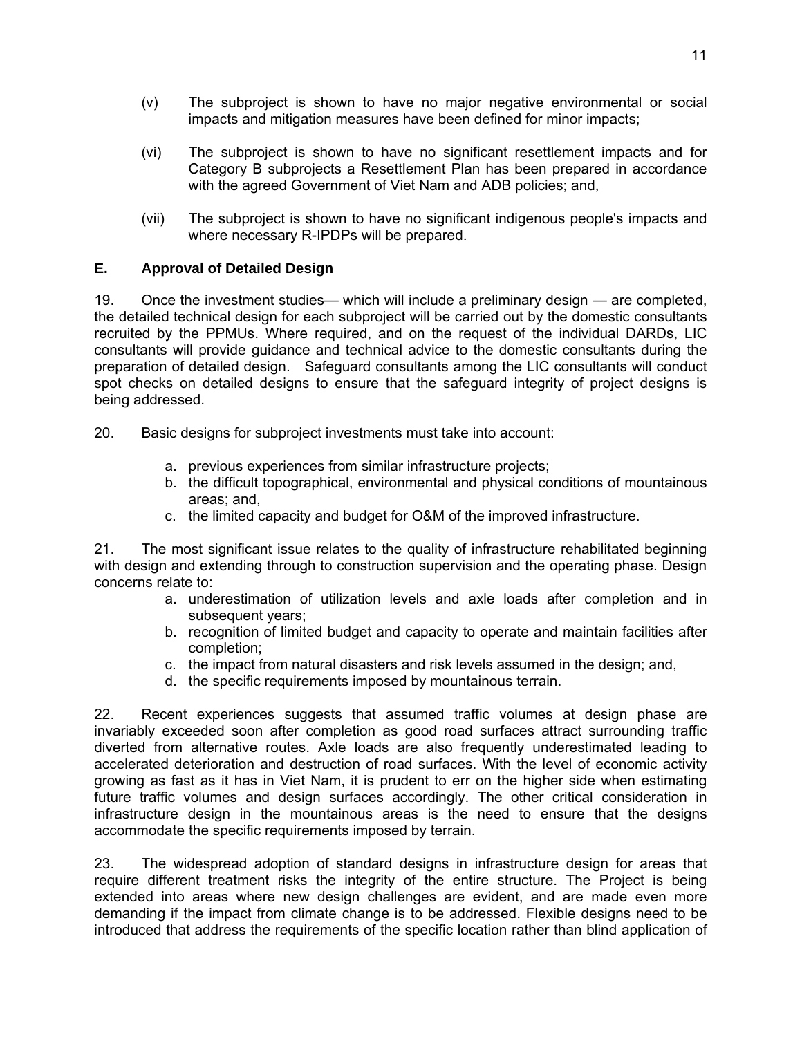(v) The subproject is shown to have no major negative environmental or social impacts and mitigation measures have been defined for minor impacts;

(vi) The subproject is shown to have no significant resettlement impacts and for Category B subprojects a Resettlement Plan has been prepared in accordance with the agreed Government of Viet Nam and ADB policies; and,

(vii) The subproject is shown to have no significant indigenous people's impacts and where necessary R-IPDPs will be prepared.

### E. Approval of Detailed Design

19. Once the investment studies— which will include a preliminary design — are completed, the detailed technical design for each subproject will be carried out by the domestic consultants recruited by the PPMUs. Where required, and on the request of the individual DARDs, LIC consultants will provide guidance and technical advice to the domestic consultants during the preparation of detailed design. Safeguard consultants among the LIC consultants will conduct spot checks on detailed designs to ensure that the safeguard integrity of project designs is being addressed.

20. Basic designs for subproject investments must take into account:

a. previous experiences from similar infrastructure projects;
b. the difficult topographical, environmental and physical conditions of mountainous areas; and,
c. the limited capacity and budget for O&M of the improved infrastructure.

21. The most significant issue relates to the quality of infrastructure rehabilitated beginning with design and extending through to construction supervision and the operating phase. Design concerns relate to:

a. underestimation of utilization levels and axle loads after completion and in subsequent years;
b. recognition of limited budget and capacity to operate and maintain facilities after completion;
c. the impact from natural disasters and risk levels assumed in the design; and,
d. the specific requirements imposed by mountainous terrain.

22. Recent experiences suggests that assumed traffic volumes at design phase are invariably exceeded soon after completion as good road surfaces attract surrounding traffic diverted from alternative routes. Axle loads are also frequently underestimated leading to accelerated deterioration and destruction of road surfaces. With the level of economic activity growing as fast as it has in Viet Nam, it is prudent to err on the higher side when estimating future traffic volumes and design surfaces accordingly. The other critical consideration in infrastructure design in the mountainous areas is the need to ensure that the designs accommodate the specific requirements imposed by terrain.

23. The widespread adoption of standard designs in infrastructure design for areas that require different treatment risks the integrity of the entire structure. The Project is being extended into areas where new design challenges are evident, and are made even more demanding if the impact from climate change is to be addressed. Flexible designs need to be introduced that address the requirements of the specific location rather than blind application of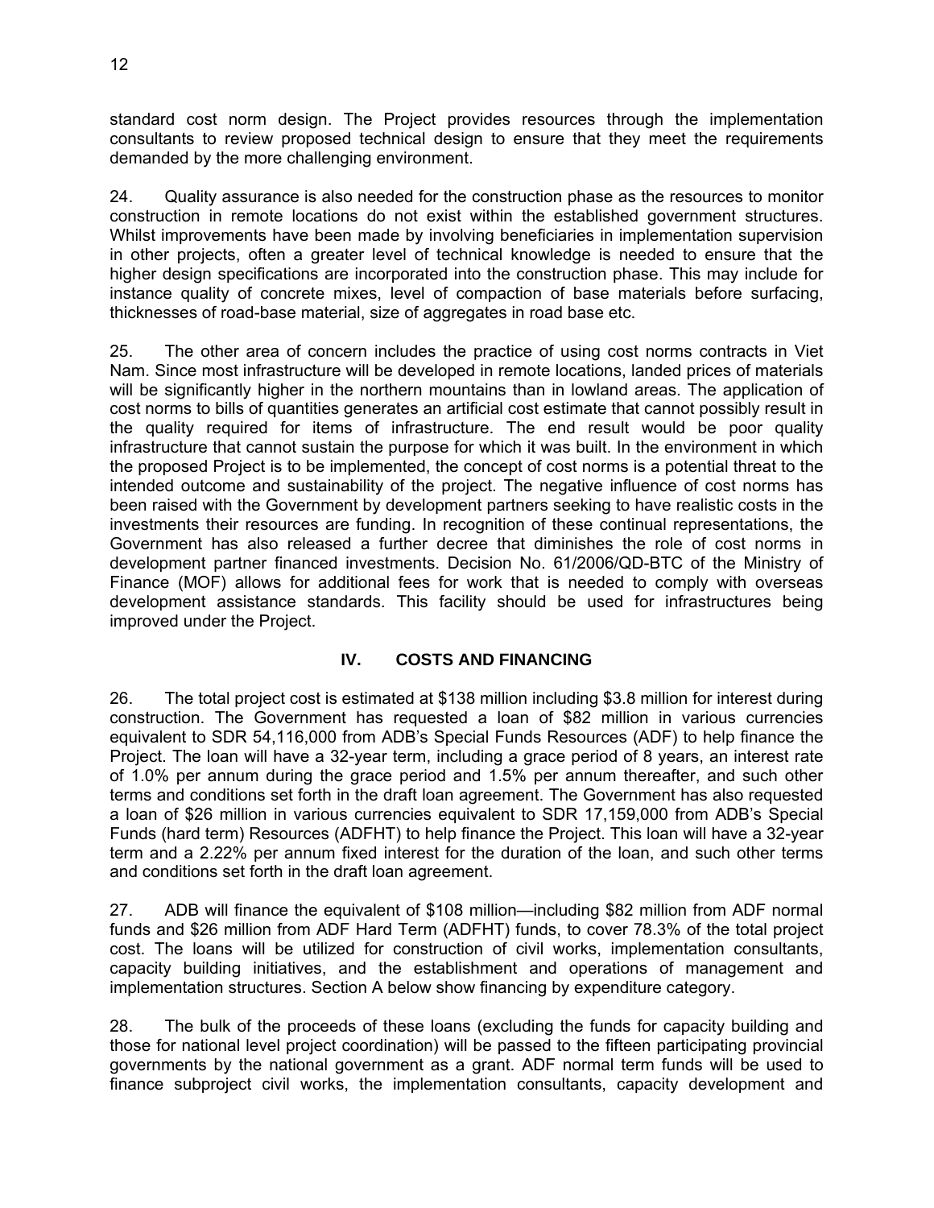standard cost norm design. The Project provides resources through the implementation consultants to review proposed technical design to ensure that they meet the requirements demanded by the more challenging environment.

24. Quality assurance is also needed for the construction phase as the resources to monitor construction in remote locations do not exist within the established government structures. Whilst improvements have been made by involving beneficiaries in implementation supervision in other projects, often a greater level of technical knowledge is needed to ensure that the higher design specifications are incorporated into the construction phase. This may include for instance quality of concrete mixes, level of compaction of base materials before surfacing, thicknesses of road-base material, size of aggregates in road base etc.

25. The other area of concern includes the practice of using cost norms contracts in Viet Nam. Since most infrastructure will be developed in remote locations, landed prices of materials will be significantly higher in the northern mountains than in lowland areas. The application of cost norms to bills of quantities generates an artificial cost estimate that cannot possibly result in the quality required for items of infrastructure. The end result would be poor quality infrastructure that cannot sustain the purpose for which it was built. In the environment in which the proposed Project is to be implemented, the concept of cost norms is a potential threat to the intended outcome and sustainability of the project. The negative influence of cost norms has been raised with the Government by development partners seeking to have realistic costs in the investments their resources are funding. In recognition of these continual representations, the Government has also released a further decree that diminishes the role of cost norms in development partner financed investments. Decision No. 61/2006/QD-BTC of the Ministry of Finance (MOF) allows for additional fees for work that is needed to comply with overseas development assistance standards. This facility should be used for infrastructures being improved under the Project.

## IV. COSTS AND FINANCING

26. The total project cost is estimated at $138 million including $3.8 million for interest during construction. The Government has requested a loan of $82 million in various currencies equivalent to SDR 54,116,000 from ADB's Special Funds Resources (ADF) to help finance the Project. The loan will have a 32-year term, including a grace period of 8 years, an interest rate of 1.0% per annum during the grace period and 1.5% per annum thereafter, and such other terms and conditions set forth in the draft loan agreement. The Government has also requested a loan of $26 million in various currencies equivalent to SDR 17,159,000 from ADB's Special Funds (hard term) Resources (ADFHT) to help finance the Project. This loan will have a 32-year term and a 2.22% per annum fixed interest for the duration of the loan, and such other terms and conditions set forth in the draft loan agreement.

27. ADB will finance the equivalent of $108 million—including $82 million from ADF normal funds and $26 million from ADF Hard Term (ADFHT) funds, to cover 78.3% of the total project cost. The loans will be utilized for construction of civil works, implementation consultants, capacity building initiatives, and the establishment and operations of management and implementation structures. Section A below show financing by expenditure category.

28. The bulk of the proceeds of these loans (excluding the funds for capacity building and those for national level project coordination) will be passed to the fifteen participating provincial governments by the national government as a grant. ADF normal term funds will be used to finance subproject civil works, the implementation consultants, capacity development and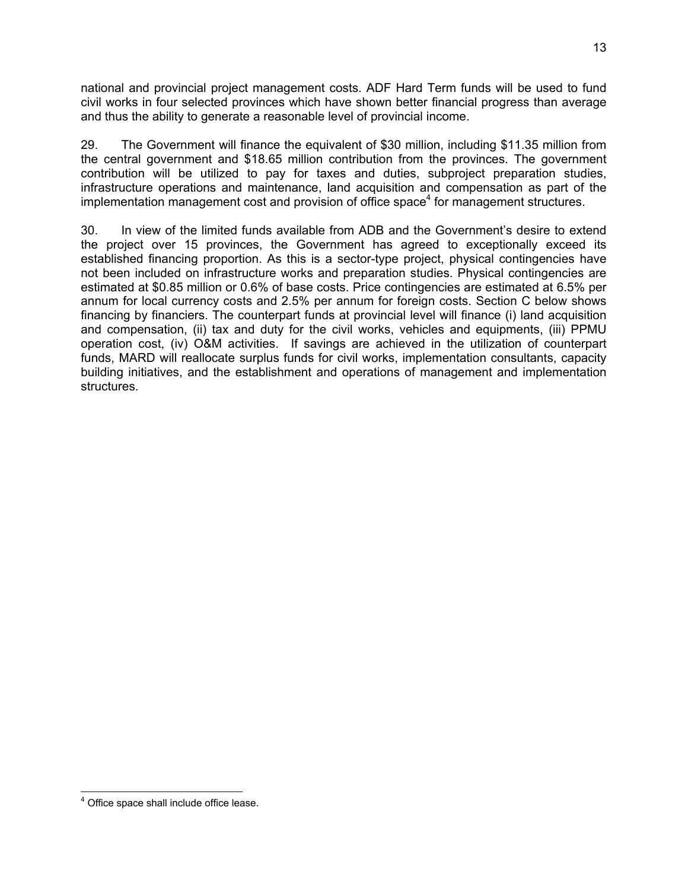national and provincial project management costs. ADF Hard Term funds will be used to fund civil works in four selected provinces which have shown better financial progress than average and thus the ability to generate a reasonable level of provincial income.

29. The Government will finance the equivalent of $30 million, including $11.35 million from the central government and $18.65 million contribution from the provinces. The government contribution will be utilized to pay for taxes and duties, subproject preparation studies, infrastructure operations and maintenance, land acquisition and compensation as part of the implementation management cost and provision of office space[4] for management structures.

30. In view of the limited funds available from ADB and the Government's desire to extend the project over 15 provinces, the Government has agreed to exceptionally exceed its established financing proportion. As this is a sector-type project, physical contingencies have not been included on infrastructure works and preparation studies. Physical contingencies are estimated at $0.85 million or 0.6% of base costs. Price contingencies are estimated at 6.5% per annum for local currency costs and 2.5% per annum for foreign costs. Section C below shows financing by financiers. The counterpart funds at provincial level will finance (i) land acquisition and compensation, (ii) tax and duty for the civil works, vehicles and equipments, (iii) PPMU operation cost, (iv) O&M activities. If savings are achieved in the utilization of counterpart funds, MARD will reallocate surplus funds for civil works, implementation consultants, capacity building initiatives, and the establishment and operations of management and implementation structures.

[4] Office space shall include office lease.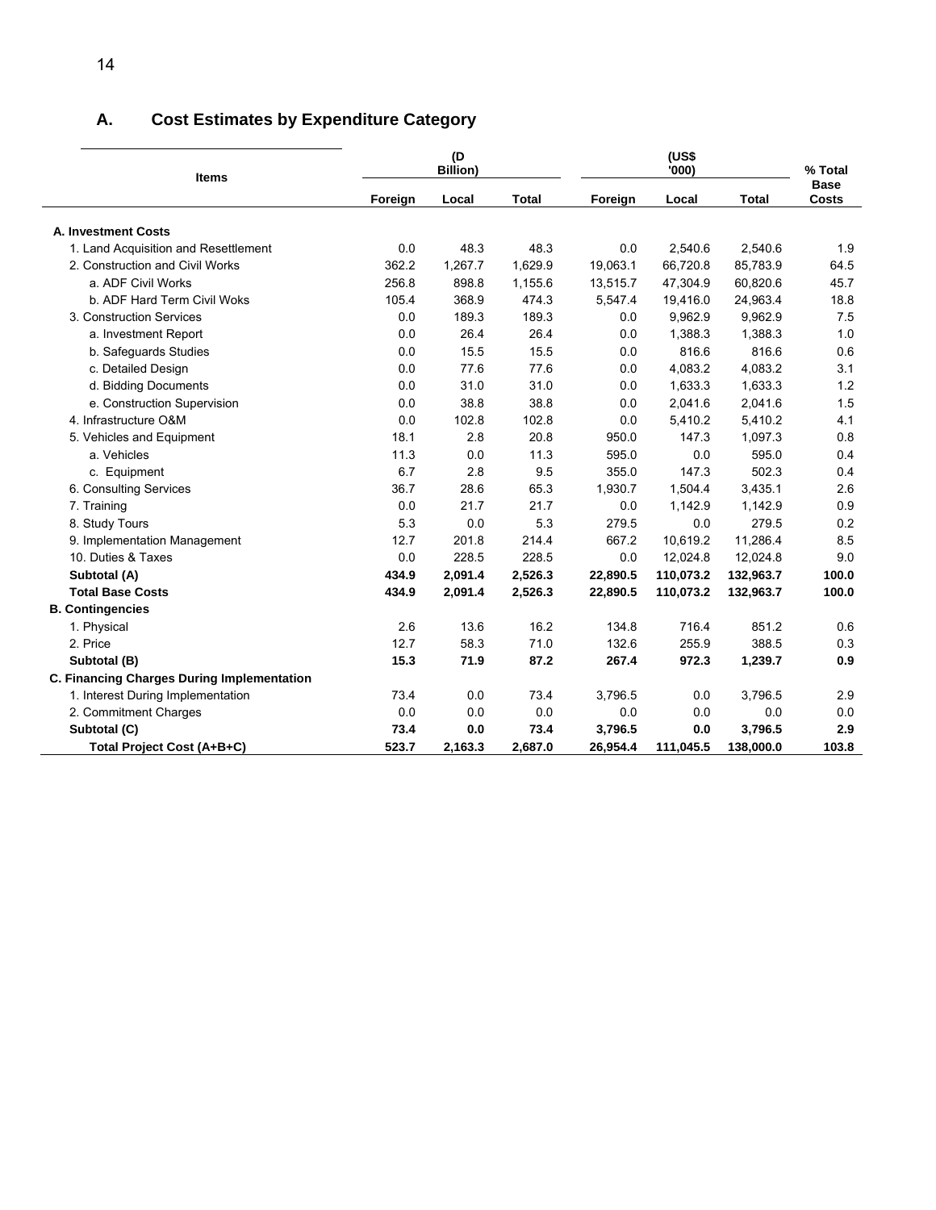## A. Cost Estimates by Expenditure Category

| Items | (D Billion) | | | (US$ '000) | | | % Total Base Costs |
|---|---|---|---|---|---|---|---|
| | Foreign | Local | Total | Foreign | Local | Total | |
| **A. Investment Costs** | | | | | | | |
| 1. Land Acquisition and Resettlement | 0.0 | 48.3 | 48.3 | 0.0 | 2,540.6 | 2,540.6 | 1.9 |
| 2. Construction and Civil Works | 362.2 | 1,267.7 | 1,629.9 | 19,063.1 | 66,720.8 | 85,783.9 | 64.5 |
| a. ADF Civil Works | 256.8 | 898.8 | 1,155.6 | 13,515.7 | 47,304.9 | 60,820.6 | 45.7 |
| b. ADF Hard Term Civil Woks | 105.4 | 368.9 | 474.3 | 5,547.4 | 19,416.0 | 24,963.4 | 18.8 |
| 3. Construction Services | 0.0 | 189.3 | 189.3 | 0.0 | 9,962.9 | 9,962.9 | 7.5 |
| a. Investment Report | 0.0 | 26.4 | 26.4 | 0.0 | 1,388.3 | 1,388.3 | 1.0 |
| b. Safeguards Studies | 0.0 | 15.5 | 15.5 | 0.0 | 816.6 | 816.6 | 0.6 |
| c. Detailed Design | 0.0 | 77.6 | 77.6 | 0.0 | 4,083.2 | 4,083.2 | 3.1 |
| d. Bidding Documents | 0.0 | 31.0 | 31.0 | 0.0 | 1,633.3 | 1,633.3 | 1.2 |
| e. Construction Supervision | 0.0 | 38.8 | 38.8 | 0.0 | 2,041.6 | 2,041.6 | 1.5 |
| 4. Infrastructure O&M | 0.0 | 102.8 | 102.8 | 0.0 | 5,410.2 | 5,410.2 | 4.1 |
| 5. Vehicles and Equipment | 18.1 | 2.8 | 20.8 | 950.0 | 147.3 | 1,097.3 | 0.8 |
| a. Vehicles | 11.3 | 0.0 | 11.3 | 595.0 | 0.0 | 595.0 | 0.4 |
| c. Equipment | 6.7 | 2.8 | 9.5 | 355.0 | 147.3 | 502.3 | 0.4 |
| 6. Consulting Services | 36.7 | 28.6 | 65.3 | 1,930.7 | 1,504.4 | 3,435.1 | 2.6 |
| 7. Training | 0.0 | 21.7 | 21.7 | 0.0 | 1,142.9 | 1,142.9 | 0.9 |
| 8. Study Tours | 5.3 | 0.0 | 5.3 | 279.5 | 0.0 | 279.5 | 0.2 |
| 9. Implementation Management | 12.7 | 201.8 | 214.4 | 667.2 | 10,619.2 | 11,286.4 | 8.5 |
| 10. Duties & Taxes | 0.0 | 228.5 | 228.5 | 0.0 | 12,024.8 | 12,024.8 | 9.0 |
| **Subtotal (A)** | **434.9** | **2,091.4** | **2,526.3** | **22,890.5** | **110,073.2** | **132,963.7** | **100.0** |
| **Total Base Costs** | **434.9** | **2,091.4** | **2,526.3** | **22,890.5** | **110,073.2** | **132,963.7** | **100.0** |
| **B. Contingencies** | | | | | | | |
| 1. Physical | 2.6 | 13.6 | 16.2 | 134.8 | 716.4 | 851.2 | 0.6 |
| 2. Price | 12.7 | 58.3 | 71.0 | 132.6 | 255.9 | 388.5 | 0.3 |
| **Subtotal (B)** | **15.3** | **71.9** | **87.2** | **267.4** | **972.3** | **1,239.7** | **0.9** |
| **C. Financing Charges During Implementation** | | | | | | | |
| 1. Interest During Implementation | 73.4 | 0.0 | 73.4 | 3,796.5 | 0.0 | 3,796.5 | 2.9 |
| 2. Commitment Charges | 0.0 | 0.0 | 0.0 | 0.0 | 0.0 | 0.0 | 0.0 |
| **Subtotal (C)** | **73.4** | **0.0** | **73.4** | **3,796.5** | **0.0** | **3,796.5** | **2.9** |
| **Total Project Cost (A+B+C)** | **523.7** | **2,163.3** | **2,687.0** | **26,954.4** | **111,045.5** | **138,000.0** | **103.8** |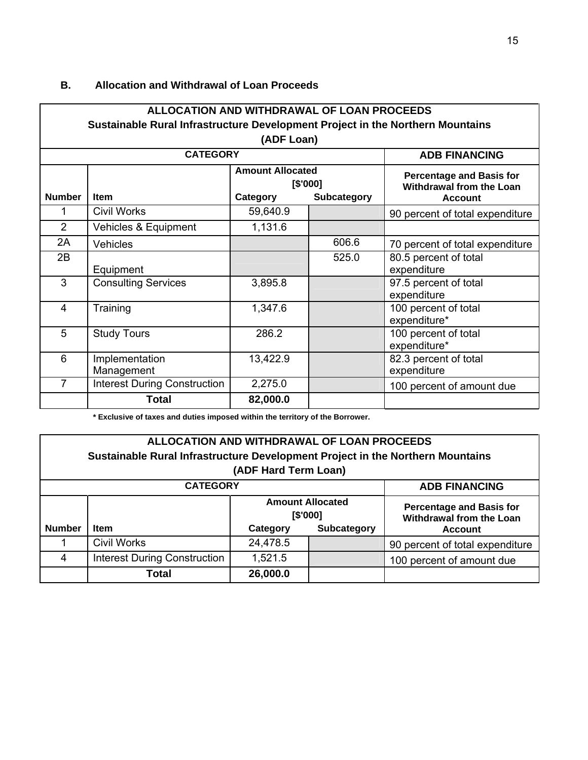### B. Allocation and Withdrawal of Loan Proceeds

| ALLOCATION AND WITHDRAWAL OF LOAN PROCEEDS<br>Sustainable Rural Infrastructure Development Project in the Northern Mountains<br>(ADF Loan) | | | | |
|---|---|---|---|---|
| **CATEGORY** | | | | **ADB FINANCING** |
| | | **Amount Allocated [$'000]** | | **Percentage and Basis for Withdrawal from the Loan Account** |
| **Number** | **Item** | **Category** | **Subcategory** | |
| 1 | Civil Works | 59,640.9 | | 90 percent of total expenditure |
| 2 | Vehicles & Equipment | 1,131.6 | | |
| 2A | Vehicles | | 606.6 | 70 percent of total expenditure |
| 2B | Equipment | | 525.0 | 80.5 percent of total expenditure |
| 3 | Consulting Services | 3,895.8 | | 97.5 percent of total expenditure |
| 4 | Training | 1,347.6 | | 100 percent of total expenditure* |
| 5 | Study Tours | 286.2 | | 100 percent of total expenditure* |
| 6 | Implementation Management | 13,422.9 | | 82.3 percent of total expenditure |
| 7 | Interest During Construction | 2,275.0 | | 100 percent of amount due |
| | **Total** | **82,000.0** | | |

**\* Exclusive of taxes and duties imposed within the territory of the Borrower.**

| ALLOCATION AND WITHDRAWAL OF LOAN PROCEEDS<br>Sustainable Rural Infrastructure Development Project in the Northern Mountains<br>(ADF Hard Term Loan) | | | | |
|---|---|---|---|---|
| **CATEGORY** | | | | **ADB FINANCING** |
| | | **Amount Allocated [$'000]** | | **Percentage and Basis for Withdrawal from the Loan Account** |
| **Number** | **Item** | **Category** | **Subcategory** | |
| 1 | Civil Works | 24,478.5 | | 90 percent of total expenditure |
| 4 | Interest During Construction | 1,521.5 | | 100 percent of amount due |
| | **Total** | **26,000.0** | | |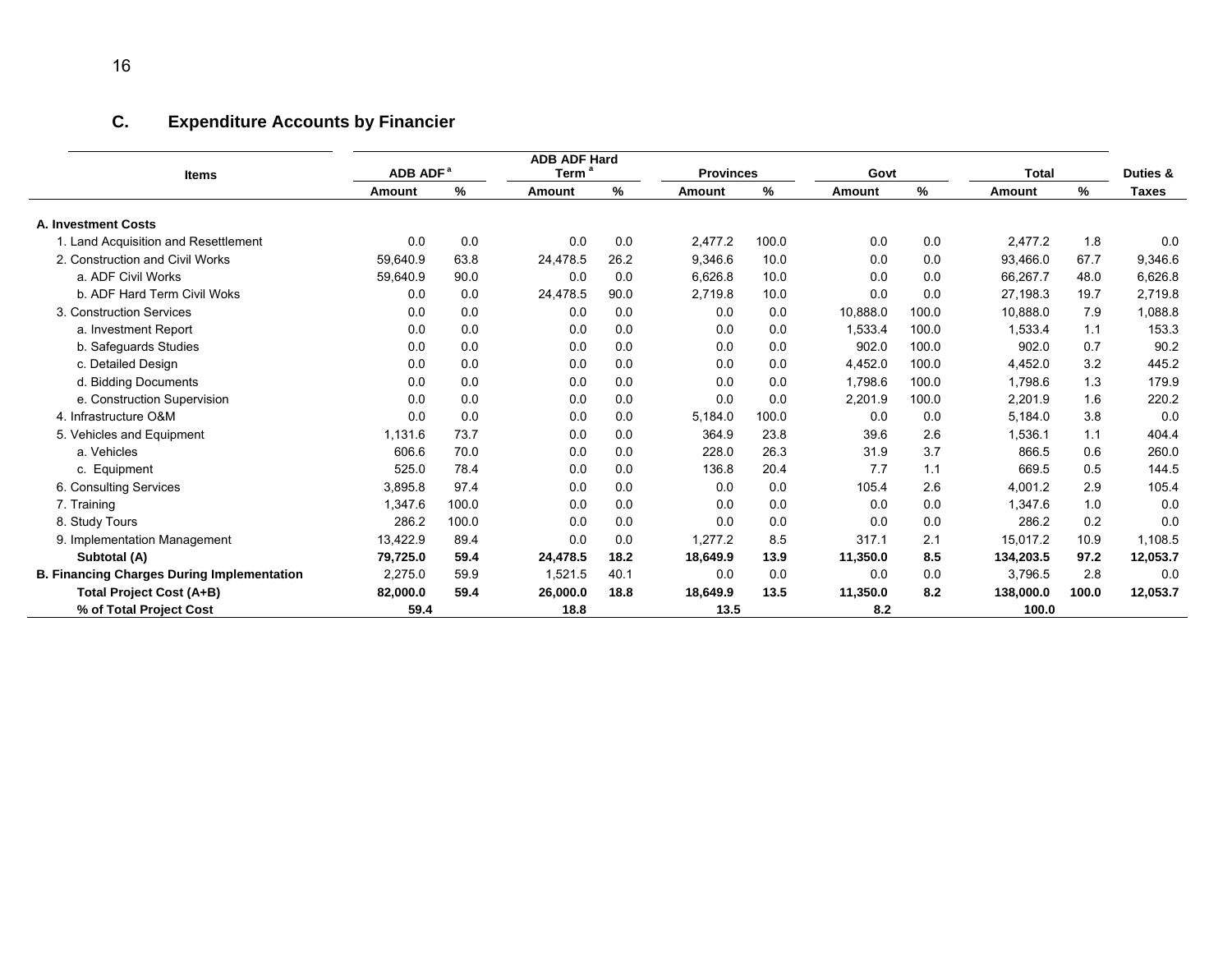## C. Expenditure Accounts by Financier

| Items | ADB ADF [a] | | ADB ADF Hard Term [a] | | Provinces | | Govt | | Total | | Duties & |
|---|---|---|---|---|---|---|---|---|---|---|---|
| | Amount | % | Amount | % | Amount | % | Amount | % | Amount | % | Taxes |
| **A. Investment Costs** | | | | | | | | | | | |
| 1. Land Acquisition and Resettlement | 0.0 | 0.0 | 0.0 | 0.0 | 2,477.2 | 100.0 | 0.0 | 0.0 | 2,477.2 | 1.8 | 0.0 |
| 2. Construction and Civil Works | 59,640.9 | 63.8 | 24,478.5 | 26.2 | 9,346.6 | 10.0 | 0.0 | 0.0 | 93,466.0 | 67.7 | 9,346.6 |
| a. ADF Civil Works | 59,640.9 | 90.0 | 0.0 | 0.0 | 6,626.8 | 10.0 | 0.0 | 0.0 | 66,267.7 | 48.0 | 6,626.8 |
| b. ADF Hard Term Civil Woks | 0.0 | 0.0 | 24,478.5 | 90.0 | 2,719.8 | 10.0 | 0.0 | 0.0 | 27,198.3 | 19.7 | 2,719.8 |
| 3. Construction Services | 0.0 | 0.0 | 0.0 | 0.0 | 0.0 | 0.0 | 10,888.0 | 100.0 | 10,888.0 | 7.9 | 1,088.8 |
| a. Investment Report | 0.0 | 0.0 | 0.0 | 0.0 | 0.0 | 0.0 | 1,533.4 | 100.0 | 1,533.4 | 1.1 | 153.3 |
| b. Safeguards Studies | 0.0 | 0.0 | 0.0 | 0.0 | 0.0 | 0.0 | 902.0 | 100.0 | 902.0 | 0.7 | 90.2 |
| c. Detailed Design | 0.0 | 0.0 | 0.0 | 0.0 | 0.0 | 0.0 | 4,452.0 | 100.0 | 4,452.0 | 3.2 | 445.2 |
| d. Bidding Documents | 0.0 | 0.0 | 0.0 | 0.0 | 0.0 | 0.0 | 1,798.6 | 100.0 | 1,798.6 | 1.3 | 179.9 |
| e. Construction Supervision | 0.0 | 0.0 | 0.0 | 0.0 | 0.0 | 0.0 | 2,201.9 | 100.0 | 2,201.9 | 1.6 | 220.2 |
| 4. Infrastructure O&M | 0.0 | 0.0 | 0.0 | 0.0 | 5,184.0 | 100.0 | 0.0 | 0.0 | 5,184.0 | 3.8 | 0.0 |
| 5. Vehicles and Equipment | 1,131.6 | 73.7 | 0.0 | 0.0 | 364.9 | 23.8 | 39.6 | 2.6 | 1,536.1 | 1.1 | 404.4 |
| a. Vehicles | 606.6 | 70.0 | 0.0 | 0.0 | 228.0 | 26.3 | 31.9 | 3.7 | 866.5 | 0.6 | 260.0 |
| c. Equipment | 525.0 | 78.4 | 0.0 | 0.0 | 136.8 | 20.4 | 7.7 | 1.1 | 669.5 | 0.5 | 144.5 |
| 6. Consulting Services | 3,895.8 | 97.4 | 0.0 | 0.0 | 0.0 | 0.0 | 105.4 | 2.6 | 4,001.2 | 2.9 | 105.4 |
| 7. Training | 1,347.6 | 100.0 | 0.0 | 0.0 | 0.0 | 0.0 | 0.0 | 0.0 | 1,347.6 | 1.0 | 0.0 |
| 8. Study Tours | 286.2 | 100.0 | 0.0 | 0.0 | 0.0 | 0.0 | 0.0 | 0.0 | 286.2 | 0.2 | 0.0 |
| 9. Implementation Management | 13,422.9 | 89.4 | 0.0 | 0.0 | 1,277.2 | 8.5 | 317.1 | 2.1 | 15,017.2 | 10.9 | 1,108.5 |
| **Subtotal (A)** | **79,725.0** | **59.4** | **24,478.5** | **18.2** | **18,649.9** | **13.9** | **11,350.0** | **8.5** | **134,203.5** | **97.2** | **12,053.7** |
| **B. Financing Charges During Implementation** | 2,275.0 | 59.9 | 1,521.5 | 40.1 | 0.0 | 0.0 | 0.0 | 0.0 | 3,796.5 | 2.8 | 0.0 |
| **Total Project Cost (A+B)** | **82,000.0** | **59.4** | **26,000.0** | **18.8** | **18,649.9** | **13.5** | **11,350.0** | **8.2** | **138,000.0** | **100.0** | **12,053.7** |
| **% of Total Project Cost** | **59.4** | | **18.8** | | **13.5** | | **8.2** | | **100.0** | | |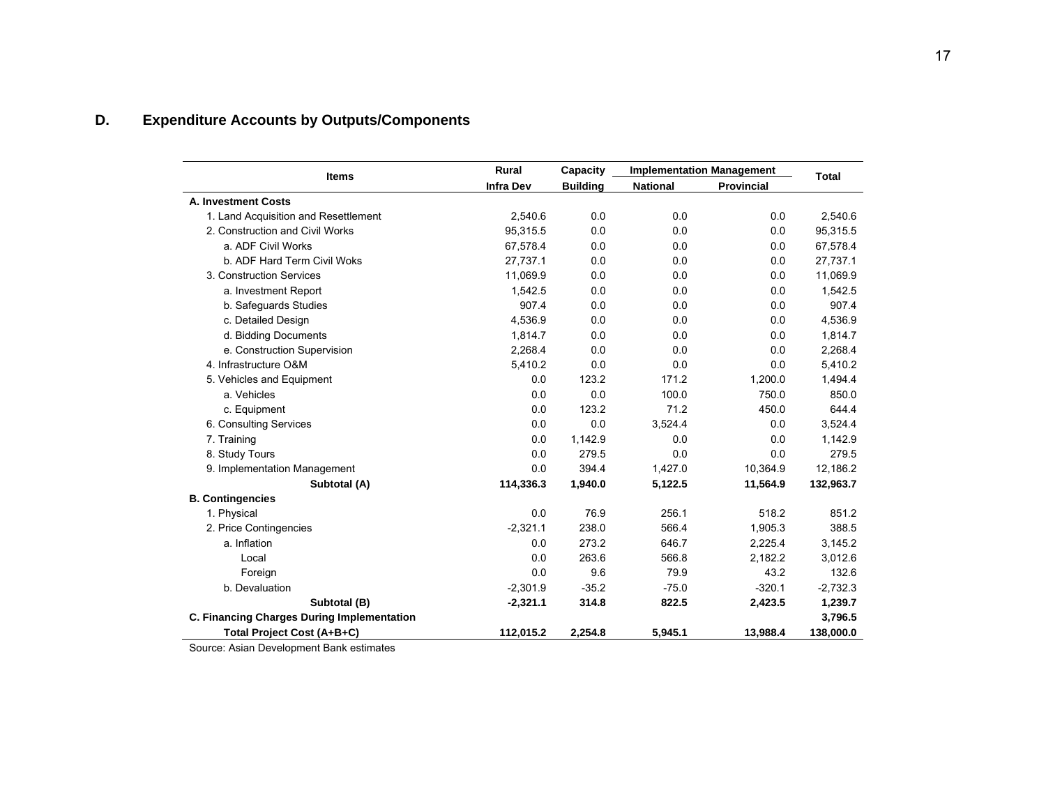## D. Expenditure Accounts by Outputs/Components

| Items | Rural Infra Dev | Capacity Building | Implementation Management | | Total |
|---|---|---|---|---|---|
| | | | National | Provincial | |
| **A. Investment Costs** | | | | | |
| 1. Land Acquisition and Resettlement | 2,540.6 | 0.0 | 0.0 | 0.0 | 2,540.6 |
| 2. Construction and Civil Works | 95,315.5 | 0.0 | 0.0 | 0.0 | 95,315.5 |
| a. ADF Civil Works | 67,578.4 | 0.0 | 0.0 | 0.0 | 67,578.4 |
| b. ADF Hard Term Civil Woks | 27,737.1 | 0.0 | 0.0 | 0.0 | 27,737.1 |
| 3. Construction Services | 11,069.9 | 0.0 | 0.0 | 0.0 | 11,069.9 |
| a. Investment Report | 1,542.5 | 0.0 | 0.0 | 0.0 | 1,542.5 |
| b. Safeguards Studies | 907.4 | 0.0 | 0.0 | 0.0 | 907.4 |
| c. Detailed Design | 4,536.9 | 0.0 | 0.0 | 0.0 | 4,536.9 |
| d. Bidding Documents | 1,814.7 | 0.0 | 0.0 | 0.0 | 1,814.7 |
| e. Construction Supervision | 2,268.4 | 0.0 | 0.0 | 0.0 | 2,268.4 |
| 4. Infrastructure O&M | 5,410.2 | 0.0 | 0.0 | 0.0 | 5,410.2 |
| 5. Vehicles and Equipment | 0.0 | 123.2 | 171.2 | 1,200.0 | 1,494.4 |
| a. Vehicles | 0.0 | 0.0 | 100.0 | 750.0 | 850.0 |
| c. Equipment | 0.0 | 123.2 | 71.2 | 450.0 | 644.4 |
| 6. Consulting Services | 0.0 | 0.0 | 3,524.4 | 0.0 | 3,524.4 |
| 7. Training | 0.0 | 1,142.9 | 0.0 | 0.0 | 1,142.9 |
| 8. Study Tours | 0.0 | 279.5 | 0.0 | 0.0 | 279.5 |
| 9. Implementation Management | 0.0 | 394.4 | 1,427.0 | 10,364.9 | 12,186.2 |
| **Subtotal (A)** | **114,336.3** | **1,940.0** | **5,122.5** | **11,564.9** | **132,963.7** |
| **B. Contingencies** | | | | | |
| 1. Physical | 0.0 | 76.9 | 256.1 | 518.2 | 851.2 |
| 2. Price Contingencies | -2,321.1 | 238.0 | 566.4 | 1,905.3 | 388.5 |
| a. Inflation | 0.0 | 273.2 | 646.7 | 2,225.4 | 3,145.2 |
| Local | 0.0 | 263.6 | 566.8 | 2,182.2 | 3,012.6 |
| Foreign | 0.0 | 9.6 | 79.9 | 43.2 | 132.6 |
| b. Devaluation | -2,301.9 | -35.2 | -75.0 | -320.1 | -2,732.3 |
| **Subtotal (B)** | **-2,321.1** | **314.8** | **822.5** | **2,423.5** | **1,239.7** |
| **C. Financing Charges During Implementation** | | | | | **3,796.5** |
| **Total Project Cost (A+B+C)** | **112,015.2** | **2,254.8** | **5,945.1** | **13,988.4** | **138,000.0** |

Source: Asian Development Bank estimates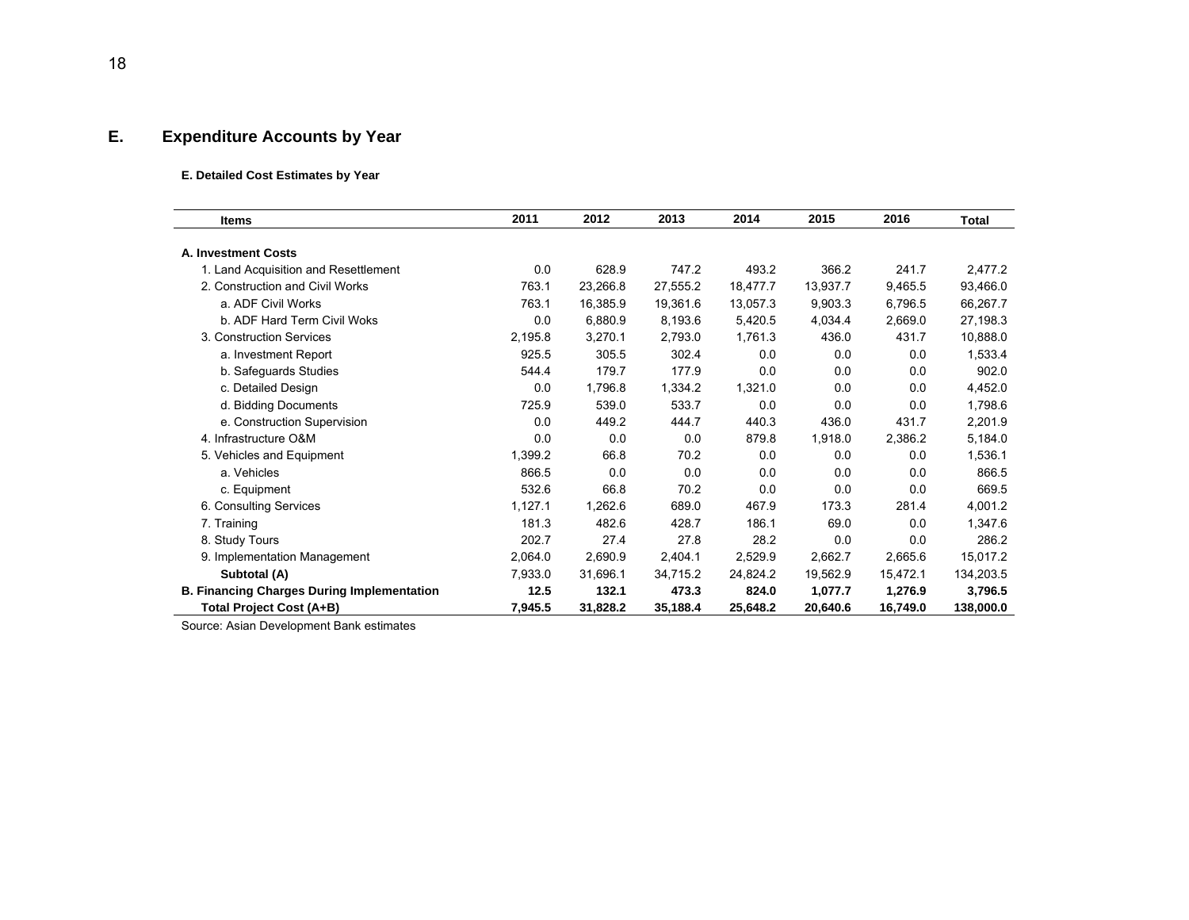## E. Expenditure Accounts by Year

**E. Detailed Cost Estimates by Year**

| Items | 2011 | 2012 | 2013 | 2014 | 2015 | 2016 | Total |
|---|---|---|---|---|---|---|---|
| **A. Investment Costs** | | | | | | | |
| 1. Land Acquisition and Resettlement | 0.0 | 628.9 | 747.2 | 493.2 | 366.2 | 241.7 | 2,477.2 |
| 2. Construction and Civil Works | 763.1 | 23,266.8 | 27,555.2 | 18,477.7 | 13,937.7 | 9,465.5 | 93,466.0 |
| a. ADF Civil Works | 763.1 | 16,385.9 | 19,361.6 | 13,057.3 | 9,903.3 | 6,796.5 | 66,267.7 |
| b. ADF Hard Term Civil Woks | 0.0 | 6,880.9 | 8,193.6 | 5,420.5 | 4,034.4 | 2,669.0 | 27,198.3 |
| 3. Construction Services | 2,195.8 | 3,270.1 | 2,793.0 | 1,761.3 | 436.0 | 431.7 | 10,888.0 |
| a. Investment Report | 925.5 | 305.5 | 302.4 | 0.0 | 0.0 | 0.0 | 1,533.4 |
| b. Safeguards Studies | 544.4 | 179.7 | 177.9 | 0.0 | 0.0 | 0.0 | 902.0 |
| c. Detailed Design | 0.0 | 1,796.8 | 1,334.2 | 1,321.0 | 0.0 | 0.0 | 4,452.0 |
| d. Bidding Documents | 725.9 | 539.0 | 533.7 | 0.0 | 0.0 | 0.0 | 1,798.6 |
| e. Construction Supervision | 0.0 | 449.2 | 444.7 | 440.3 | 436.0 | 431.7 | 2,201.9 |
| 4. Infrastructure O&M | 0.0 | 0.0 | 0.0 | 879.8 | 1,918.0 | 2,386.2 | 5,184.0 |
| 5. Vehicles and Equipment | 1,399.2 | 66.8 | 70.2 | 0.0 | 0.0 | 0.0 | 1,536.1 |
| a. Vehicles | 866.5 | 0.0 | 0.0 | 0.0 | 0.0 | 0.0 | 866.5 |
| c. Equipment | 532.6 | 66.8 | 70.2 | 0.0 | 0.0 | 0.0 | 669.5 |
| 6. Consulting Services | 1,127.1 | 1,262.6 | 689.0 | 467.9 | 173.3 | 281.4 | 4,001.2 |
| 7. Training | 181.3 | 482.6 | 428.7 | 186.1 | 69.0 | 0.0 | 1,347.6 |
| 8. Study Tours | 202.7 | 27.4 | 27.8 | 28.2 | 0.0 | 0.0 | 286.2 |
| 9. Implementation Management | 2,064.0 | 2,690.9 | 2,404.1 | 2,529.9 | 2,662.7 | 2,665.6 | 15,017.2 |
| **Subtotal (A)** | 7,933.0 | 31,696.1 | 34,715.2 | 24,824.2 | 19,562.9 | 15,472.1 | 134,203.5 |
| **B. Financing Charges During Implementation** | **12.5** | **132.1** | **473.3** | **824.0** | **1,077.7** | **1,276.9** | **3,796.5** |
| **Total Project Cost (A+B)** | **7,945.5** | **31,828.2** | **35,188.4** | **25,648.2** | **20,640.6** | **16,749.0** | **138,000.0** |

Source: Asian Development Bank estimates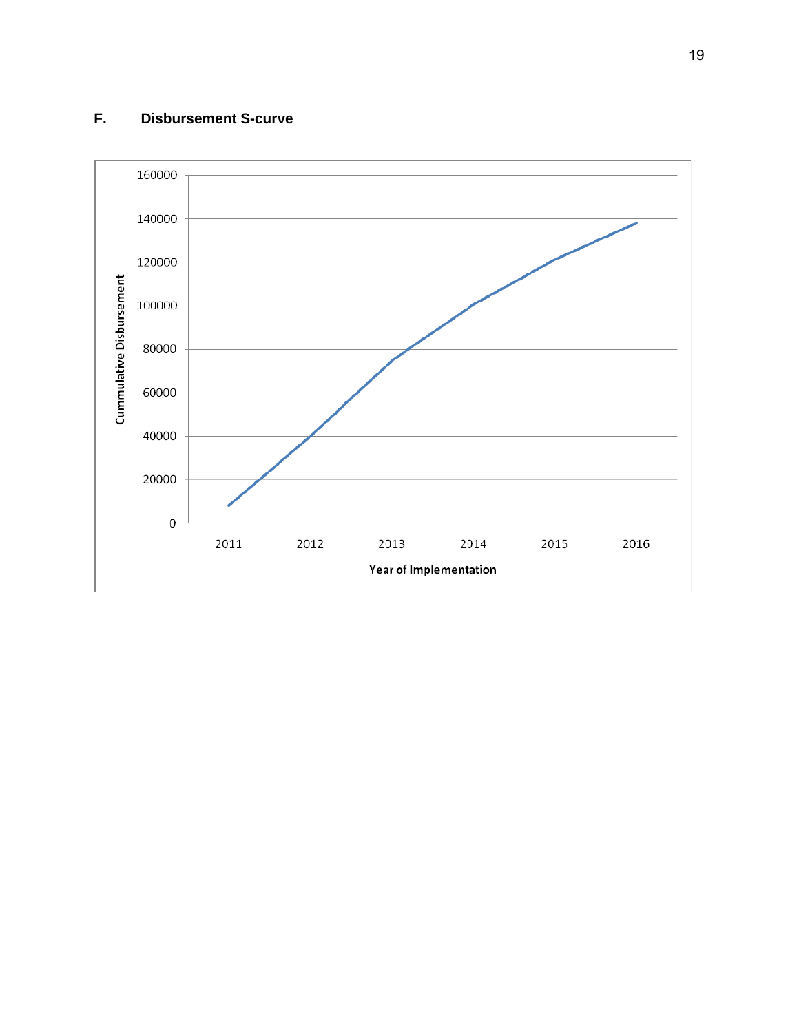## F. Disbursement S-curve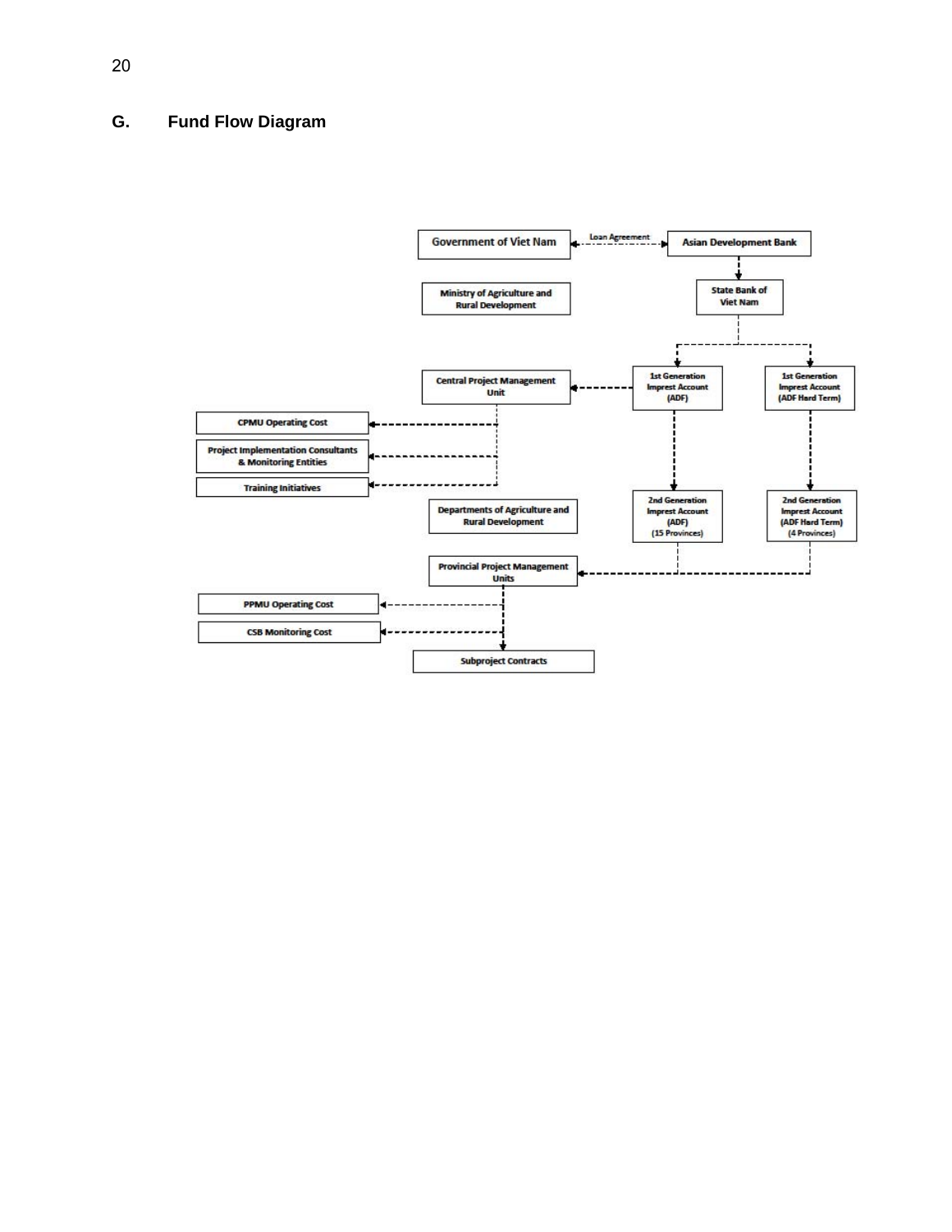## G. Fund Flow Diagram

Government of Viet Nam

Loan Agreement

Asian Development Bank

Ministry of Agriculture and Rural Development

State Bank of Viet Nam

Central Project Management Unit

1st Generation Imprest Account (ADF)

1st Generation Imprest Account (ADF Hard Term)

CPMU Operating Cost

Project Implementation Consultants & Monitoring Entities

Training Initiatives

Departments of Agriculture and Rural Development

2nd Generation Imprest Account (ADF) (15 Provinces)

2nd Generation Imprest Account (ADF Hard Term) (4 Provinces)

Provincial Project Management Units

PPMU Operating Cost

CSB Monitoring Cost

Subproject Contracts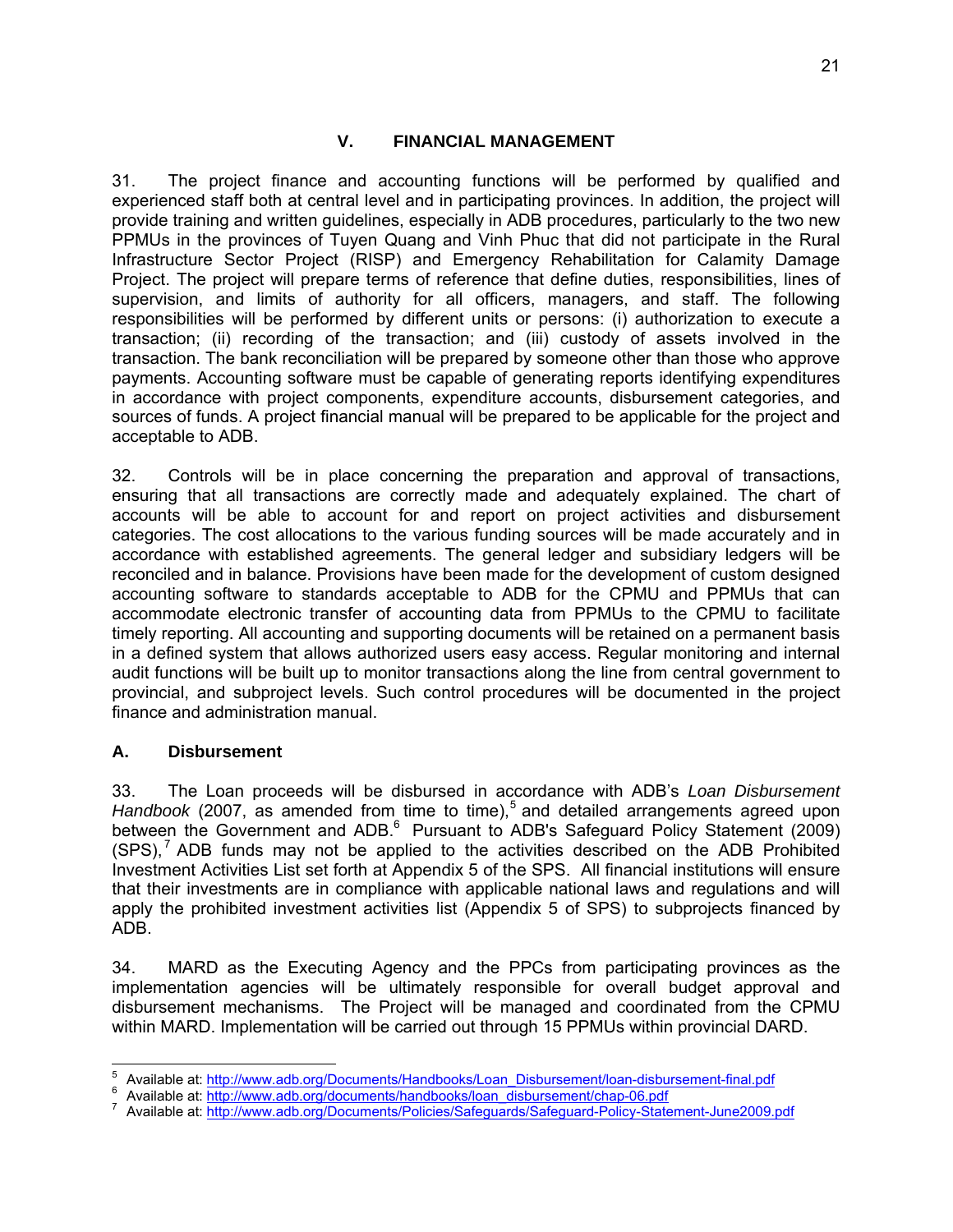## V. FINANCIAL MANAGEMENT

31. The project finance and accounting functions will be performed by qualified and experienced staff both at central level and in participating provinces. In addition, the project will provide training and written guidelines, especially in ADB procedures, particularly to the two new PPMUs in the provinces of Tuyen Quang and Vinh Phuc that did not participate in the Rural Infrastructure Sector Project (RISP) and Emergency Rehabilitation for Calamity Damage Project. The project will prepare terms of reference that define duties, responsibilities, lines of supervision, and limits of authority for all officers, managers, and staff. The following responsibilities will be performed by different units or persons: (i) authorization to execute a transaction; (ii) recording of the transaction; and (iii) custody of assets involved in the transaction. The bank reconciliation will be prepared by someone other than those who approve payments. Accounting software must be capable of generating reports identifying expenditures in accordance with project components, expenditure accounts, disbursement categories, and sources of funds. A project financial manual will be prepared to be applicable for the project and acceptable to ADB.

32. Controls will be in place concerning the preparation and approval of transactions, ensuring that all transactions are correctly made and adequately explained. The chart of accounts will be able to account for and report on project activities and disbursement categories. The cost allocations to the various funding sources will be made accurately and in accordance with established agreements. The general ledger and subsidiary ledgers will be reconciled and in balance. Provisions have been made for the development of custom designed accounting software to standards acceptable to ADB for the CPMU and PPMUs that can accommodate electronic transfer of accounting data from PPMUs to the CPMU to facilitate timely reporting. All accounting and supporting documents will be retained on a permanent basis in a defined system that allows authorized users easy access. Regular monitoring and internal audit functions will be built up to monitor transactions along the line from central government to provincial, and subproject levels. Such control procedures will be documented in the project finance and administration manual.

### A. Disbursement

33. The Loan proceeds will be disbursed in accordance with ADB's *Loan Disbursement Handbook* (2007, as amended from time to time),[5] and detailed arrangements agreed upon between the Government and ADB.[6] Pursuant to ADB's Safeguard Policy Statement (2009) (SPS),[7] ADB funds may not be applied to the activities described on the ADB Prohibited Investment Activities List set forth at Appendix 5 of the SPS. All financial institutions will ensure that their investments are in compliance with applicable national laws and regulations and will apply the prohibited investment activities list (Appendix 5 of SPS) to subprojects financed by ADB.

34. MARD as the Executing Agency and the PPCs from participating provinces as the implementation agencies will be ultimately responsible for overall budget approval and disbursement mechanisms. The Project will be managed and coordinated from the CPMU within MARD. Implementation will be carried out through 15 PPMUs within provincial DARD.

---

[5] Available at: http://www.adb.org/Documents/Handbooks/Loan_Disbursement/loan-disbursement-final.pdf

[6] Available at: http://www.adb.org/documents/handbooks/loan_disbursement/chap-06.pdf

[7] Available at: http://www.adb.org/Documents/Policies/Safeguards/Safeguard-Policy-Statement-June2009.pdf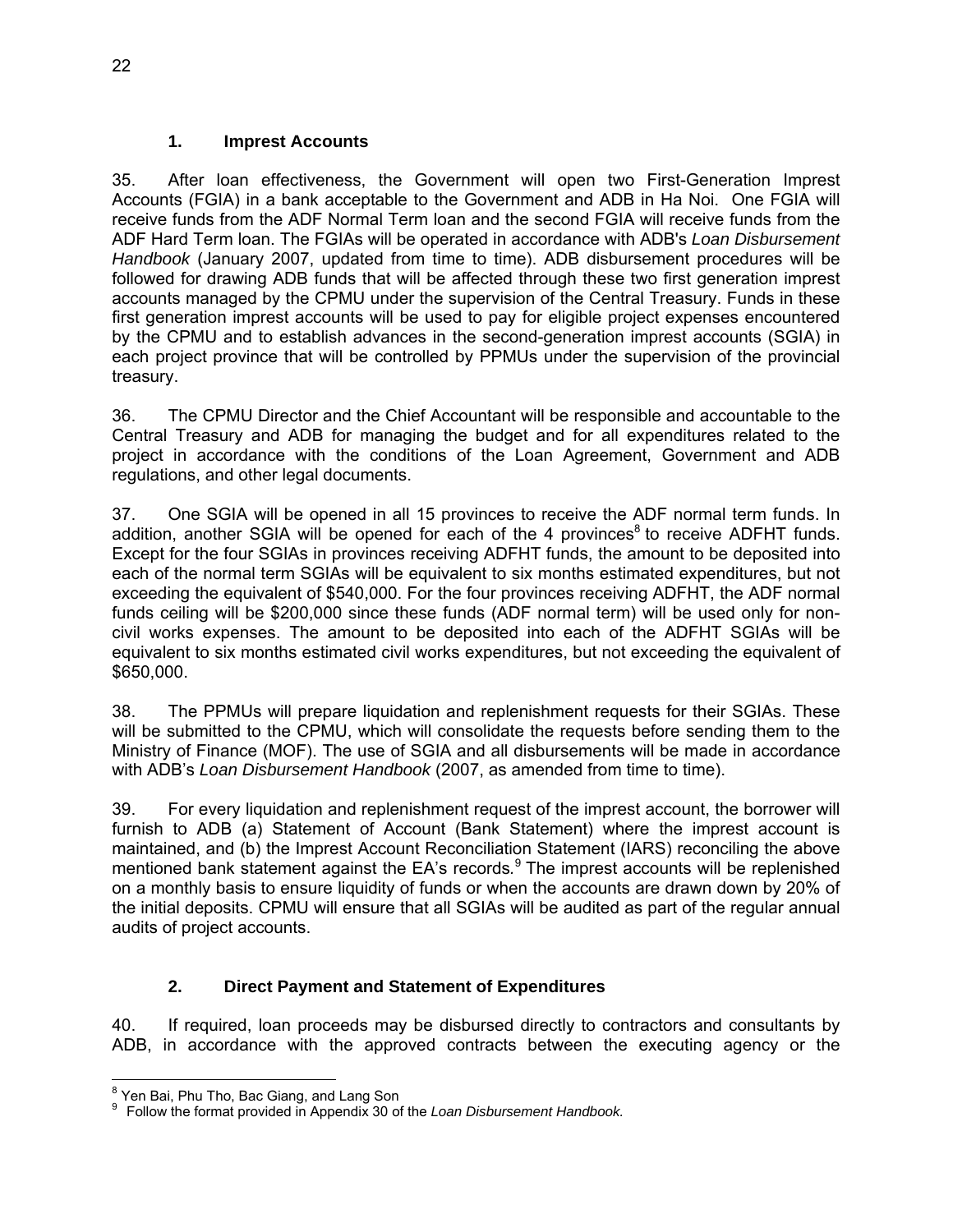### 1. Imprest Accounts

35. After loan effectiveness, the Government will open two First-Generation Imprest Accounts (FGIA) in a bank acceptable to the Government and ADB in Ha Noi. One FGIA will receive funds from the ADF Normal Term loan and the second FGIA will receive funds from the ADF Hard Term loan. The FGIAs will be operated in accordance with ADB's *Loan Disbursement Handbook* (January 2007, updated from time to time). ADB disbursement procedures will be followed for drawing ADB funds that will be affected through these two first generation imprest accounts managed by the CPMU under the supervision of the Central Treasury. Funds in these first generation imprest accounts will be used to pay for eligible project expenses encountered by the CPMU and to establish advances in the second-generation imprest accounts (SGIA) in each project province that will be controlled by PPMUs under the supervision of the provincial treasury.

36. The CPMU Director and the Chief Accountant will be responsible and accountable to the Central Treasury and ADB for managing the budget and for all expenditures related to the project in accordance with the conditions of the Loan Agreement, Government and ADB regulations, and other legal documents.

37. One SGIA will be opened in all 15 provinces to receive the ADF normal term funds. In addition, another SGIA will be opened for each of the 4 provinces[8] to receive ADFHT funds. Except for the four SGIAs in provinces receiving ADFHT funds, the amount to be deposited into each of the normal term SGIAs will be equivalent to six months estimated expenditures, but not exceeding the equivalent of $540,000. For the four provinces receiving ADFHT, the ADF normal funds ceiling will be $200,000 since these funds (ADF normal term) will be used only for non-civil works expenses. The amount to be deposited into each of the ADFHT SGIAs will be equivalent to six months estimated civil works expenditures, but not exceeding the equivalent of $650,000.

38. The PPMUs will prepare liquidation and replenishment requests for their SGIAs. These will be submitted to the CPMU, which will consolidate the requests before sending them to the Ministry of Finance (MOF). The use of SGIA and all disbursements will be made in accordance with ADB's *Loan Disbursement Handbook* (2007, as amended from time to time).

39. For every liquidation and replenishment request of the imprest account, the borrower will furnish to ADB (a) Statement of Account (Bank Statement) where the imprest account is maintained, and (b) the Imprest Account Reconciliation Statement (IARS) reconciling the above mentioned bank statement against the EA's records.[9] The imprest accounts will be replenished on a monthly basis to ensure liquidity of funds or when the accounts are drawn down by 20% of the initial deposits. CPMU will ensure that all SGIAs will be audited as part of the regular annual audits of project accounts.

### 2. Direct Payment and Statement of Expenditures

40. If required, loan proceeds may be disbursed directly to contractors and consultants by ADB, in accordance with the approved contracts between the executing agency or the

---

[8] Yen Bai, Phu Tho, Bac Giang, and Lang Son

[9] Follow the format provided in Appendix 30 of the *Loan Disbursement Handbook.*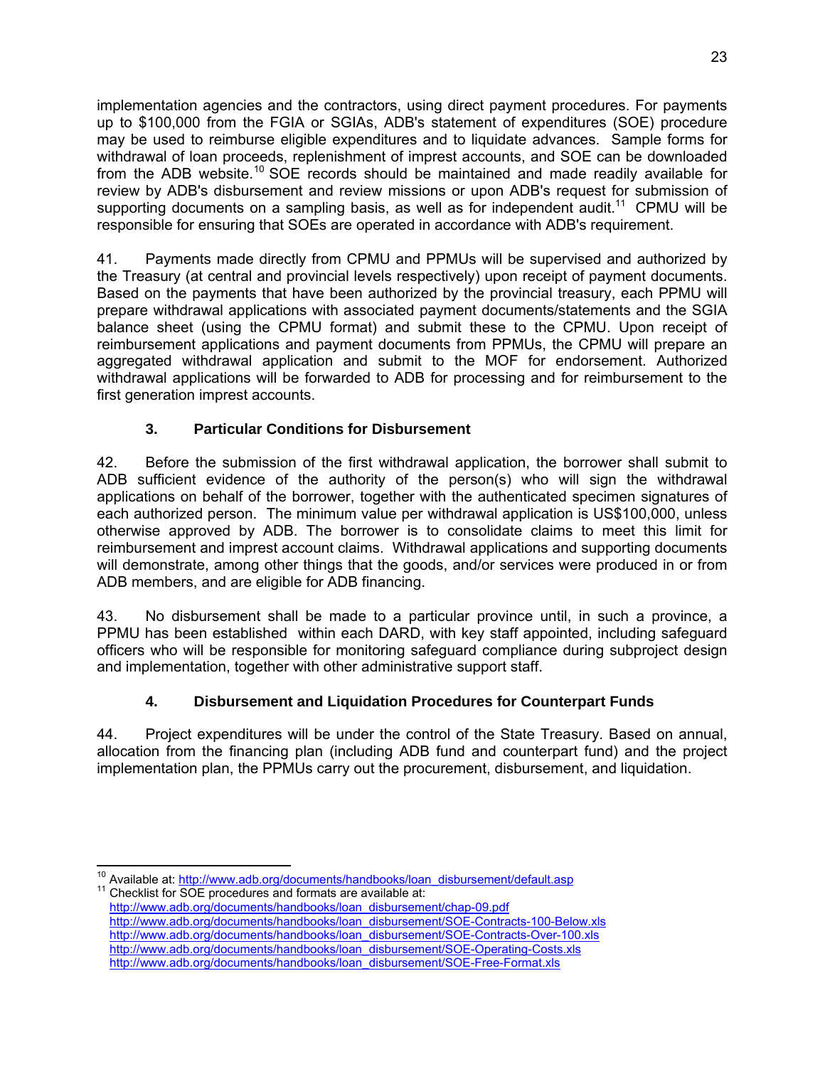implementation agencies and the contractors, using direct payment procedures. For payments up to $100,000 from the FGIA or SGIAs, ADB's statement of expenditures (SOE) procedure may be used to reimburse eligible expenditures and to liquidate advances. Sample forms for withdrawal of loan proceeds, replenishment of imprest accounts, and SOE can be downloaded from the ADB website.[10] SOE records should be maintained and made readily available for review by ADB's disbursement and review missions or upon ADB's request for submission of supporting documents on a sampling basis, as well as for independent audit.[11] CPMU will be responsible for ensuring that SOEs are operated in accordance with ADB's requirement.

41. Payments made directly from CPMU and PPMUs will be supervised and authorized by the Treasury (at central and provincial levels respectively) upon receipt of payment documents. Based on the payments that have been authorized by the provincial treasury, each PPMU will prepare withdrawal applications with associated payment documents/statements and the SGIA balance sheet (using the CPMU format) and submit these to the CPMU. Upon receipt of reimbursement applications and payment documents from PPMUs, the CPMU will prepare an aggregated withdrawal application and submit to the MOF for endorsement. Authorized withdrawal applications will be forwarded to ADB for processing and for reimbursement to the first generation imprest accounts.

### 3. Particular Conditions for Disbursement

42. Before the submission of the first withdrawal application, the borrower shall submit to ADB sufficient evidence of the authority of the person(s) who will sign the withdrawal applications on behalf of the borrower, together with the authenticated specimen signatures of each authorized person. The minimum value per withdrawal application is US$100,000, unless otherwise approved by ADB. The borrower is to consolidate claims to meet this limit for reimbursement and imprest account claims. Withdrawal applications and supporting documents will demonstrate, among other things that the goods, and/or services were produced in or from ADB members, and are eligible for ADB financing.

43. No disbursement shall be made to a particular province until, in such a province, a PPMU has been established within each DARD, with key staff appointed, including safeguard officers who will be responsible for monitoring safeguard compliance during subproject design and implementation, together with other administrative support staff.

### 4. Disbursement and Liquidation Procedures for Counterpart Funds

44. Project expenditures will be under the control of the State Treasury. Based on annual, allocation from the financing plan (including ADB fund and counterpart fund) and the project implementation plan, the PPMUs carry out the procurement, disbursement, and liquidation.

---

[10] Available at: http://www.adb.org/documents/handbooks/loan_disbursement/default.asp

[11] Checklist for SOE procedures and formats are available at:
http://www.adb.org/documents/handbooks/loan_disbursement/chap-09.pdf
http://www.adb.org/documents/handbooks/loan_disbursement/SOE-Contracts-100-Below.xls
http://www.adb.org/documents/handbooks/loan_disbursement/SOE-Contracts-Over-100.xls
http://www.adb.org/documents/handbooks/loan_disbursement/SOE-Operating-Costs.xls
http://www.adb.org/documents/handbooks/loan_disbursement/SOE-Free-Format.xls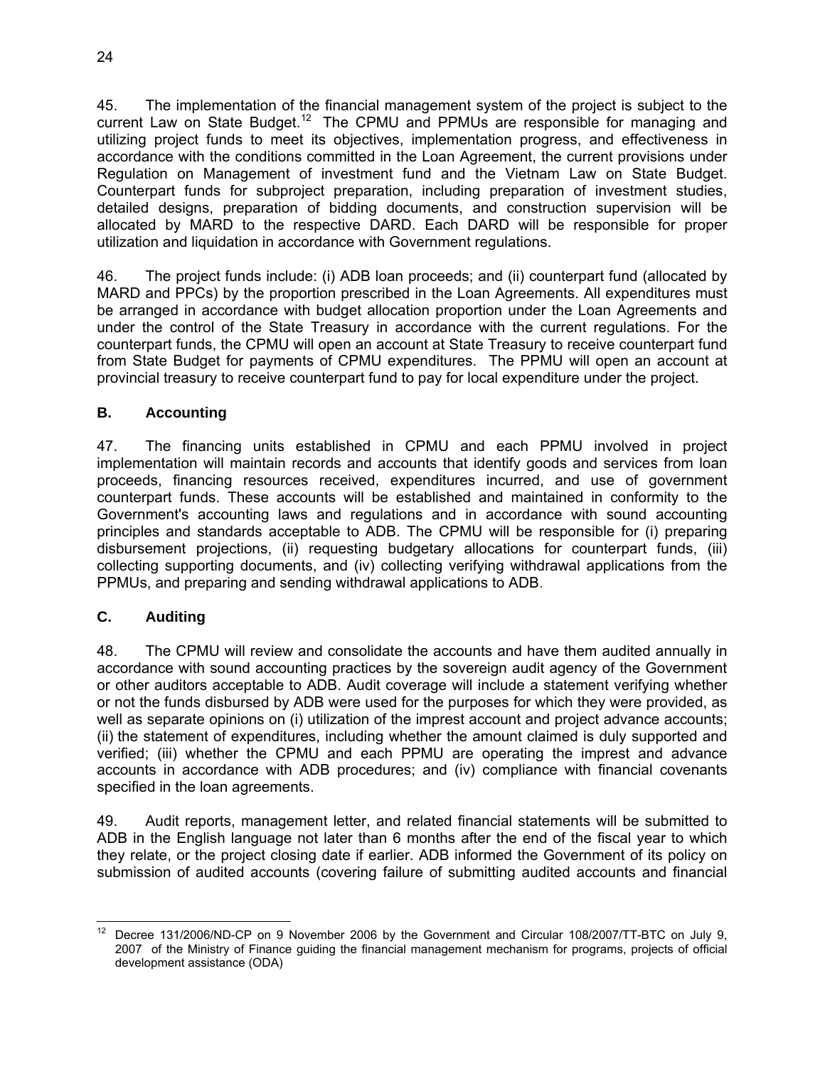45. The implementation of the financial management system of the project is subject to the current Law on State Budget.[12] The CPMU and PPMUs are responsible for managing and utilizing project funds to meet its objectives, implementation progress, and effectiveness in accordance with the conditions committed in the Loan Agreement, the current provisions under Regulation on Management of investment fund and the Vietnam Law on State Budget. Counterpart funds for subproject preparation, including preparation of investment studies, detailed designs, preparation of bidding documents, and construction supervision will be allocated by MARD to the respective DARD. Each DARD will be responsible for proper utilization and liquidation in accordance with Government regulations.

46. The project funds include: (i) ADB loan proceeds; and (ii) counterpart fund (allocated by MARD and PPCs) by the proportion prescribed in the Loan Agreements. All expenditures must be arranged in accordance with budget allocation proportion under the Loan Agreements and under the control of the State Treasury in accordance with the current regulations. For the counterpart funds, the CPMU will open an account at State Treasury to receive counterpart fund from State Budget for payments of CPMU expenditures. The PPMU will open an account at provincial treasury to receive counterpart fund to pay for local expenditure under the project.

## B. Accounting

47. The financing units established in CPMU and each PPMU involved in project implementation will maintain records and accounts that identify goods and services from loan proceeds, financing resources received, expenditures incurred, and use of government counterpart funds. These accounts will be established and maintained in conformity to the Government's accounting laws and regulations and in accordance with sound accounting principles and standards acceptable to ADB. The CPMU will be responsible for (i) preparing disbursement projections, (ii) requesting budgetary allocations for counterpart funds, (iii) collecting supporting documents, and (iv) collecting verifying withdrawal applications from the PPMUs, and preparing and sending withdrawal applications to ADB.

## C. Auditing

48. The CPMU will review and consolidate the accounts and have them audited annually in accordance with sound accounting practices by the sovereign audit agency of the Government or other auditors acceptable to ADB. Audit coverage will include a statement verifying whether or not the funds disbursed by ADB were used for the purposes for which they were provided, as well as separate opinions on (i) utilization of the imprest account and project advance accounts; (ii) the statement of expenditures, including whether the amount claimed is duly supported and verified; (iii) whether the CPMU and each PPMU are operating the imprest and advance accounts in accordance with ADB procedures; and (iv) compliance with financial covenants specified in the loan agreements.

49. Audit reports, management letter, and related financial statements will be submitted to ADB in the English language not later than 6 months after the end of the fiscal year to which they relate, or the project closing date if earlier. ADB informed the Government of its policy on submission of audited accounts (covering failure of submitting audited accounts and financial

---

[12] Decree 131/2006/ND-CP on 9 November 2006 by the Government and Circular 108/2007/TT-BTC on July 9, 2007 of the Ministry of Finance guiding the financial management mechanism for programs, projects of official development assistance (ODA)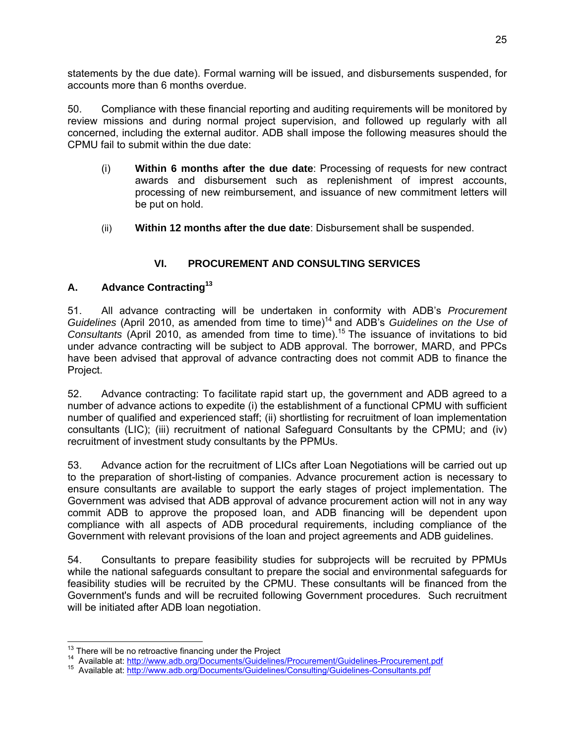statements by the due date). Formal warning will be issued, and disbursements suspended, for accounts more than 6 months overdue.

50. Compliance with these financial reporting and auditing requirements will be monitored by review missions and during normal project supervision, and followed up regularly with all concerned, including the external auditor. ADB shall impose the following measures should the CPMU fail to submit within the due date:

(i) **Within 6 months after the due date**: Processing of requests for new contract awards and disbursement such as replenishment of imprest accounts, processing of new reimbursement, and issuance of new commitment letters will be put on hold.

(ii) **Within 12 months after the due date**: Disbursement shall be suspended.

## VI. PROCUREMENT AND CONSULTING SERVICES

### A. Advance Contracting[13]

51. All advance contracting will be undertaken in conformity with ADB's *Procurement Guidelines* (April 2010, as amended from time to time)[14] and ADB's *Guidelines on the Use of Consultants* (April 2010, as amended from time to time).[15] The issuance of invitations to bid under advance contracting will be subject to ADB approval. The borrower, MARD, and PPCs have been advised that approval of advance contracting does not commit ADB to finance the Project.

52. Advance contracting: To facilitate rapid start up, the government and ADB agreed to a number of advance actions to expedite (i) the establishment of a functional CPMU with sufficient number of qualified and experienced staff; (ii) shortlisting for recruitment of loan implementation consultants (LIC); (iii) recruitment of national Safeguard Consultants by the CPMU; and (iv) recruitment of investment study consultants by the PPMUs.

53. Advance action for the recruitment of LICs after Loan Negotiations will be carried out up to the preparation of short-listing of companies. Advance procurement action is necessary to ensure consultants are available to support the early stages of project implementation. The Government was advised that ADB approval of advance procurement action will not in any way commit ADB to approve the proposed loan, and ADB financing will be dependent upon compliance with all aspects of ADB procedural requirements, including compliance of the Government with relevant provisions of the loan and project agreements and ADB guidelines.

54. Consultants to prepare feasibility studies for subprojects will be recruited by PPMUs while the national safeguards consultant to prepare the social and environmental safeguards for feasibility studies will be recruited by the CPMU. These consultants will be financed from the Government's funds and will be recruited following Government procedures. Such recruitment will be initiated after ADB loan negotiation.

---

[13] There will be no retroactive financing under the Project

[14] Available at: http://www.adb.org/Documents/Guidelines/Procurement/Guidelines-Procurement.pdf

[15] Available at: http://www.adb.org/Documents/Guidelines/Consulting/Guidelines-Consultants.pdf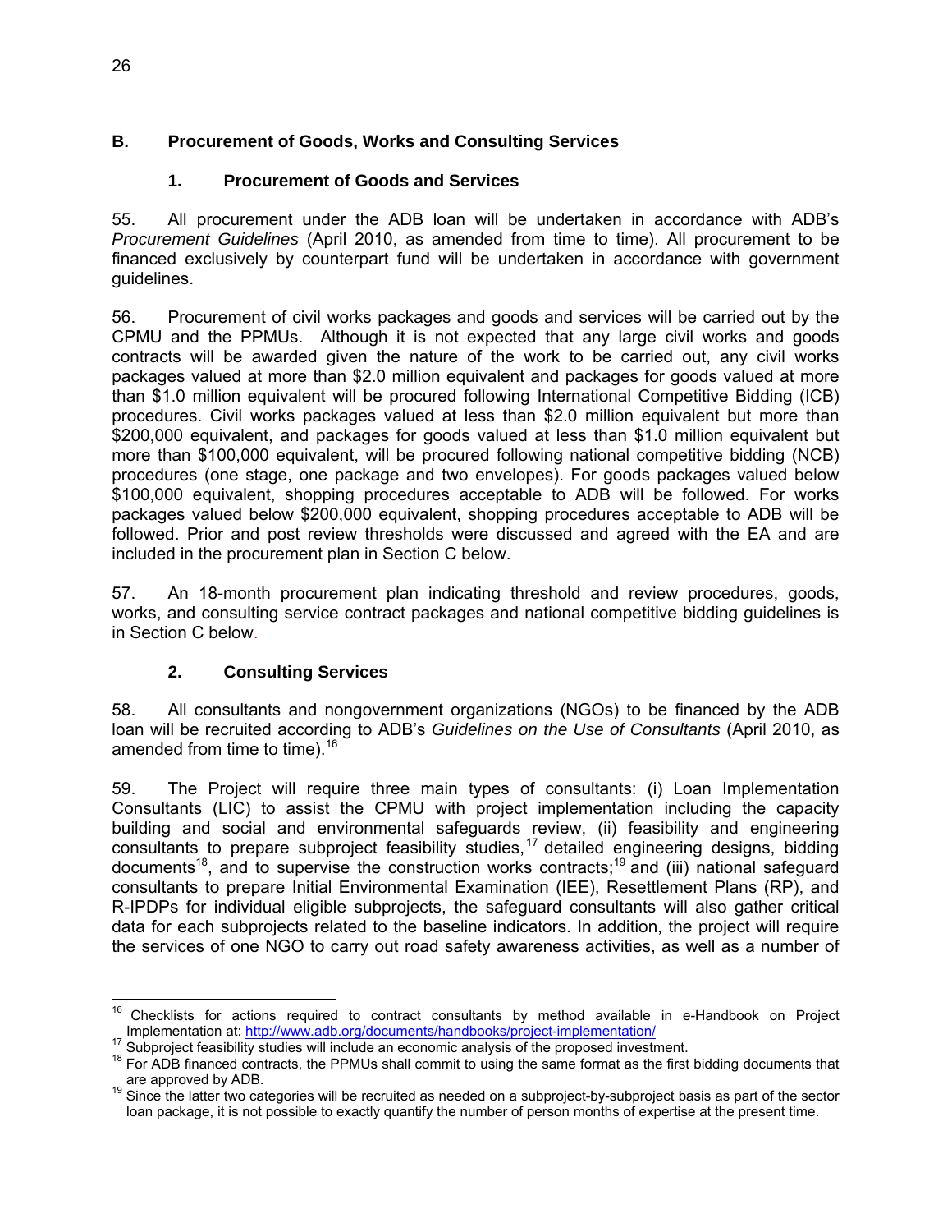## B. Procurement of Goods, Works and Consulting Services

### 1. Procurement of Goods and Services

55. All procurement under the ADB loan will be undertaken in accordance with ADB's *Procurement Guidelines* (April 2010, as amended from time to time). All procurement to be financed exclusively by counterpart fund will be undertaken in accordance with government guidelines.

56. Procurement of civil works packages and goods and services will be carried out by the CPMU and the PPMUs. Although it is not expected that any large civil works and goods contracts will be awarded given the nature of the work to be carried out, any civil works packages valued at more than $2.0 million equivalent and packages for goods valued at more than $1.0 million equivalent will be procured following International Competitive Bidding (ICB) procedures. Civil works packages valued at less than $2.0 million equivalent but more than $200,000 equivalent, and packages for goods valued at less than $1.0 million equivalent but more than $100,000 equivalent, will be procured following national competitive bidding (NCB) procedures (one stage, one package and two envelopes). For goods packages valued below $100,000 equivalent, shopping procedures acceptable to ADB will be followed. For works packages valued below $200,000 equivalent, shopping procedures acceptable to ADB will be followed. Prior and post review thresholds were discussed and agreed with the EA and are included in the procurement plan in Section C below.

57. An 18-month procurement plan indicating threshold and review procedures, goods, works, and consulting service contract packages and national competitive bidding guidelines is in Section C below.

### 2. Consulting Services

58. All consultants and nongovernment organizations (NGOs) to be financed by the ADB loan will be recruited according to ADB's *Guidelines on the Use of Consultants* (April 2010, as amended from time to time).[16]

59. The Project will require three main types of consultants: (i) Loan Implementation Consultants (LIC) to assist the CPMU with project implementation including the capacity building and social and environmental safeguards review, (ii) feasibility and engineering consultants to prepare subproject feasibility studies,[17] detailed engineering designs, bidding documents[18], and to supervise the construction works contracts;[19] and (iii) national safeguard consultants to prepare Initial Environmental Examination (IEE), Resettlement Plans (RP), and R-IPDPs for individual eligible subprojects, the safeguard consultants will also gather critical data for each subprojects related to the baseline indicators. In addition, the project will require the services of one NGO to carry out road safety awareness activities, as well as a number of

---

[16] Checklists for actions required to contract consultants by method available in e-Handbook on Project Implementation at: http://www.adb.org/documents/handbooks/project-implementation/

[17] Subproject feasibility studies will include an economic analysis of the proposed investment.

[18] For ADB financed contracts, the PPMUs shall commit to using the same format as the first bidding documents that are approved by ADB.

[19] Since the latter two categories will be recruited as needed on a subproject-by-subproject basis as part of the sector loan package, it is not possible to exactly quantify the number of person months of expertise at the present time.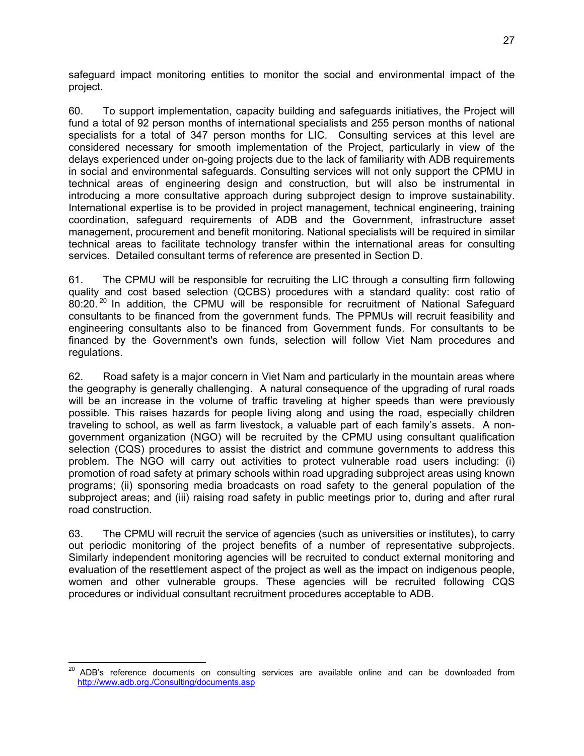safeguard impact monitoring entities to monitor the social and environmental impact of the project.

60. To support implementation, capacity building and safeguards initiatives, the Project will fund a total of 92 person months of international specialists and 255 person months of national specialists for a total of 347 person months for LIC. Consulting services at this level are considered necessary for smooth implementation of the Project, particularly in view of the delays experienced under on-going projects due to the lack of familiarity with ADB requirements in social and environmental safeguards. Consulting services will not only support the CPMU in technical areas of engineering design and construction, but will also be instrumental in introducing a more consultative approach during subproject design to improve sustainability. International expertise is to be provided in project management, technical engineering, training coordination, safeguard requirements of ADB and the Government, infrastructure asset management, procurement and benefit monitoring. National specialists will be required in similar technical areas to facilitate technology transfer within the international areas for consulting services. Detailed consultant terms of reference are presented in Section D.

61. The CPMU will be responsible for recruiting the LIC through a consulting firm following quality and cost based selection (QCBS) procedures with a standard quality: cost ratio of 80:20.[20] In addition, the CPMU will be responsible for recruitment of National Safeguard consultants to be financed from the government funds. The PPMUs will recruit feasibility and engineering consultants also to be financed from Government funds. For consultants to be financed by the Government's own funds, selection will follow Viet Nam procedures and regulations.

62. Road safety is a major concern in Viet Nam and particularly in the mountain areas where the geography is generally challenging. A natural consequence of the upgrading of rural roads will be an increase in the volume of traffic traveling at higher speeds than were previously possible. This raises hazards for people living along and using the road, especially children traveling to school, as well as farm livestock, a valuable part of each family's assets. A non-government organization (NGO) will be recruited by the CPMU using consultant qualification selection (CQS) procedures to assist the district and commune governments to address this problem. The NGO will carry out activities to protect vulnerable road users including: (i) promotion of road safety at primary schools within road upgrading subproject areas using known programs; (ii) sponsoring media broadcasts on road safety to the general population of the subproject areas; and (iii) raising road safety in public meetings prior to, during and after rural road construction.

63. The CPMU will recruit the service of agencies (such as universities or institutes), to carry out periodic monitoring of the project benefits of a number of representative subprojects. Similarly independent monitoring agencies will be recruited to conduct external monitoring and evaluation of the resettlement aspect of the project as well as the impact on indigenous people, women and other vulnerable groups. These agencies will be recruited following CQS procedures or individual consultant recruitment procedures acceptable to ADB.

---

[20] ADB's reference documents on consulting services are available online and can be downloaded from http://www.adb.org./Consulting/documents.asp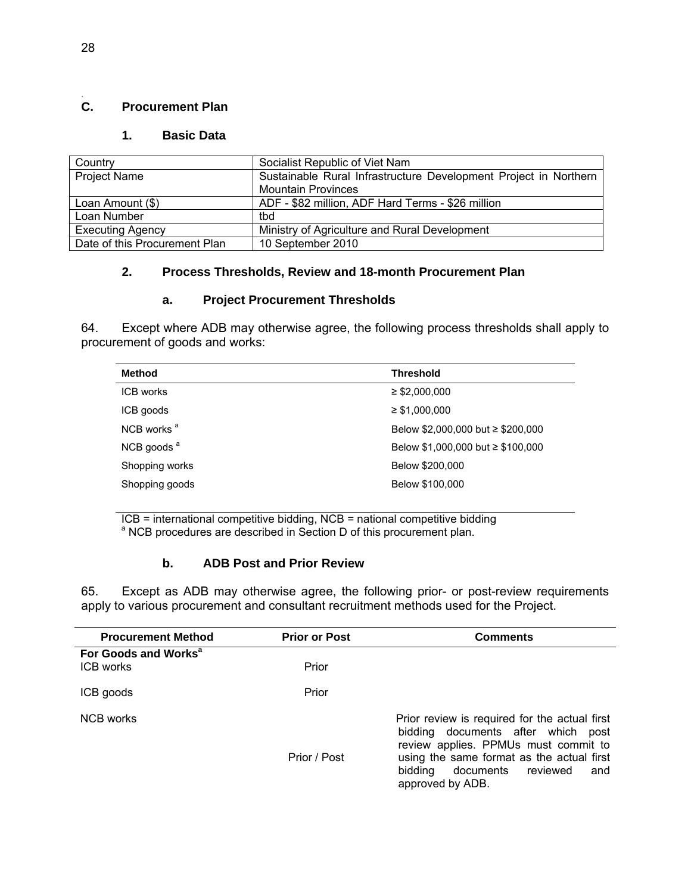## C. Procurement Plan

### 1. Basic Data

| Country | Socialist Republic of Viet Nam |
|---|---|
| Project Name | Sustainable Rural Infrastructure Development Project in Northern Mountain Provinces |
| Loan Amount ($) | ADF - $82 million, ADF Hard Terms - $26 million |
| Loan Number | tbd |
| Executing Agency | Ministry of Agriculture and Rural Development |
| Date of this Procurement Plan | 10 September 2010 |

### 2. Process Thresholds, Review and 18-month Procurement Plan

#### a. Project Procurement Thresholds

64. Except where ADB may otherwise agree, the following process thresholds shall apply to procurement of goods and works:

| Method | Threshold |
|---|---|
| ICB works | ≥ $2,000,000 |
| ICB goods | ≥ $1,000,000 |
| NCB works [a] | Below $2,000,000 but ≥ $200,000 |
| NCB goods [a] | Below $1,000,000 but ≥ $100,000 |
| Shopping works | Below $200,000 |
| Shopping goods | Below $100,000 |

ICB = international competitive bidding, NCB = national competitive bidding
[a] NCB procedures are described in Section D of this procurement plan.

#### b. ADB Post and Prior Review

65. Except as ADB may otherwise agree, the following prior- or post-review requirements apply to various procurement and consultant recruitment methods used for the Project.

| Procurement Method | Prior or Post | Comments |
|---|---|---|
| **For Goods and Works[a]** | | |
| ICB works | Prior | |
| ICB goods | Prior | |
| NCB works | Prior / Post | Prior review is required for the actual first bidding documents after which post review applies. PPMUs must commit to using the same format as the actual first bidding documents reviewed and approved by ADB. |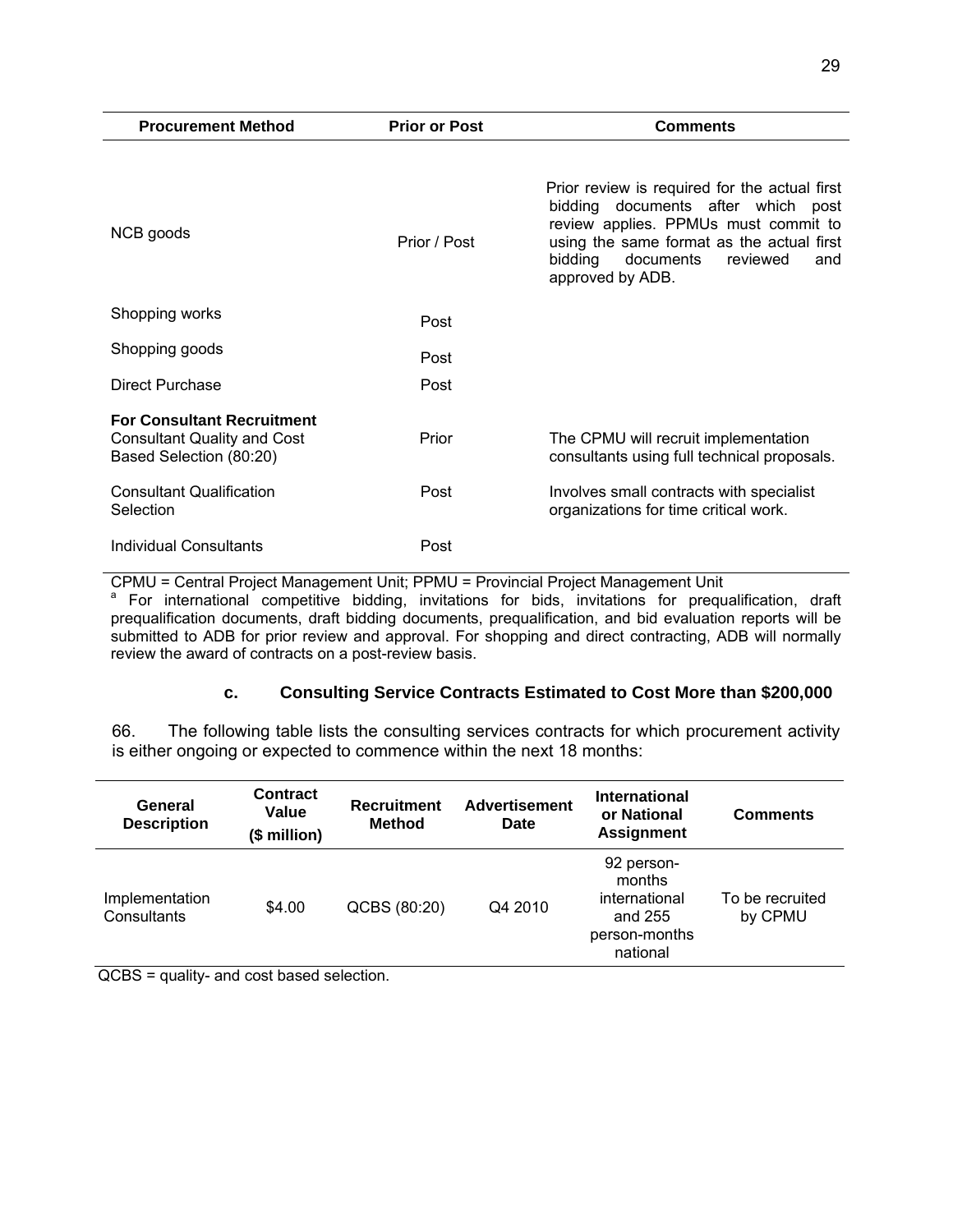| Procurement Method | Prior or Post | Comments |
| --- | --- | --- |
| NCB goods | Prior / Post | Prior review is required for the actual first bidding documents after which post review applies. PPMUs must commit to using the same format as the actual first bidding documents reviewed and approved by ADB. |
| Shopping works | Post | |
| Shopping goods | Post | |
| Direct Purchase | Post | |
| **For Consultant Recruitment** Consultant Quality and Cost Based Selection (80:20) | Prior | The CPMU will recruit implementation consultants using full technical proposals. |
| Consultant Qualification Selection | Post | Involves small contracts with specialist organizations for time critical work. |
| Individual Consultants | Post | |

CPMU = Central Project Management Unit; PPMU = Provincial Project Management Unit

[a] For international competitive bidding, invitations for bids, invitations for prequalification, draft prequalification documents, draft bidding documents, prequalification, and bid evaluation reports will be submitted to ADB for prior review and approval. For shopping and direct contracting, ADB will normally review the award of contracts on a post-review basis.

### c. Consulting Service Contracts Estimated to Cost More than $200,000

66. The following table lists the consulting services contracts for which procurement activity is either ongoing or expected to commence within the next 18 months:

| General Description | Contract Value ($ million) | Recruitment Method | Advertisement Date | International or National Assignment | Comments |
| --- | --- | --- | --- | --- | --- |
| Implementation Consultants | $4.00 | QCBS (80:20) | Q4 2010 | 92 person-months international and 255 person-months national | To be recruited by CPMU |

QCBS = quality- and cost based selection.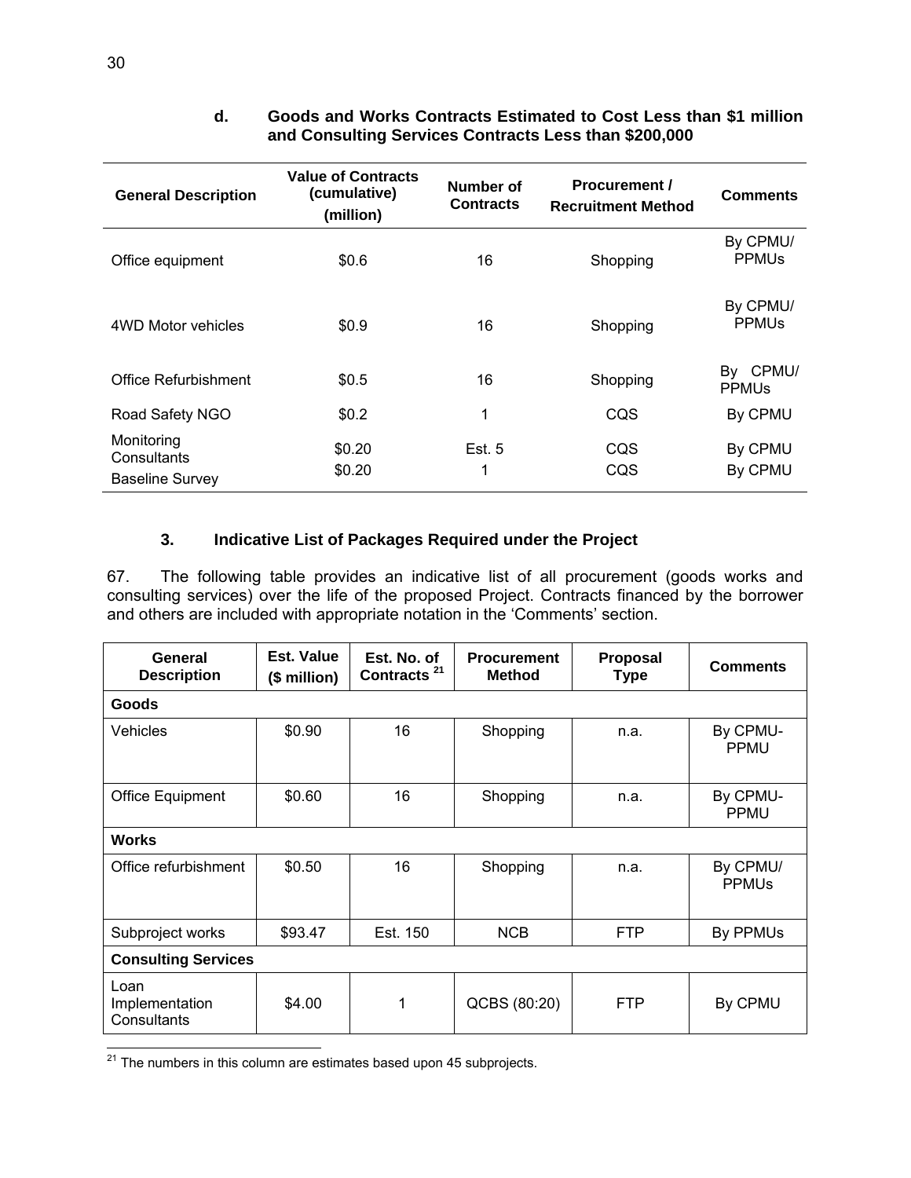#### d. Goods and Works Contracts Estimated to Cost Less than $1 million and Consulting Services Contracts Less than $200,000

| General Description | Value of Contracts (cumulative) (million) | Number of Contracts | Procurement / Recruitment Method | Comments |
|---|---|---|---|---|
| Office equipment | $0.6 | 16 | Shopping | By CPMU/ PPMUs |
| 4WD Motor vehicles | $0.9 | 16 | Shopping | By CPMU/ PPMUs |
| Office Refurbishment | $0.5 | 16 | Shopping | By CPMU/ PPMUs |
| Road Safety NGO | $0.2 | 1 | CQS | By CPMU |
| Monitoring Consultants | $0.20 | Est. 5 | CQS | By CPMU |
| Baseline Survey | $0.20 | 1 | CQS | By CPMU |

### 3. Indicative List of Packages Required under the Project

67. The following table provides an indicative list of all procurement (goods works and consulting services) over the life of the proposed Project. Contracts financed by the borrower and others are included with appropriate notation in the 'Comments' section.

| General Description | Est. Value ($ million) | Est. No. of Contracts [21] | Procurement Method | Proposal Type | Comments |
|---|---|---|---|---|---|
| **Goods** | | | | | |
| Vehicles | $0.90 | 16 | Shopping | n.a. | By CPMU-PPMU |
| Office Equipment | $0.60 | 16 | Shopping | n.a. | By CPMU-PPMU |
| **Works** | | | | | |
| Office refurbishment | $0.50 | 16 | Shopping | n.a. | By CPMU/ PPMUs |
| Subproject works | $93.47 | Est. 150 | NCB | FTP | By PPMUs |
| **Consulting Services** | | | | | |
| Loan Implementation Consultants | $4.00 | 1 | QCBS (80:20) | FTP | By CPMU |

[21] The numbers in this column are estimates based upon 45 subprojects.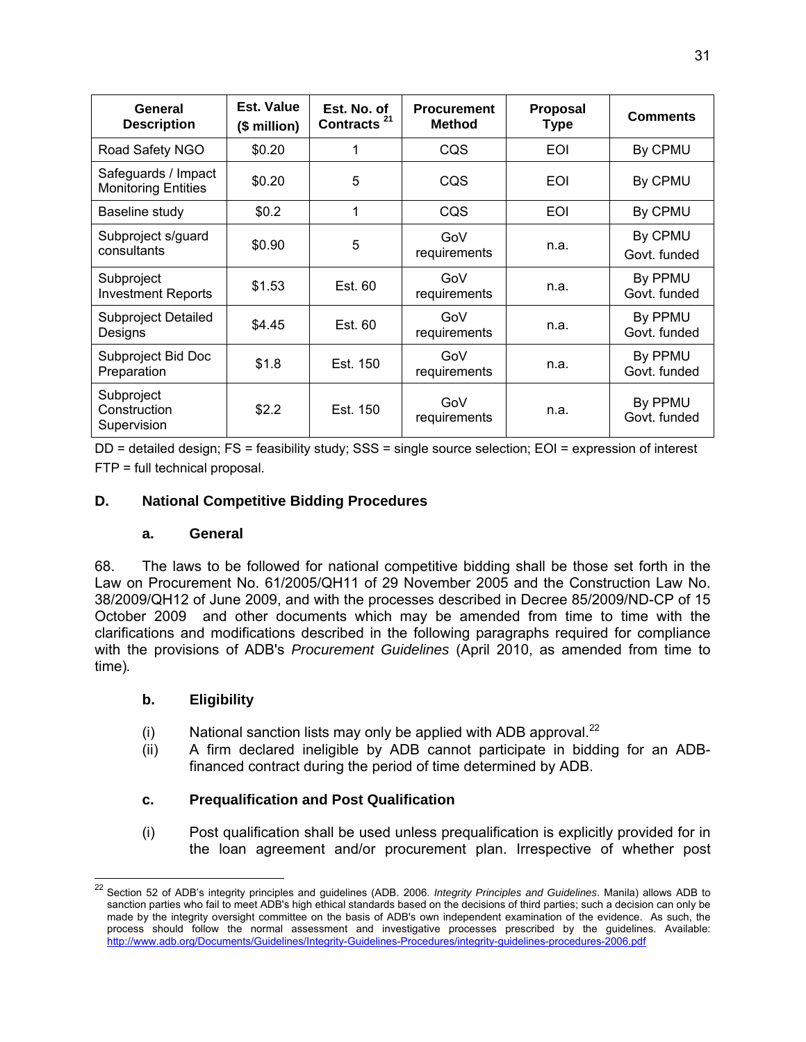| General Description | Est. Value ($ million) | Est. No. of Contracts [21] | Procurement Method | Proposal Type | Comments |
|---|---|---|---|---|---|
| Road Safety NGO | $0.20 | 1 | CQS | EOI | By CPMU |
| Safeguards / Impact Monitoring Entities | $0.20 | 5 | CQS | EOI | By CPMU |
| Baseline study | $0.2 | 1 | CQS | EOI | By CPMU |
| Subproject s/guard consultants | $0.90 | 5 | GoV requirements | n.a. | By CPMU Govt. funded |
| Subproject Investment Reports | $1.53 | Est. 60 | GoV requirements | n.a. | By PPMU Govt. funded |
| Subproject Detailed Designs | $4.45 | Est. 60 | GoV requirements | n.a. | By PPMU Govt. funded |
| Subproject Bid Doc Preparation | $1.8 | Est. 150 | GoV requirements | n.a. | By PPMU Govt. funded |
| Subproject Construction Supervision | $2.2 | Est. 150 | GoV requirements | n.a. | By PPMU Govt. funded |

DD = detailed design; FS = feasibility study; SSS = single source selection; EOI = expression of interest
FTP = full technical proposal.

## D. National Competitive Bidding Procedures

### a. General

68. The laws to be followed for national competitive bidding shall be those set forth in the Law on Procurement No. 61/2005/QH11 of 29 November 2005 and the Construction Law No. 38/2009/QH12 of June 2009, and with the processes described in Decree 85/2009/ND-CP of 15 October 2009 and other documents which may be amended from time to time with the clarifications and modifications described in the following paragraphs required for compliance with the provisions of ADB's *Procurement Guidelines* (April 2010, as amended from time to time)*.*

### b. Eligibility

(i) National sanction lists may only be applied with ADB approval.[22]

(ii) A firm declared ineligible by ADB cannot participate in bidding for an ADB-financed contract during the period of time determined by ADB.

### c. Prequalification and Post Qualification

(i) Post qualification shall be used unless prequalification is explicitly provided for in the loan agreement and/or procurement plan. Irrespective of whether post

[22] Section 52 of ADB's integrity principles and guidelines (ADB. 2006. *Integrity Principles and Guidelines*. Manila) allows ADB to sanction parties who fail to meet ADB's high ethical standards based on the decisions of third parties; such a decision can only be made by the integrity oversight committee on the basis of ADB's own independent examination of the evidence. As such, the process should follow the normal assessment and investigative processes prescribed by the guidelines. Available: http://www.adb.org/Documents/Guidelines/Integrity-Guidelines-Procedures/integrity-guidelines-procedures-2006.pdf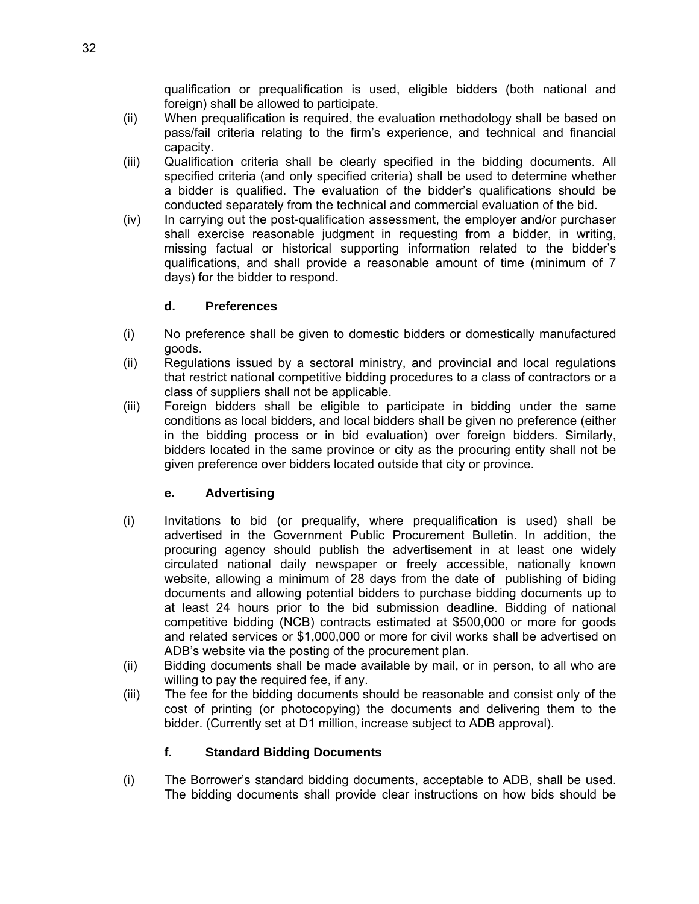qualification or prequalification is used, eligible bidders (both national and foreign) shall be allowed to participate.

(ii) When prequalification is required, the evaluation methodology shall be based on pass/fail criteria relating to the firm's experience, and technical and financial capacity.

(iii) Qualification criteria shall be clearly specified in the bidding documents. All specified criteria (and only specified criteria) shall be used to determine whether a bidder is qualified. The evaluation of the bidder's qualifications should be conducted separately from the technical and commercial evaluation of the bid.

(iv) In carrying out the post-qualification assessment, the employer and/or purchaser shall exercise reasonable judgment in requesting from a bidder, in writing, missing factual or historical supporting information related to the bidder's qualifications, and shall provide a reasonable amount of time (minimum of 7 days) for the bidder to respond.

### d. Preferences

(i) No preference shall be given to domestic bidders or domestically manufactured goods.

(ii) Regulations issued by a sectoral ministry, and provincial and local regulations that restrict national competitive bidding procedures to a class of contractors or a class of suppliers shall not be applicable.

(iii) Foreign bidders shall be eligible to participate in bidding under the same conditions as local bidders, and local bidders shall be given no preference (either in the bidding process or in bid evaluation) over foreign bidders. Similarly, bidders located in the same province or city as the procuring entity shall not be given preference over bidders located outside that city or province.

### e. Advertising

(i) Invitations to bid (or prequalify, where prequalification is used) shall be advertised in the Government Public Procurement Bulletin. In addition, the procuring agency should publish the advertisement in at least one widely circulated national daily newspaper or freely accessible, nationally known website, allowing a minimum of 28 days from the date of publishing of biding documents and allowing potential bidders to purchase bidding documents up to at least 24 hours prior to the bid submission deadline. Bidding of national competitive bidding (NCB) contracts estimated at $500,000 or more for goods and related services or $1,000,000 or more for civil works shall be advertised on ADB's website via the posting of the procurement plan.

(ii) Bidding documents shall be made available by mail, or in person, to all who are willing to pay the required fee, if any.

(iii) The fee for the bidding documents should be reasonable and consist only of the cost of printing (or photocopying) the documents and delivering them to the bidder. (Currently set at D1 million, increase subject to ADB approval).

### f. Standard Bidding Documents

(i) The Borrower's standard bidding documents, acceptable to ADB, shall be used. The bidding documents shall provide clear instructions on how bids should be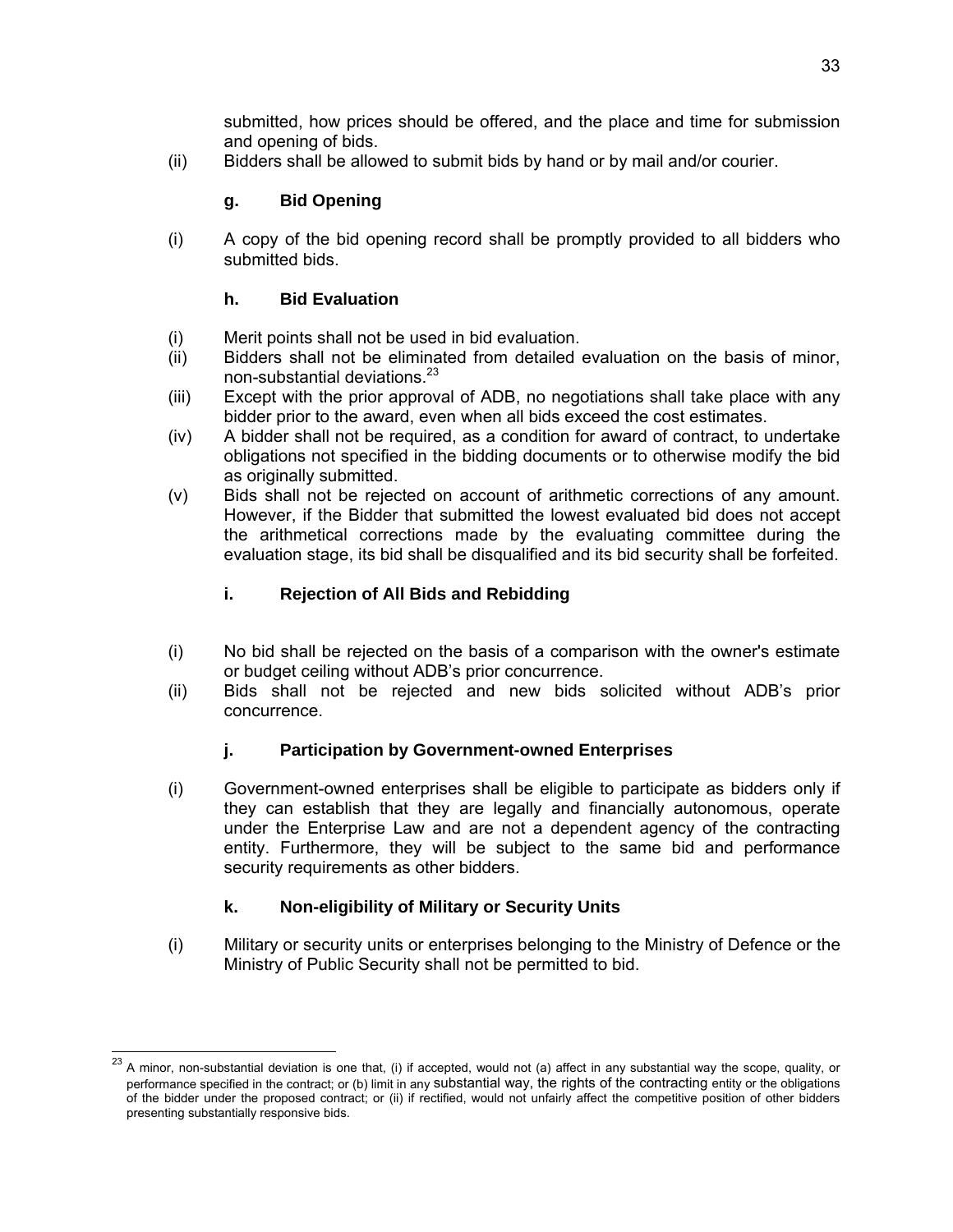submitted, how prices should be offered, and the place and time for submission and opening of bids.

(ii) Bidders shall be allowed to submit bids by hand or by mail and/or courier.

### g. Bid Opening

(i) A copy of the bid opening record shall be promptly provided to all bidders who submitted bids.

### h. Bid Evaluation

(i) Merit points shall not be used in bid evaluation.

(ii) Bidders shall not be eliminated from detailed evaluation on the basis of minor, non-substantial deviations.[23]

(iii) Except with the prior approval of ADB, no negotiations shall take place with any bidder prior to the award, even when all bids exceed the cost estimates.

(iv) A bidder shall not be required, as a condition for award of contract, to undertake obligations not specified in the bidding documents or to otherwise modify the bid as originally submitted.

(v) Bids shall not be rejected on account of arithmetic corrections of any amount. However, if the Bidder that submitted the lowest evaluated bid does not accept the arithmetical corrections made by the evaluating committee during the evaluation stage, its bid shall be disqualified and its bid security shall be forfeited.

### i. Rejection of All Bids and Rebidding

(i) No bid shall be rejected on the basis of a comparison with the owner's estimate or budget ceiling without ADB's prior concurrence.

(ii) Bids shall not be rejected and new bids solicited without ADB's prior concurrence.

### j. Participation by Government-owned Enterprises

(i) Government-owned enterprises shall be eligible to participate as bidders only if they can establish that they are legally and financially autonomous, operate under the Enterprise Law and are not a dependent agency of the contracting entity. Furthermore, they will be subject to the same bid and performance security requirements as other bidders.

### k. Non-eligibility of Military or Security Units

(i) Military or security units or enterprises belonging to the Ministry of Defence or the Ministry of Public Security shall not be permitted to bid.

---

[23] A minor, non-substantial deviation is one that, (i) if accepted, would not (a) affect in any substantial way the scope, quality, or performance specified in the contract; or (b) limit in any substantial way, the rights of the contracting entity or the obligations of the bidder under the proposed contract; or (ii) if rectified, would not unfairly affect the competitive position of other bidders presenting substantially responsive bids.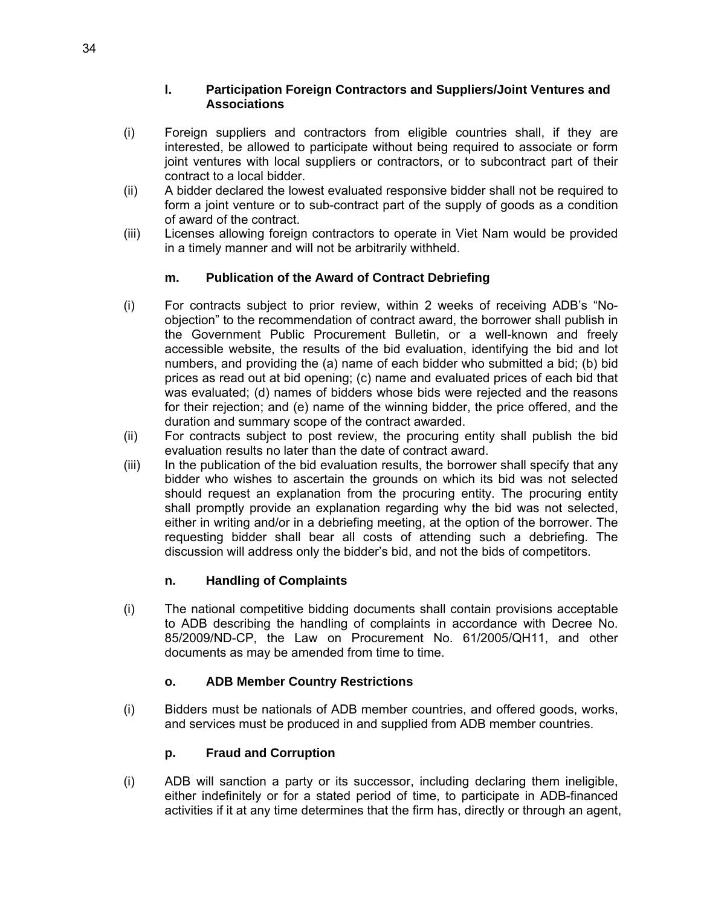### l. Participation Foreign Contractors and Suppliers/Joint Ventures and Associations

(i) Foreign suppliers and contractors from eligible countries shall, if they are interested, be allowed to participate without being required to associate or form joint ventures with local suppliers or contractors, or to subcontract part of their contract to a local bidder.

(ii) A bidder declared the lowest evaluated responsive bidder shall not be required to form a joint venture or to sub-contract part of the supply of goods as a condition of award of the contract.

(iii) Licenses allowing foreign contractors to operate in Viet Nam would be provided in a timely manner and will not be arbitrarily withheld.

### m. Publication of the Award of Contract Debriefing

(i) For contracts subject to prior review, within 2 weeks of receiving ADB's "No-objection" to the recommendation of contract award, the borrower shall publish in the Government Public Procurement Bulletin, or a well-known and freely accessible website, the results of the bid evaluation, identifying the bid and lot numbers, and providing the (a) name of each bidder who submitted a bid; (b) bid prices as read out at bid opening; (c) name and evaluated prices of each bid that was evaluated; (d) names of bidders whose bids were rejected and the reasons for their rejection; and (e) name of the winning bidder, the price offered, and the duration and summary scope of the contract awarded.

(ii) For contracts subject to post review, the procuring entity shall publish the bid evaluation results no later than the date of contract award.

(iii) In the publication of the bid evaluation results, the borrower shall specify that any bidder who wishes to ascertain the grounds on which its bid was not selected should request an explanation from the procuring entity. The procuring entity shall promptly provide an explanation regarding why the bid was not selected, either in writing and/or in a debriefing meeting, at the option of the borrower. The requesting bidder shall bear all costs of attending such a debriefing. The discussion will address only the bidder's bid, and not the bids of competitors.

### n. Handling of Complaints

(i) The national competitive bidding documents shall contain provisions acceptable to ADB describing the handling of complaints in accordance with Decree No. 85/2009/ND-CP, the Law on Procurement No. 61/2005/QH11, and other documents as may be amended from time to time.

### o. ADB Member Country Restrictions

(i) Bidders must be nationals of ADB member countries, and offered goods, works, and services must be produced in and supplied from ADB member countries.

### p. Fraud and Corruption

(i) ADB will sanction a party or its successor, including declaring them ineligible, either indefinitely or for a stated period of time, to participate in ADB-financed activities if it at any time determines that the firm has, directly or through an agent,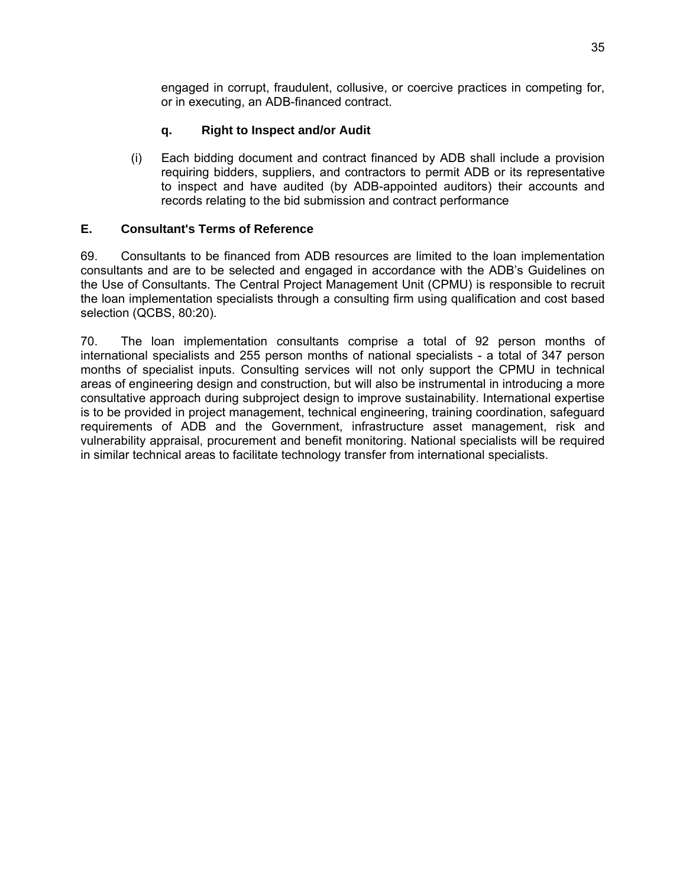engaged in corrupt, fraudulent, collusive, or coercive practices in competing for, or in executing, an ADB-financed contract.

#### q. Right to Inspect and/or Audit

(i) Each bidding document and contract financed by ADB shall include a provision requiring bidders, suppliers, and contractors to permit ADB or its representative to inspect and have audited (by ADB-appointed auditors) their accounts and records relating to the bid submission and contract performance

### E. Consultant's Terms of Reference

69. Consultants to be financed from ADB resources are limited to the loan implementation consultants and are to be selected and engaged in accordance with the ADB's Guidelines on the Use of Consultants. The Central Project Management Unit (CPMU) is responsible to recruit the loan implementation specialists through a consulting firm using qualification and cost based selection (QCBS, 80:20).

70. The loan implementation consultants comprise a total of 92 person months of international specialists and 255 person months of national specialists - a total of 347 person months of specialist inputs. Consulting services will not only support the CPMU in technical areas of engineering design and construction, but will also be instrumental in introducing a more consultative approach during subproject design to improve sustainability. International expertise is to be provided in project management, technical engineering, training coordination, safeguard requirements of ADB and the Government, infrastructure asset management, risk and vulnerability appraisal, procurement and benefit monitoring. National specialists will be required in similar technical areas to facilitate technology transfer from international specialists.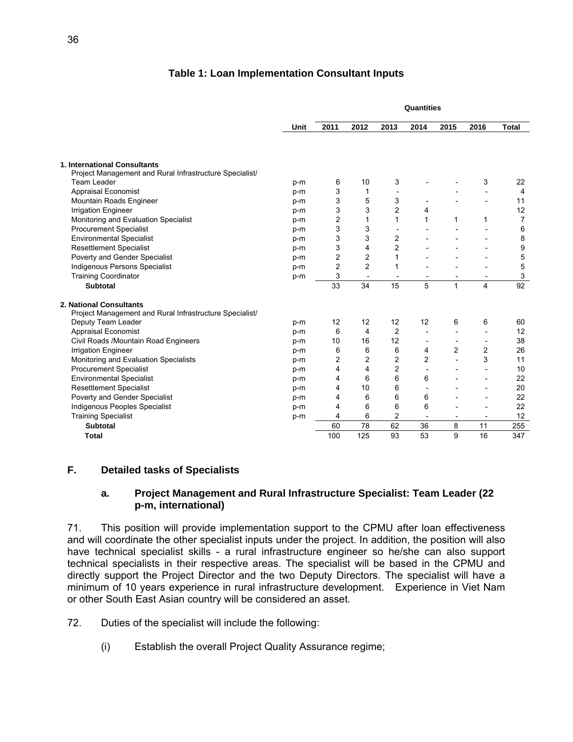### Table 1: Loan Implementation Consultant Inputs

| | Unit | Quantities | | | | | | |
|---|---|---|---|---|---|---|---|---|
| | | 2011 | 2012 | 2013 | 2014 | 2015 | 2016 | Total |
| **1. International Consultants** | | | | | | | | |
| Project Management and Rural Infrastructure Specialist/ Team Leader | p-m | 6 | 10 | 3 | - | - | 3 | 22 |
| Appraisal Economist | p-m | 3 | 1 | - | | - | - | 4 |
| Mountain Roads Engineer | p-m | 3 | 5 | 3 | - | - | - | 11 |
| Irrigation Engineer | p-m | 3 | 3 | 2 | 4 | | | 12 |
| Monitoring and Evaluation Specialist | p-m | 2 | 1 | 1 | 1 | 1 | 1 | 7 |
| Procurement Specialist | p-m | 3 | 3 | - | - | - | - | 6 |
| Environmental Specialist | p-m | 3 | 3 | 2 | - | - | - | 8 |
| Resettlement Specialist | p-m | 3 | 4 | 2 | - | - | - | 9 |
| Poverty and Gender Specialist | p-m | 2 | 2 | 1 | - | - | - | 5 |
| Indigenous Persons Specialist | p-m | 2 | 2 | 1 | - | - | - | 5 |
| Training Coordinator | p-m | 3 | - | - | - | - | - | 3 |
| **Subtotal** | | 33 | 34 | 15 | 5 | 1 | 4 | 92 |
| **2. National Consultants** | | | | | | | | |
| Project Management and Rural Infrastructure Specialist/ Deputy Team Leader | p-m | 12 | 12 | 12 | 12 | 6 | 6 | 60 |
| Appraisal Economist | p-m | 6 | 4 | 2 | - | - | - | 12 |
| Civil Roads /Mountain Road Engineers | p-m | 10 | 16 | 12 | - | - | - | 38 |
| Irrigation Engineer | p-m | 6 | 6 | 6 | 4 | 2 | 2 | 26 |
| Monitoring and Evaluation Specialists | p-m | 2 | 2 | 2 | 2 | - | 3 | 11 |
| Procurement Specialist | p-m | 4 | 4 | 2 | - | - | - | 10 |
| Environmental Specialist | p-m | 4 | 6 | 6 | 6 | - | - | 22 |
| Resettlement Specialist | p-m | 4 | 10 | 6 | - | - | - | 20 |
| Poverty and Gender Specialist | p-m | 4 | 6 | 6 | 6 | - | - | 22 |
| Indigenous Peoples Specialist | p-m | 4 | 6 | 6 | 6 | - | - | 22 |
| Training Specialist | p-m | 4 | 6 | 2 | - | - | - | 12 |
| **Subtotal** | | 60 | 78 | 62 | 36 | 8 | 11 | 255 |
| **Total** | | 100 | 125 | 93 | 53 | 9 | 16 | 347 |

## F. Detailed tasks of Specialists

### a. Project Management and Rural Infrastructure Specialist: Team Leader (22 p-m, international)

71. This position will provide implementation support to the CPMU after loan effectiveness and will coordinate the other specialist inputs under the project. In addition, the position will also have technical specialist skills - a rural infrastructure engineer so he/she can also support technical specialists in their respective areas. The specialist will be based in the CPMU and directly support the Project Director and the two Deputy Directors. The specialist will have a minimum of 10 years experience in rural infrastructure development. Experience in Viet Nam or other South East Asian country will be considered an asset.

72. Duties of the specialist will include the following:

(i) Establish the overall Project Quality Assurance regime;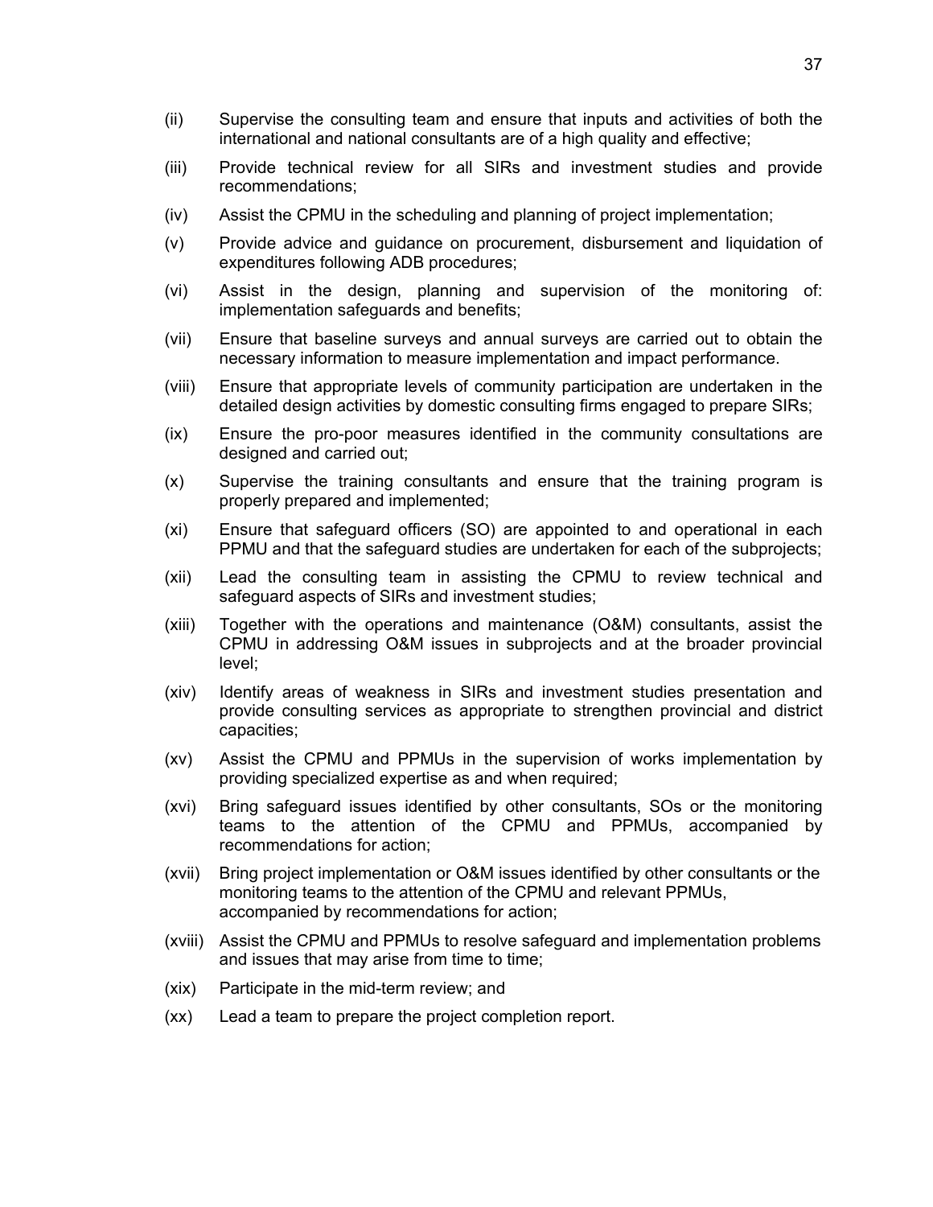(ii) Supervise the consulting team and ensure that inputs and activities of both the international and national consultants are of a high quality and effective;

(iii) Provide technical review for all SIRs and investment studies and provide recommendations;

(iv) Assist the CPMU in the scheduling and planning of project implementation;

(v) Provide advice and guidance on procurement, disbursement and liquidation of expenditures following ADB procedures;

(vi) Assist in the design, planning and supervision of the monitoring of: implementation safeguards and benefits;

(vii) Ensure that baseline surveys and annual surveys are carried out to obtain the necessary information to measure implementation and impact performance.

(viii) Ensure that appropriate levels of community participation are undertaken in the detailed design activities by domestic consulting firms engaged to prepare SIRs;

(ix) Ensure the pro-poor measures identified in the community consultations are designed and carried out;

(x) Supervise the training consultants and ensure that the training program is properly prepared and implemented;

(xi) Ensure that safeguard officers (SO) are appointed to and operational in each PPMU and that the safeguard studies are undertaken for each of the subprojects;

(xii) Lead the consulting team in assisting the CPMU to review technical and safeguard aspects of SIRs and investment studies;

(xiii) Together with the operations and maintenance (O&M) consultants, assist the CPMU in addressing O&M issues in subprojects and at the broader provincial level;

(xiv) Identify areas of weakness in SIRs and investment studies presentation and provide consulting services as appropriate to strengthen provincial and district capacities;

(xv) Assist the CPMU and PPMUs in the supervision of works implementation by providing specialized expertise as and when required;

(xvi) Bring safeguard issues identified by other consultants, SOs or the monitoring teams to the attention of the CPMU and PPMUs, accompanied by recommendations for action;

(xvii) Bring project implementation or O&M issues identified by other consultants or the monitoring teams to the attention of the CPMU and relevant PPMUs, accompanied by recommendations for action;

(xviii) Assist the CPMU and PPMUs to resolve safeguard and implementation problems and issues that may arise from time to time;

(xix) Participate in the mid-term review; and

(xx) Lead a team to prepare the project completion report.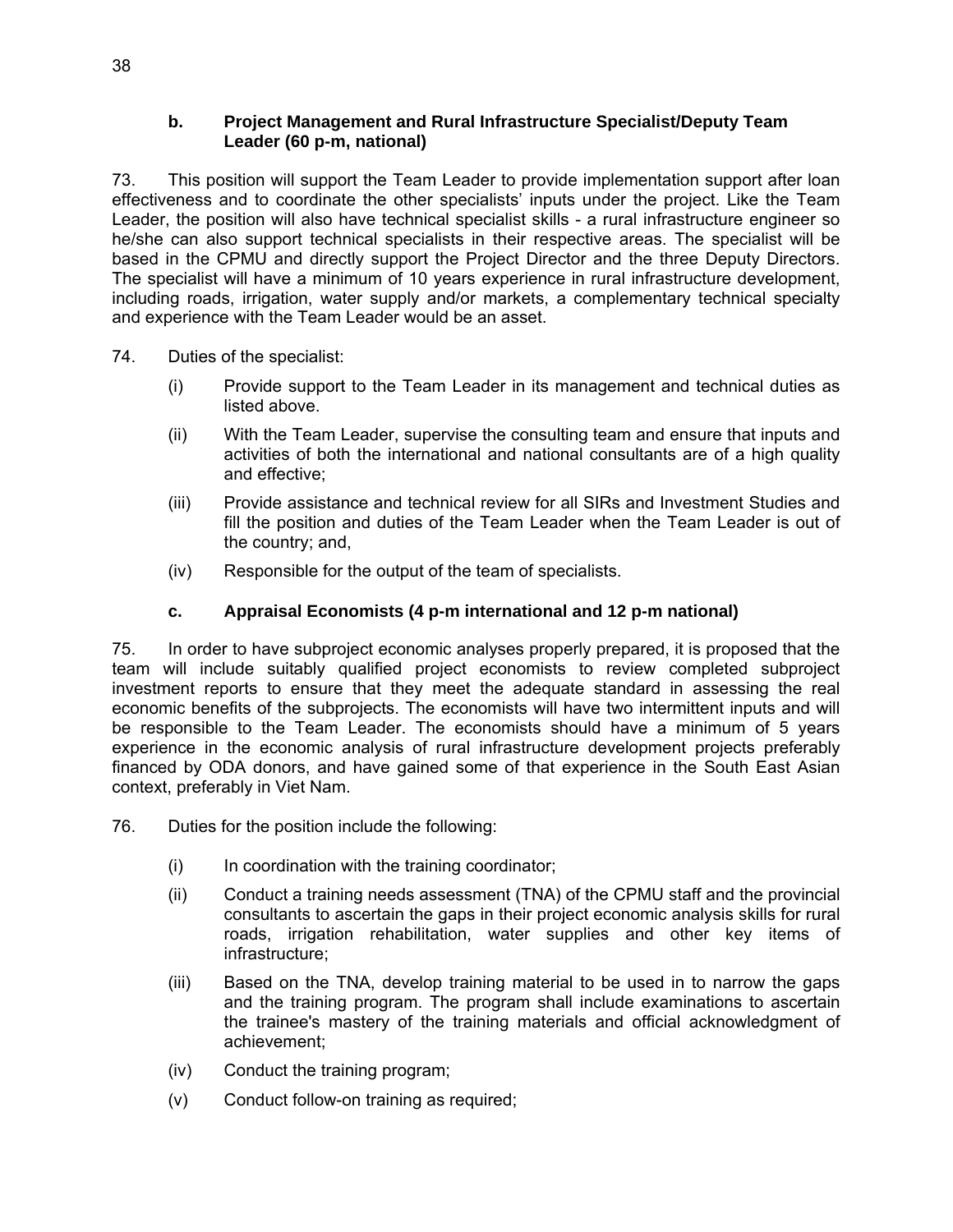### b. Project Management and Rural Infrastructure Specialist/Deputy Team Leader (60 p-m, national)

73. This position will support the Team Leader to provide implementation support after loan effectiveness and to coordinate the other specialists' inputs under the project. Like the Team Leader, the position will also have technical specialist skills - a rural infrastructure engineer so he/she can also support technical specialists in their respective areas. The specialist will be based in the CPMU and directly support the Project Director and the three Deputy Directors. The specialist will have a minimum of 10 years experience in rural infrastructure development, including roads, irrigation, water supply and/or markets, a complementary technical specialty and experience with the Team Leader would be an asset.

74. Duties of the specialist:

(i) Provide support to the Team Leader in its management and technical duties as listed above.

(ii) With the Team Leader, supervise the consulting team and ensure that inputs and activities of both the international and national consultants are of a high quality and effective;

(iii) Provide assistance and technical review for all SIRs and Investment Studies and fill the position and duties of the Team Leader when the Team Leader is out of the country; and,

(iv) Responsible for the output of the team of specialists.

### c. Appraisal Economists (4 p-m international and 12 p-m national)

75. In order to have subproject economic analyses properly prepared, it is proposed that the team will include suitably qualified project economists to review completed subproject investment reports to ensure that they meet the adequate standard in assessing the real economic benefits of the subprojects. The economists will have two intermittent inputs and will be responsible to the Team Leader. The economists should have a minimum of 5 years experience in the economic analysis of rural infrastructure development projects preferably financed by ODA donors, and have gained some of that experience in the South East Asian context, preferably in Viet Nam.

76. Duties for the position include the following:

(i) In coordination with the training coordinator;

(ii) Conduct a training needs assessment (TNA) of the CPMU staff and the provincial consultants to ascertain the gaps in their project economic analysis skills for rural roads, irrigation rehabilitation, water supplies and other key items of infrastructure;

(iii) Based on the TNA, develop training material to be used in to narrow the gaps and the training program. The program shall include examinations to ascertain the trainee's mastery of the training materials and official acknowledgment of achievement;

(iv) Conduct the training program;

(v) Conduct follow-on training as required;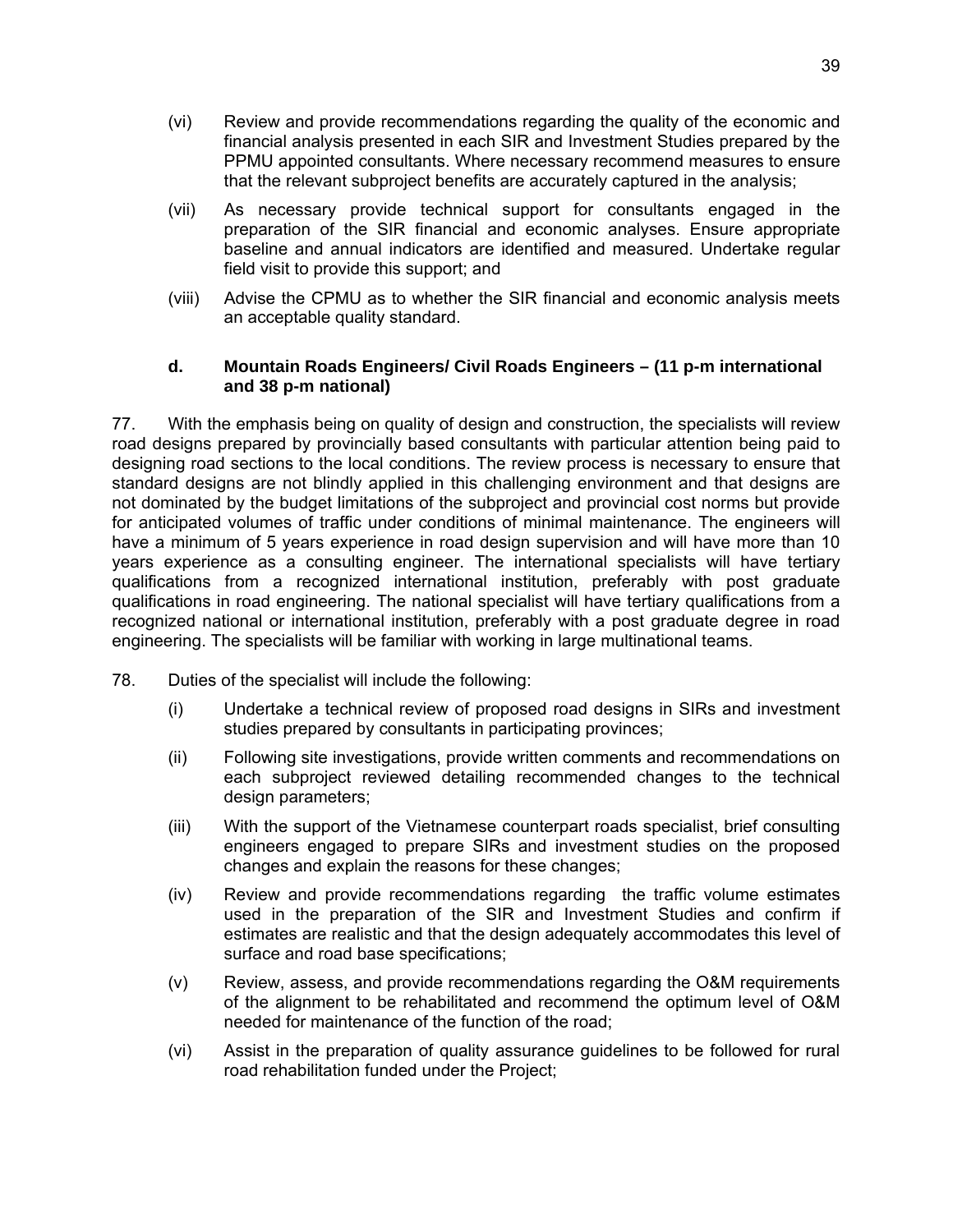(vi) Review and provide recommendations regarding the quality of the economic and financial analysis presented in each SIR and Investment Studies prepared by the PPMU appointed consultants. Where necessary recommend measures to ensure that the relevant subproject benefits are accurately captured in the analysis;

(vii) As necessary provide technical support for consultants engaged in the preparation of the SIR financial and economic analyses. Ensure appropriate baseline and annual indicators are identified and measured. Undertake regular field visit to provide this support; and

(viii) Advise the CPMU as to whether the SIR financial and economic analysis meets an acceptable quality standard.

#### d. Mountain Roads Engineers/ Civil Roads Engineers – (11 p-m international and 38 p-m national)

77. With the emphasis being on quality of design and construction, the specialists will review road designs prepared by provincially based consultants with particular attention being paid to designing road sections to the local conditions. The review process is necessary to ensure that standard designs are not blindly applied in this challenging environment and that designs are not dominated by the budget limitations of the subproject and provincial cost norms but provide for anticipated volumes of traffic under conditions of minimal maintenance. The engineers will have a minimum of 5 years experience in road design supervision and will have more than 10 years experience as a consulting engineer. The international specialists will have tertiary qualifications from a recognized international institution, preferably with post graduate qualifications in road engineering. The national specialist will have tertiary qualifications from a recognized national or international institution, preferably with a post graduate degree in road engineering. The specialists will be familiar with working in large multinational teams.

78. Duties of the specialist will include the following:

(i) Undertake a technical review of proposed road designs in SIRs and investment studies prepared by consultants in participating provinces;

(ii) Following site investigations, provide written comments and recommendations on each subproject reviewed detailing recommended changes to the technical design parameters;

(iii) With the support of the Vietnamese counterpart roads specialist, brief consulting engineers engaged to prepare SIRs and investment studies on the proposed changes and explain the reasons for these changes;

(iv) Review and provide recommendations regarding the traffic volume estimates used in the preparation of the SIR and Investment Studies and confirm if estimates are realistic and that the design adequately accommodates this level of surface and road base specifications;

(v) Review, assess, and provide recommendations regarding the O&M requirements of the alignment to be rehabilitated and recommend the optimum level of O&M needed for maintenance of the function of the road;

(vi) Assist in the preparation of quality assurance guidelines to be followed for rural road rehabilitation funded under the Project;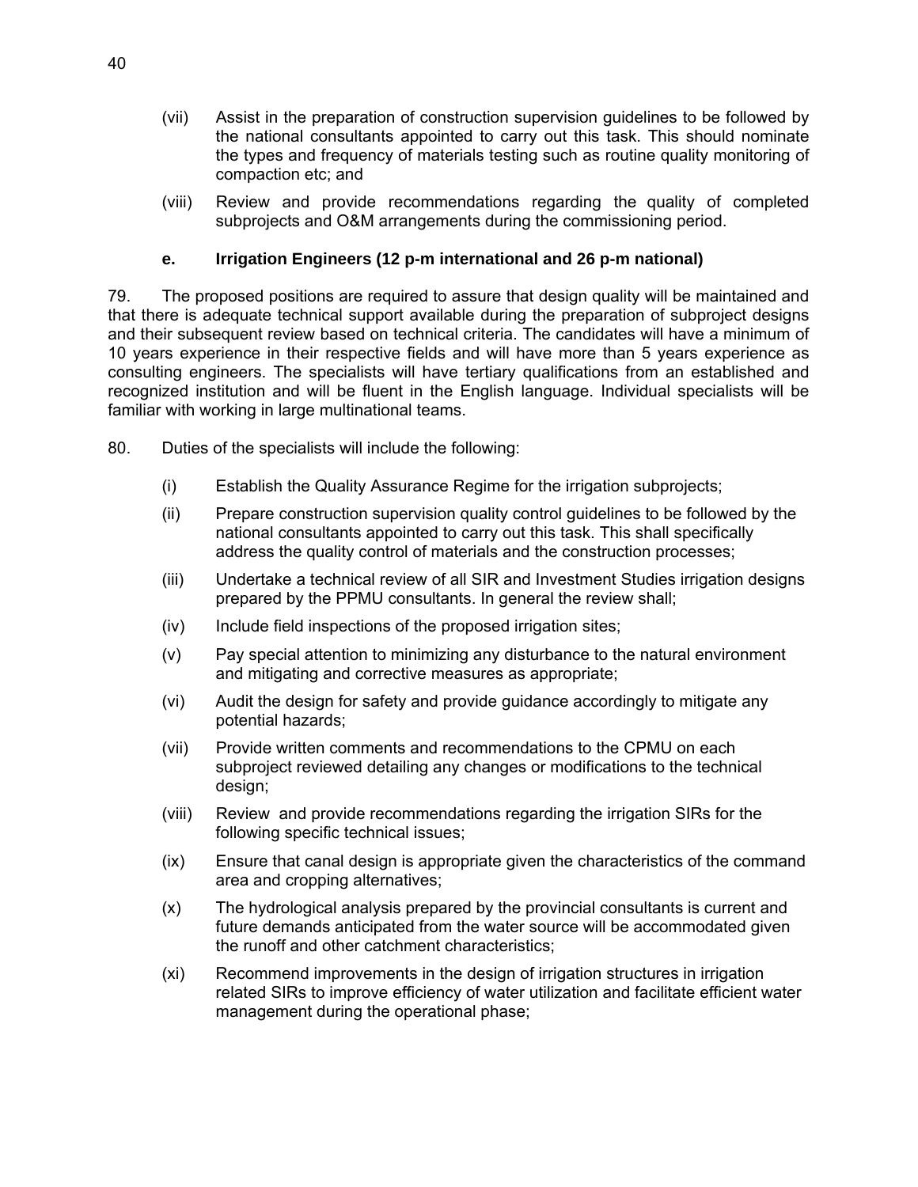(vii) Assist in the preparation of construction supervision guidelines to be followed by the national consultants appointed to carry out this task. This should nominate the types and frequency of materials testing such as routine quality monitoring of compaction etc; and

(viii) Review and provide recommendations regarding the quality of completed subprojects and O&M arrangements during the commissioning period.

### e. Irrigation Engineers (12 p-m international and 26 p-m national)

79. The proposed positions are required to assure that design quality will be maintained and that there is adequate technical support available during the preparation of subproject designs and their subsequent review based on technical criteria. The candidates will have a minimum of 10 years experience in their respective fields and will have more than 5 years experience as consulting engineers. The specialists will have tertiary qualifications from an established and recognized institution and will be fluent in the English language. Individual specialists will be familiar with working in large multinational teams.

80. Duties of the specialists will include the following:

(i) Establish the Quality Assurance Regime for the irrigation subprojects;

(ii) Prepare construction supervision quality control guidelines to be followed by the national consultants appointed to carry out this task. This shall specifically address the quality control of materials and the construction processes;

(iii) Undertake a technical review of all SIR and Investment Studies irrigation designs prepared by the PPMU consultants. In general the review shall;

(iv) Include field inspections of the proposed irrigation sites;

(v) Pay special attention to minimizing any disturbance to the natural environment and mitigating and corrective measures as appropriate;

(vi) Audit the design for safety and provide guidance accordingly to mitigate any potential hazards;

(vii) Provide written comments and recommendations to the CPMU on each subproject reviewed detailing any changes or modifications to the technical design;

(viii) Review and provide recommendations regarding the irrigation SIRs for the following specific technical issues;

(ix) Ensure that canal design is appropriate given the characteristics of the command area and cropping alternatives;

(x) The hydrological analysis prepared by the provincial consultants is current and future demands anticipated from the water source will be accommodated given the runoff and other catchment characteristics;

(xi) Recommend improvements in the design of irrigation structures in irrigation related SIRs to improve efficiency of water utilization and facilitate efficient water management during the operational phase;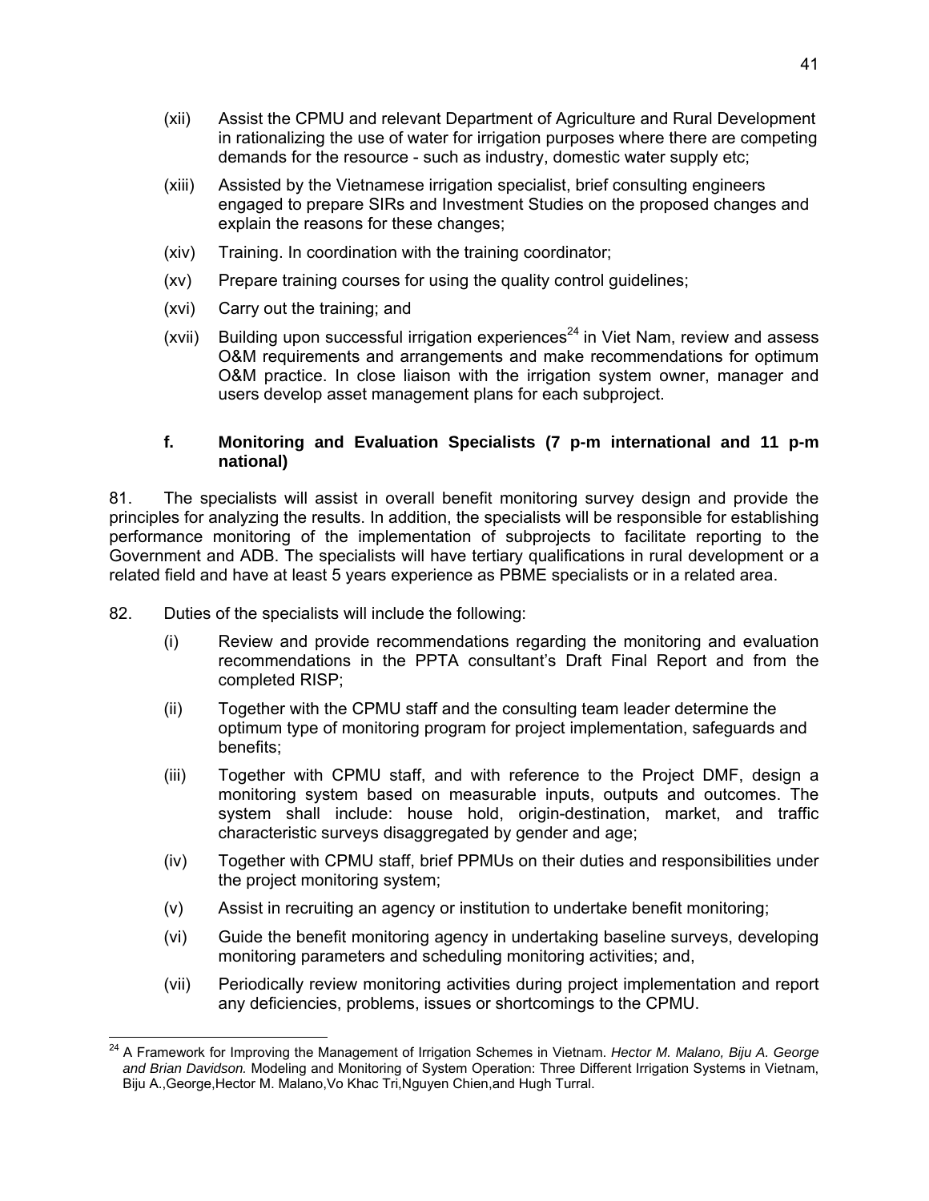(xii) Assist the CPMU and relevant Department of Agriculture and Rural Development in rationalizing the use of water for irrigation purposes where there are competing demands for the resource - such as industry, domestic water supply etc;

(xiii) Assisted by the Vietnamese irrigation specialist, brief consulting engineers engaged to prepare SIRs and Investment Studies on the proposed changes and explain the reasons for these changes;

(xiv) Training. In coordination with the training coordinator;

(xv) Prepare training courses for using the quality control guidelines;

(xvi) Carry out the training; and

(xvii) Building upon successful irrigation experiences[24] in Viet Nam, review and assess O&M requirements and arrangements and make recommendations for optimum O&M practice. In close liaison with the irrigation system owner, manager and users develop asset management plans for each subproject.

#### f. Monitoring and Evaluation Specialists (7 p-m international and 11 p-m national)

81. The specialists will assist in overall benefit monitoring survey design and provide the principles for analyzing the results. In addition, the specialists will be responsible for establishing performance monitoring of the implementation of subprojects to facilitate reporting to the Government and ADB. The specialists will have tertiary qualifications in rural development or a related field and have at least 5 years experience as PBME specialists or in a related area.

82. Duties of the specialists will include the following:

(i) Review and provide recommendations regarding the monitoring and evaluation recommendations in the PPTA consultant's Draft Final Report and from the completed RISP;

(ii) Together with the CPMU staff and the consulting team leader determine the optimum type of monitoring program for project implementation, safeguards and benefits;

(iii) Together with CPMU staff, and with reference to the Project DMF, design a monitoring system based on measurable inputs, outputs and outcomes. The system shall include: house hold, origin-destination, market, and traffic characteristic surveys disaggregated by gender and age;

(iv) Together with CPMU staff, brief PPMUs on their duties and responsibilities under the project monitoring system;

(v) Assist in recruiting an agency or institution to undertake benefit monitoring;

(vi) Guide the benefit monitoring agency in undertaking baseline surveys, developing monitoring parameters and scheduling monitoring activities; and,

(vii) Periodically review monitoring activities during project implementation and report any deficiencies, problems, issues or shortcomings to the CPMU.

---

[24] A Framework for Improving the Management of Irrigation Schemes in Vietnam. *Hector M. Malano, Biju A. George and Brian Davidson.* Modeling and Monitoring of System Operation: Three Different Irrigation Systems in Vietnam, Biju A.,George,Hector M. Malano,Vo Khac Tri,Nguyen Chien,and Hugh Turral.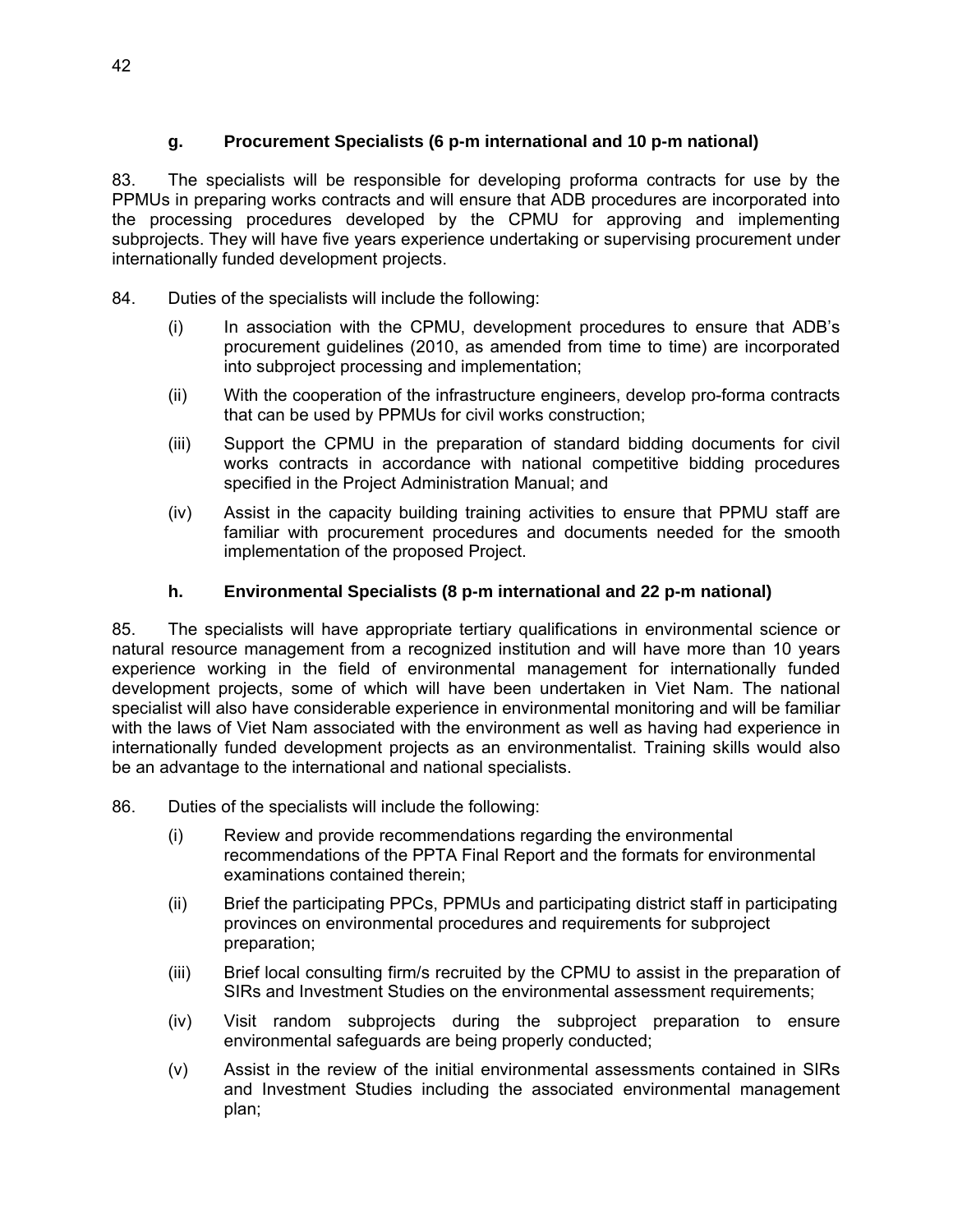#### g. Procurement Specialists (6 p-m international and 10 p-m national)

83. The specialists will be responsible for developing proforma contracts for use by the PPMUs in preparing works contracts and will ensure that ADB procedures are incorporated into the processing procedures developed by the CPMU for approving and implementing subprojects. They will have five years experience undertaking or supervising procurement under internationally funded development projects.

84. Duties of the specialists will include the following:

(i) In association with the CPMU, development procedures to ensure that ADB's procurement guidelines (2010, as amended from time to time) are incorporated into subproject processing and implementation;

(ii) With the cooperation of the infrastructure engineers, develop pro-forma contracts that can be used by PPMUs for civil works construction;

(iii) Support the CPMU in the preparation of standard bidding documents for civil works contracts in accordance with national competitive bidding procedures specified in the Project Administration Manual; and

(iv) Assist in the capacity building training activities to ensure that PPMU staff are familiar with procurement procedures and documents needed for the smooth implementation of the proposed Project.

#### h. Environmental Specialists (8 p-m international and 22 p-m national)

85. The specialists will have appropriate tertiary qualifications in environmental science or natural resource management from a recognized institution and will have more than 10 years experience working in the field of environmental management for internationally funded development projects, some of which will have been undertaken in Viet Nam. The national specialist will also have considerable experience in environmental monitoring and will be familiar with the laws of Viet Nam associated with the environment as well as having had experience in internationally funded development projects as an environmentalist. Training skills would also be an advantage to the international and national specialists.

86. Duties of the specialists will include the following:

(i) Review and provide recommendations regarding the environmental recommendations of the PPTA Final Report and the formats for environmental examinations contained therein;

(ii) Brief the participating PPCs, PPMUs and participating district staff in participating provinces on environmental procedures and requirements for subproject preparation;

(iii) Brief local consulting firm/s recruited by the CPMU to assist in the preparation of SIRs and Investment Studies on the environmental assessment requirements;

(iv) Visit random subprojects during the subproject preparation to ensure environmental safeguards are being properly conducted;

(v) Assist in the review of the initial environmental assessments contained in SIRs and Investment Studies including the associated environmental management plan;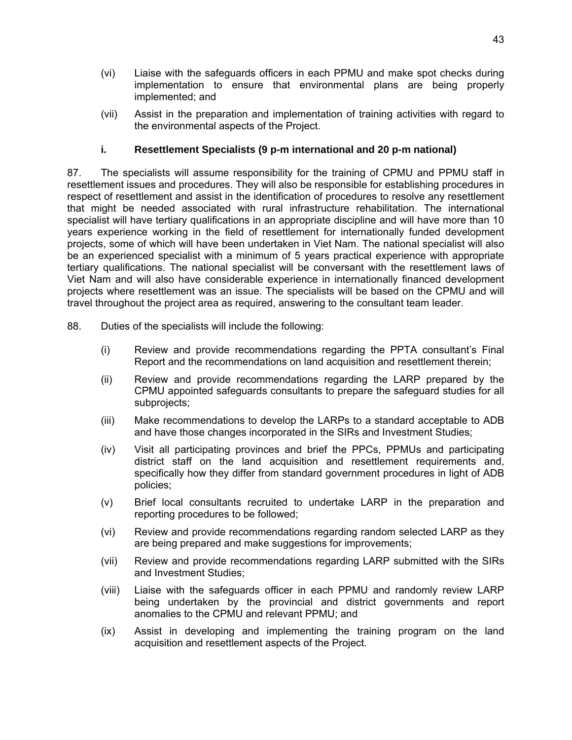(vi) Liaise with the safeguards officers in each PPMU and make spot checks during implementation to ensure that environmental plans are being properly implemented; and

(vii) Assist in the preparation and implementation of training activities with regard to the environmental aspects of the Project.

### i. Resettlement Specialists (9 p-m international and 20 p-m national)

87. The specialists will assume responsibility for the training of CPMU and PPMU staff in resettlement issues and procedures. They will also be responsible for establishing procedures in respect of resettlement and assist in the identification of procedures to resolve any resettlement that might be needed associated with rural infrastructure rehabilitation. The international specialist will have tertiary qualifications in an appropriate discipline and will have more than 10 years experience working in the field of resettlement for internationally funded development projects, some of which will have been undertaken in Viet Nam. The national specialist will also be an experienced specialist with a minimum of 5 years practical experience with appropriate tertiary qualifications. The national specialist will be conversant with the resettlement laws of Viet Nam and will also have considerable experience in internationally financed development projects where resettlement was an issue. The specialists will be based on the CPMU and will travel throughout the project area as required, answering to the consultant team leader.

88. Duties of the specialists will include the following:

(i) Review and provide recommendations regarding the PPTA consultant's Final Report and the recommendations on land acquisition and resettlement therein;

(ii) Review and provide recommendations regarding the LARP prepared by the CPMU appointed safeguards consultants to prepare the safeguard studies for all subprojects;

(iii) Make recommendations to develop the LARPs to a standard acceptable to ADB and have those changes incorporated in the SIRs and Investment Studies;

(iv) Visit all participating provinces and brief the PPCs, PPMUs and participating district staff on the land acquisition and resettlement requirements and, specifically how they differ from standard government procedures in light of ADB policies;

(v) Brief local consultants recruited to undertake LARP in the preparation and reporting procedures to be followed;

(vi) Review and provide recommendations regarding random selected LARP as they are being prepared and make suggestions for improvements;

(vii) Review and provide recommendations regarding LARP submitted with the SIRs and Investment Studies;

(viii) Liaise with the safeguards officer in each PPMU and randomly review LARP being undertaken by the provincial and district governments and report anomalies to the CPMU and relevant PPMU; and

(ix) Assist in developing and implementing the training program on the land acquisition and resettlement aspects of the Project.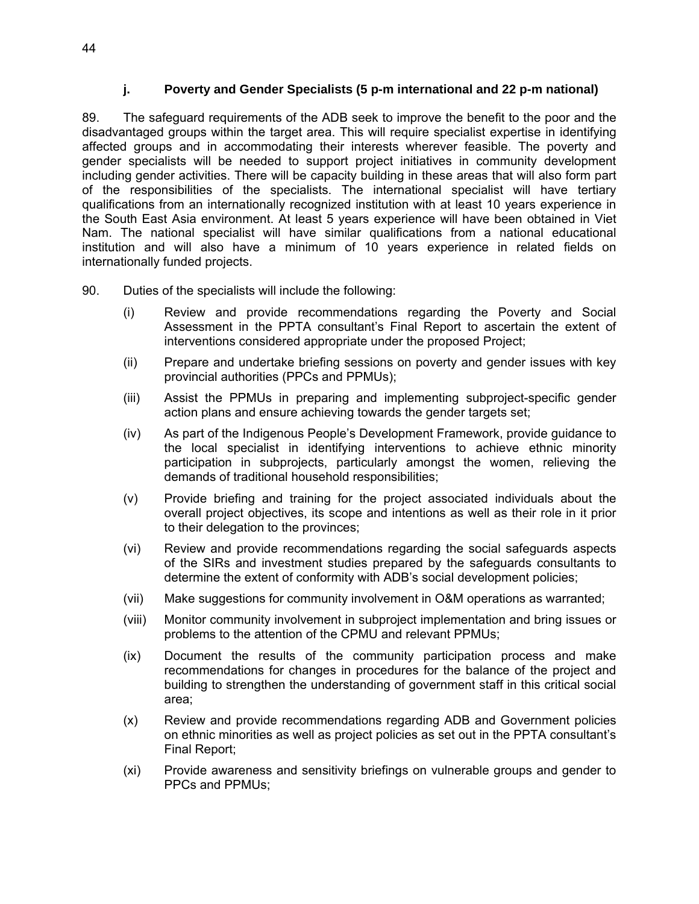### j. Poverty and Gender Specialists (5 p-m international and 22 p-m national)

89. The safeguard requirements of the ADB seek to improve the benefit to the poor and the disadvantaged groups within the target area. This will require specialist expertise in identifying affected groups and in accommodating their interests wherever feasible. The poverty and gender specialists will be needed to support project initiatives in community development including gender activities. There will be capacity building in these areas that will also form part of the responsibilities of the specialists. The international specialist will have tertiary qualifications from an internationally recognized institution with at least 10 years experience in the South East Asia environment. At least 5 years experience will have been obtained in Viet Nam. The national specialist will have similar qualifications from a national educational institution and will also have a minimum of 10 years experience in related fields on internationally funded projects.

90. Duties of the specialists will include the following:

(i) Review and provide recommendations regarding the Poverty and Social Assessment in the PPTA consultant's Final Report to ascertain the extent of interventions considered appropriate under the proposed Project;

(ii) Prepare and undertake briefing sessions on poverty and gender issues with key provincial authorities (PPCs and PPMUs);

(iii) Assist the PPMUs in preparing and implementing subproject-specific gender action plans and ensure achieving towards the gender targets set;

(iv) As part of the Indigenous People's Development Framework, provide guidance to the local specialist in identifying interventions to achieve ethnic minority participation in subprojects, particularly amongst the women, relieving the demands of traditional household responsibilities;

(v) Provide briefing and training for the project associated individuals about the overall project objectives, its scope and intentions as well as their role in it prior to their delegation to the provinces;

(vi) Review and provide recommendations regarding the social safeguards aspects of the SIRs and investment studies prepared by the safeguards consultants to determine the extent of conformity with ADB's social development policies;

(vii) Make suggestions for community involvement in O&M operations as warranted;

(viii) Monitor community involvement in subproject implementation and bring issues or problems to the attention of the CPMU and relevant PPMUs;

(ix) Document the results of the community participation process and make recommendations for changes in procedures for the balance of the project and building to strengthen the understanding of government staff in this critical social area;

(x) Review and provide recommendations regarding ADB and Government policies on ethnic minorities as well as project policies as set out in the PPTA consultant's Final Report;

(xi) Provide awareness and sensitivity briefings on vulnerable groups and gender to PPCs and PPMUs;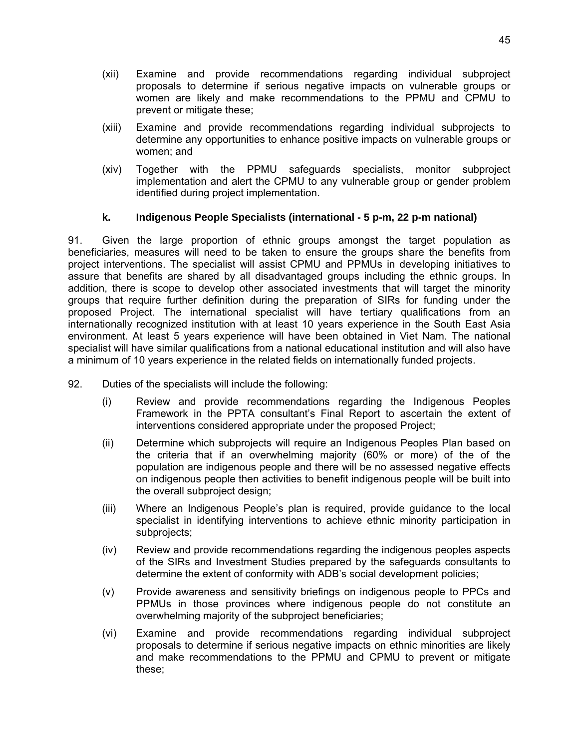(xii) Examine and provide recommendations regarding individual subproject proposals to determine if serious negative impacts on vulnerable groups or women are likely and make recommendations to the PPMU and CPMU to prevent or mitigate these;

(xiii) Examine and provide recommendations regarding individual subprojects to determine any opportunities to enhance positive impacts on vulnerable groups or women; and

(xiv) Together with the PPMU safeguards specialists, monitor subproject implementation and alert the CPMU to any vulnerable group or gender problem identified during project implementation.

#### k. Indigenous People Specialists (international - 5 p-m, 22 p-m national)

91. Given the large proportion of ethnic groups amongst the target population as beneficiaries, measures will need to be taken to ensure the groups share the benefits from project interventions. The specialist will assist CPMU and PPMUs in developing initiatives to assure that benefits are shared by all disadvantaged groups including the ethnic groups. In addition, there is scope to develop other associated investments that will target the minority groups that require further definition during the preparation of SIRs for funding under the proposed Project. The international specialist will have tertiary qualifications from an internationally recognized institution with at least 10 years experience in the South East Asia environment. At least 5 years experience will have been obtained in Viet Nam. The national specialist will have similar qualifications from a national educational institution and will also have a minimum of 10 years experience in the related fields on internationally funded projects.

92. Duties of the specialists will include the following:

(i) Review and provide recommendations regarding the Indigenous Peoples Framework in the PPTA consultant's Final Report to ascertain the extent of interventions considered appropriate under the proposed Project;

(ii) Determine which subprojects will require an Indigenous Peoples Plan based on the criteria that if an overwhelming majority (60% or more) of the of the population are indigenous people and there will be no assessed negative effects on indigenous people then activities to benefit indigenous people will be built into the overall subproject design;

(iii) Where an Indigenous People's plan is required, provide guidance to the local specialist in identifying interventions to achieve ethnic minority participation in subprojects;

(iv) Review and provide recommendations regarding the indigenous peoples aspects of the SIRs and Investment Studies prepared by the safeguards consultants to determine the extent of conformity with ADB's social development policies;

(v) Provide awareness and sensitivity briefings on indigenous people to PPCs and PPMUs in those provinces where indigenous people do not constitute an overwhelming majority of the subproject beneficiaries;

(vi) Examine and provide recommendations regarding individual subproject proposals to determine if serious negative impacts on ethnic minorities are likely and make recommendations to the PPMU and CPMU to prevent or mitigate these;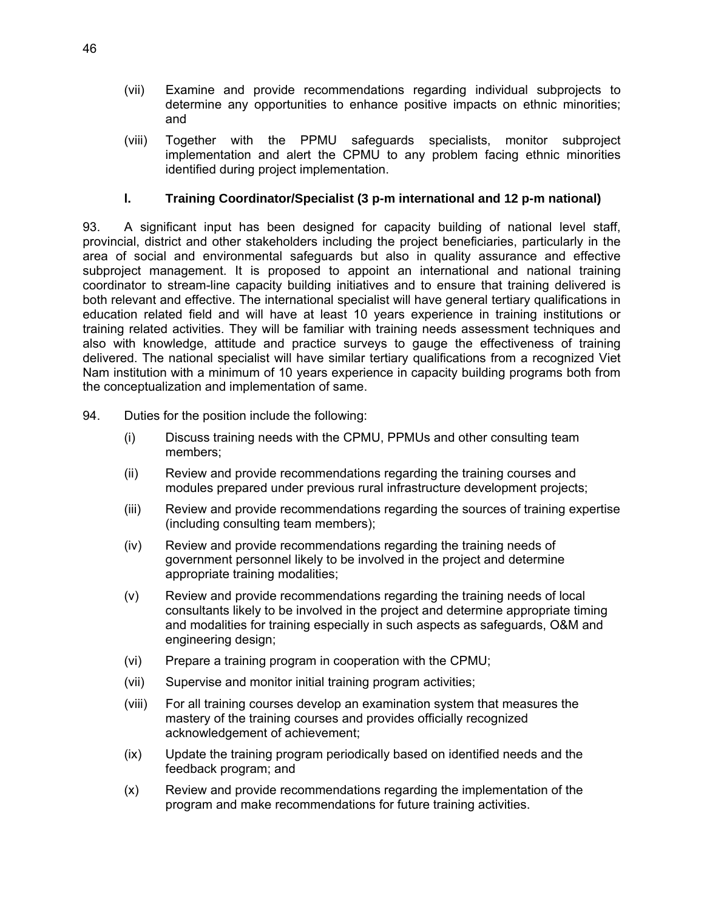(vii) Examine and provide recommendations regarding individual subprojects to determine any opportunities to enhance positive impacts on ethnic minorities; and

(viii) Together with the PPMU safeguards specialists, monitor subproject implementation and alert the CPMU to any problem facing ethnic minorities identified during project implementation.

### I. Training Coordinator/Specialist (3 p-m international and 12 p-m national)

93. A significant input has been designed for capacity building of national level staff, provincial, district and other stakeholders including the project beneficiaries, particularly in the area of social and environmental safeguards but also in quality assurance and effective subproject management. It is proposed to appoint an international and national training coordinator to stream-line capacity building initiatives and to ensure that training delivered is both relevant and effective. The international specialist will have general tertiary qualifications in education related field and will have at least 10 years experience in training institutions or training related activities. They will be familiar with training needs assessment techniques and also with knowledge, attitude and practice surveys to gauge the effectiveness of training delivered. The national specialist will have similar tertiary qualifications from a recognized Viet Nam institution with a minimum of 10 years experience in capacity building programs both from the conceptualization and implementation of same.

94. Duties for the position include the following:

(i) Discuss training needs with the CPMU, PPMUs and other consulting team members;

(ii) Review and provide recommendations regarding the training courses and modules prepared under previous rural infrastructure development projects;

(iii) Review and provide recommendations regarding the sources of training expertise (including consulting team members);

(iv) Review and provide recommendations regarding the training needs of government personnel likely to be involved in the project and determine appropriate training modalities;

(v) Review and provide recommendations regarding the training needs of local consultants likely to be involved in the project and determine appropriate timing and modalities for training especially in such aspects as safeguards, O&M and engineering design;

(vi) Prepare a training program in cooperation with the CPMU;

(vii) Supervise and monitor initial training program activities;

(viii) For all training courses develop an examination system that measures the mastery of the training courses and provides officially recognized acknowledgement of achievement;

(ix) Update the training program periodically based on identified needs and the feedback program; and

(x) Review and provide recommendations regarding the implementation of the program and make recommendations for future training activities.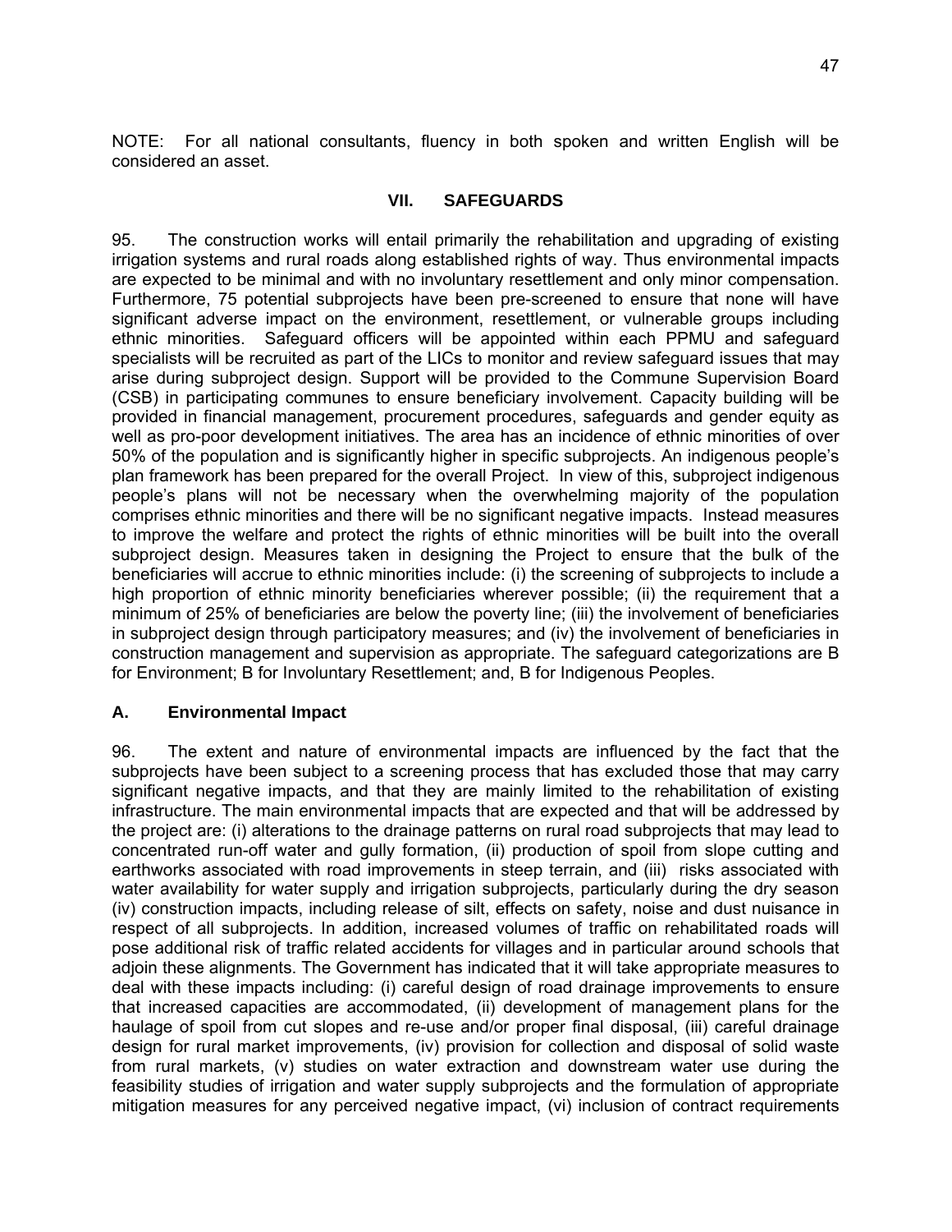NOTE: For all national consultants, fluency in both spoken and written English will be considered an asset.

## VII. SAFEGUARDS

95. The construction works will entail primarily the rehabilitation and upgrading of existing irrigation systems and rural roads along established rights of way. Thus environmental impacts are expected to be minimal and with no involuntary resettlement and only minor compensation. Furthermore, 75 potential subprojects have been pre-screened to ensure that none will have significant adverse impact on the environment, resettlement, or vulnerable groups including ethnic minorities. Safeguard officers will be appointed within each PPMU and safeguard specialists will be recruited as part of the LICs to monitor and review safeguard issues that may arise during subproject design. Support will be provided to the Commune Supervision Board (CSB) in participating communes to ensure beneficiary involvement. Capacity building will be provided in financial management, procurement procedures, safeguards and gender equity as well as pro-poor development initiatives. The area has an incidence of ethnic minorities of over 50% of the population and is significantly higher in specific subprojects. An indigenous people's plan framework has been prepared for the overall Project. In view of this, subproject indigenous people's plans will not be necessary when the overwhelming majority of the population comprises ethnic minorities and there will be no significant negative impacts. Instead measures to improve the welfare and protect the rights of ethnic minorities will be built into the overall subproject design. Measures taken in designing the Project to ensure that the bulk of the beneficiaries will accrue to ethnic minorities include: (i) the screening of subprojects to include a high proportion of ethnic minority beneficiaries wherever possible; (ii) the requirement that a minimum of 25% of beneficiaries are below the poverty line; (iii) the involvement of beneficiaries in subproject design through participatory measures; and (iv) the involvement of beneficiaries in construction management and supervision as appropriate. The safeguard categorizations are B for Environment; B for Involuntary Resettlement; and, B for Indigenous Peoples.

### A. Environmental Impact

96. The extent and nature of environmental impacts are influenced by the fact that the subprojects have been subject to a screening process that has excluded those that may carry significant negative impacts, and that they are mainly limited to the rehabilitation of existing infrastructure. The main environmental impacts that are expected and that will be addressed by the project are: (i) alterations to the drainage patterns on rural road subprojects that may lead to concentrated run-off water and gully formation, (ii) production of spoil from slope cutting and earthworks associated with road improvements in steep terrain, and (iii) risks associated with water availability for water supply and irrigation subprojects, particularly during the dry season (iv) construction impacts, including release of silt, effects on safety, noise and dust nuisance in respect of all subprojects. In addition, increased volumes of traffic on rehabilitated roads will pose additional risk of traffic related accidents for villages and in particular around schools that adjoin these alignments. The Government has indicated that it will take appropriate measures to deal with these impacts including: (i) careful design of road drainage improvements to ensure that increased capacities are accommodated, (ii) development of management plans for the haulage of spoil from cut slopes and re-use and/or proper final disposal, (iii) careful drainage design for rural market improvements, (iv) provision for collection and disposal of solid waste from rural markets, (v) studies on water extraction and downstream water use during the feasibility studies of irrigation and water supply subprojects and the formulation of appropriate mitigation measures for any perceived negative impact, (vi) inclusion of contract requirements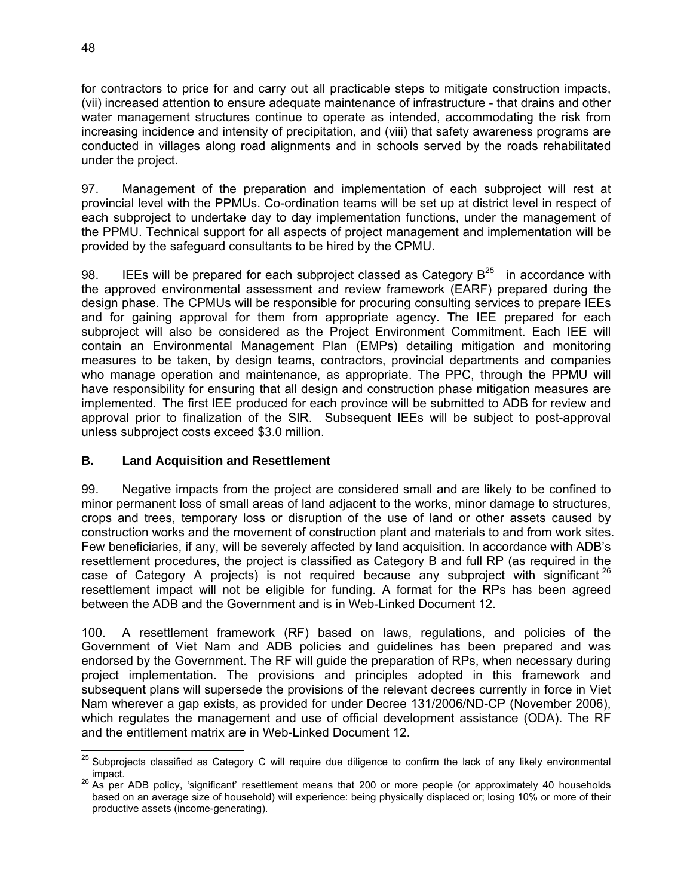for contractors to price for and carry out all practicable steps to mitigate construction impacts, (vii) increased attention to ensure adequate maintenance of infrastructure - that drains and other water management structures continue to operate as intended, accommodating the risk from increasing incidence and intensity of precipitation, and (viii) that safety awareness programs are conducted in villages along road alignments and in schools served by the roads rehabilitated under the project.

97. Management of the preparation and implementation of each subproject will rest at provincial level with the PPMUs. Co-ordination teams will be set up at district level in respect of each subproject to undertake day to day implementation functions, under the management of the PPMU. Technical support for all aspects of project management and implementation will be provided by the safeguard consultants to be hired by the CPMU.

98. IEEs will be prepared for each subproject classed as Category B[25] in accordance with the approved environmental assessment and review framework (EARF) prepared during the design phase. The CPMUs will be responsible for procuring consulting services to prepare IEEs and for gaining approval for them from appropriate agency. The IEE prepared for each subproject will also be considered as the Project Environment Commitment. Each IEE will contain an Environmental Management Plan (EMPs) detailing mitigation and monitoring measures to be taken, by design teams, contractors, provincial departments and companies who manage operation and maintenance, as appropriate. The PPC, through the PPMU will have responsibility for ensuring that all design and construction phase mitigation measures are implemented. The first IEE produced for each province will be submitted to ADB for review and approval prior to finalization of the SIR. Subsequent IEEs will be subject to post-approval unless subproject costs exceed $3.0 million.

## B. Land Acquisition and Resettlement

99. Negative impacts from the project are considered small and are likely to be confined to minor permanent loss of small areas of land adjacent to the works, minor damage to structures, crops and trees, temporary loss or disruption of the use of land or other assets caused by construction works and the movement of construction plant and materials to and from work sites. Few beneficiaries, if any, will be severely affected by land acquisition. In accordance with ADB's resettlement procedures, the project is classified as Category B and full RP (as required in the case of Category A projects) is not required because any subproject with significant[26] resettlement impact will not be eligible for funding. A format for the RPs has been agreed between the ADB and the Government and is in Web-Linked Document 12.

100. A resettlement framework (RF) based on laws, regulations, and policies of the Government of Viet Nam and ADB policies and guidelines has been prepared and was endorsed by the Government. The RF will guide the preparation of RPs, when necessary during project implementation. The provisions and principles adopted in this framework and subsequent plans will supersede the provisions of the relevant decrees currently in force in Viet Nam wherever a gap exists, as provided for under Decree 131/2006/ND-CP (November 2006), which regulates the management and use of official development assistance (ODA). The RF and the entitlement matrix are in Web-Linked Document 12.

---

[25] Subprojects classified as Category C will require due diligence to confirm the lack of any likely environmental impact.

[26] As per ADB policy, 'significant' resettlement means that 200 or more people (or approximately 40 households based on an average size of household) will experience: being physically displaced or; losing 10% or more of their productive assets (income-generating).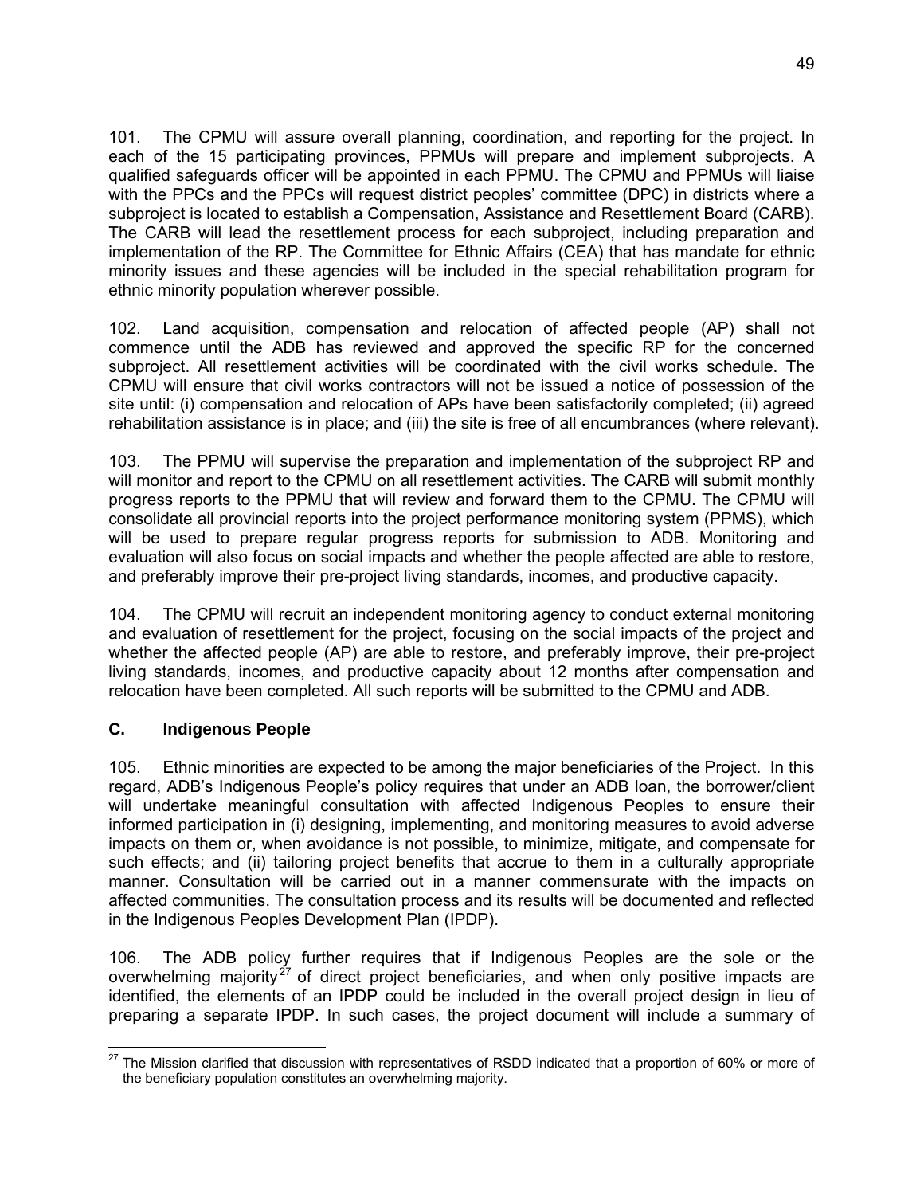101. The CPMU will assure overall planning, coordination, and reporting for the project. In each of the 15 participating provinces, PPMUs will prepare and implement subprojects. A qualified safeguards officer will be appointed in each PPMU. The CPMU and PPMUs will liaise with the PPCs and the PPCs will request district peoples' committee (DPC) in districts where a subproject is located to establish a Compensation, Assistance and Resettlement Board (CARB). The CARB will lead the resettlement process for each subproject, including preparation and implementation of the RP. The Committee for Ethnic Affairs (CEA) that has mandate for ethnic minority issues and these agencies will be included in the special rehabilitation program for ethnic minority population wherever possible.

102. Land acquisition, compensation and relocation of affected people (AP) shall not commence until the ADB has reviewed and approved the specific RP for the concerned subproject. All resettlement activities will be coordinated with the civil works schedule. The CPMU will ensure that civil works contractors will not be issued a notice of possession of the site until: (i) compensation and relocation of APs have been satisfactorily completed; (ii) agreed rehabilitation assistance is in place; and (iii) the site is free of all encumbrances (where relevant).

103. The PPMU will supervise the preparation and implementation of the subproject RP and will monitor and report to the CPMU on all resettlement activities. The CARB will submit monthly progress reports to the PPMU that will review and forward them to the CPMU. The CPMU will consolidate all provincial reports into the project performance monitoring system (PPMS), which will be used to prepare regular progress reports for submission to ADB. Monitoring and evaluation will also focus on social impacts and whether the people affected are able to restore, and preferably improve their pre-project living standards, incomes, and productive capacity.

104. The CPMU will recruit an independent monitoring agency to conduct external monitoring and evaluation of resettlement for the project, focusing on the social impacts of the project and whether the affected people (AP) are able to restore, and preferably improve, their pre-project living standards, incomes, and productive capacity about 12 months after compensation and relocation have been completed. All such reports will be submitted to the CPMU and ADB.

## C. Indigenous People

105. Ethnic minorities are expected to be among the major beneficiaries of the Project. In this regard, ADB's Indigenous People's policy requires that under an ADB loan, the borrower/client will undertake meaningful consultation with affected Indigenous Peoples to ensure their informed participation in (i) designing, implementing, and monitoring measures to avoid adverse impacts on them or, when avoidance is not possible, to minimize, mitigate, and compensate for such effects; and (ii) tailoring project benefits that accrue to them in a culturally appropriate manner. Consultation will be carried out in a manner commensurate with the impacts on affected communities. The consultation process and its results will be documented and reflected in the Indigenous Peoples Development Plan (IPDP).

106. The ADB policy further requires that if Indigenous Peoples are the sole or the overwhelming majority[27] of direct project beneficiaries, and when only positive impacts are identified, the elements of an IPDP could be included in the overall project design in lieu of preparing a separate IPDP. In such cases, the project document will include a summary of

[27] The Mission clarified that discussion with representatives of RSDD indicated that a proportion of 60% or more of the beneficiary population constitutes an overwhelming majority.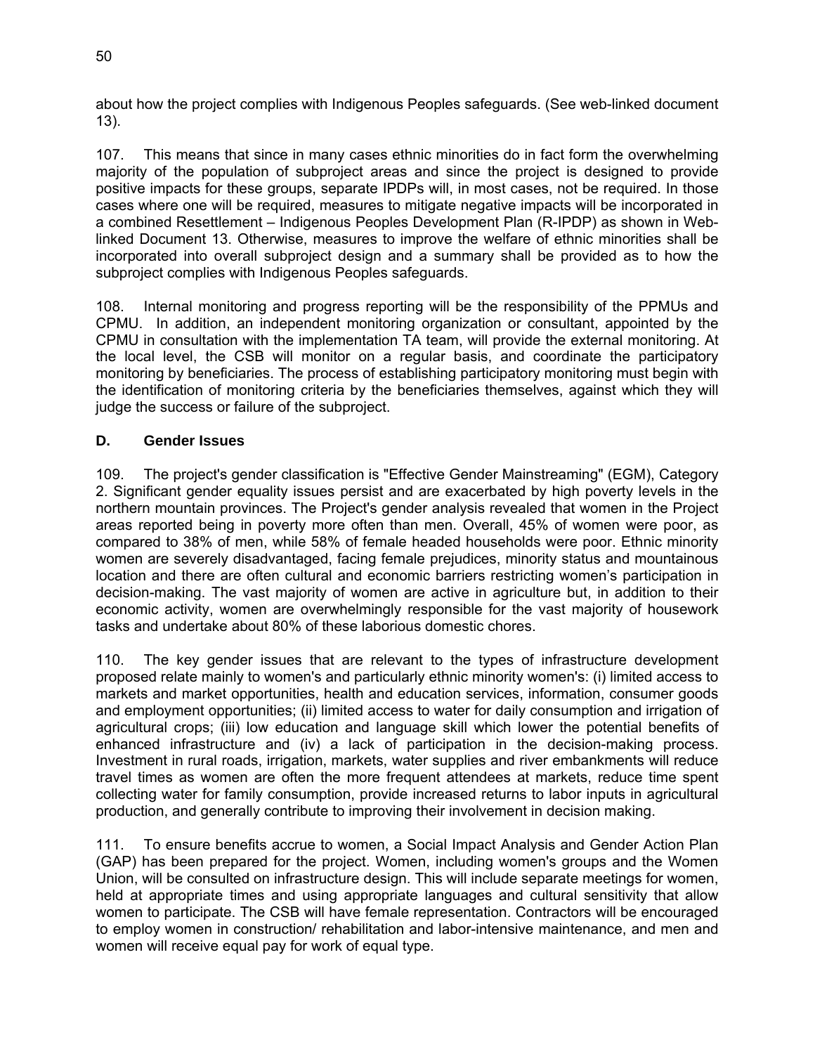about how the project complies with Indigenous Peoples safeguards. (See web-linked document 13).

107. This means that since in many cases ethnic minorities do in fact form the overwhelming majority of the population of subproject areas and since the project is designed to provide positive impacts for these groups, separate IPDPs will, in most cases, not be required. In those cases where one will be required, measures to mitigate negative impacts will be incorporated in a combined Resettlement – Indigenous Peoples Development Plan (R-IPDP) as shown in Web-linked Document 13. Otherwise, measures to improve the welfare of ethnic minorities shall be incorporated into overall subproject design and a summary shall be provided as to how the subproject complies with Indigenous Peoples safeguards.

108. Internal monitoring and progress reporting will be the responsibility of the PPMUs and CPMU. In addition, an independent monitoring organization or consultant, appointed by the CPMU in consultation with the implementation TA team, will provide the external monitoring. At the local level, the CSB will monitor on a regular basis, and coordinate the participatory monitoring by beneficiaries. The process of establishing participatory monitoring must begin with the identification of monitoring criteria by the beneficiaries themselves, against which they will judge the success or failure of the subproject.

### D. Gender Issues

109. The project's gender classification is "Effective Gender Mainstreaming" (EGM), Category 2. Significant gender equality issues persist and are exacerbated by high poverty levels in the northern mountain provinces. The Project's gender analysis revealed that women in the Project areas reported being in poverty more often than men. Overall, 45% of women were poor, as compared to 38% of men, while 58% of female headed households were poor. Ethnic minority women are severely disadvantaged, facing female prejudices, minority status and mountainous location and there are often cultural and economic barriers restricting women's participation in decision-making. The vast majority of women are active in agriculture but, in addition to their economic activity, women are overwhelmingly responsible for the vast majority of housework tasks and undertake about 80% of these laborious domestic chores.

110. The key gender issues that are relevant to the types of infrastructure development proposed relate mainly to women's and particularly ethnic minority women's: (i) limited access to markets and market opportunities, health and education services, information, consumer goods and employment opportunities; (ii) limited access to water for daily consumption and irrigation of agricultural crops; (iii) low education and language skill which lower the potential benefits of enhanced infrastructure and (iv) a lack of participation in the decision-making process. Investment in rural roads, irrigation, markets, water supplies and river embankments will reduce travel times as women are often the more frequent attendees at markets, reduce time spent collecting water for family consumption, provide increased returns to labor inputs in agricultural production, and generally contribute to improving their involvement in decision making.

111. To ensure benefits accrue to women, a Social Impact Analysis and Gender Action Plan (GAP) has been prepared for the project. Women, including women's groups and the Women Union, will be consulted on infrastructure design. This will include separate meetings for women, held at appropriate times and using appropriate languages and cultural sensitivity that allow women to participate. The CSB will have female representation. Contractors will be encouraged to employ women in construction/ rehabilitation and labor-intensive maintenance, and men and women will receive equal pay for work of equal type.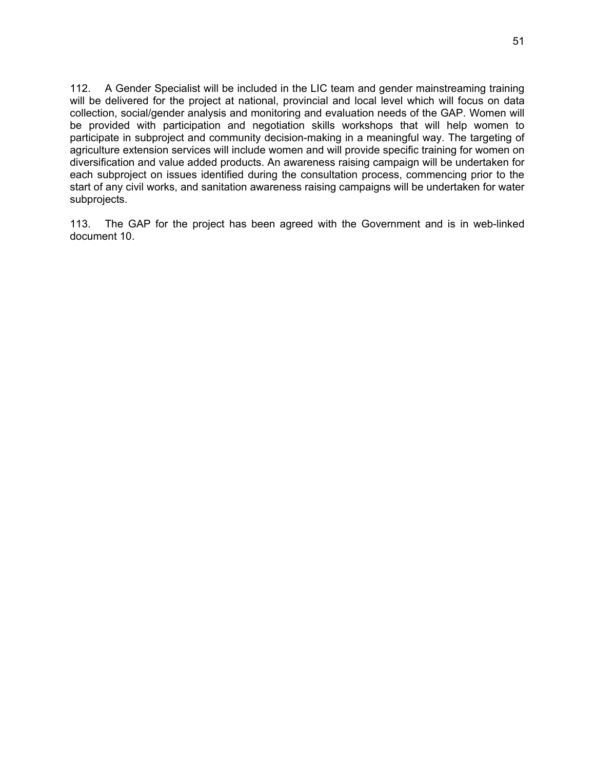112. A Gender Specialist will be included in the LIC team and gender mainstreaming training will be delivered for the project at national, provincial and local level which will focus on data collection, social/gender analysis and monitoring and evaluation needs of the GAP. Women will be provided with participation and negotiation skills workshops that will help women to participate in subproject and community decision-making in a meaningful way. The targeting of agriculture extension services will include women and will provide specific training for women on diversification and value added products. An awareness raising campaign will be undertaken for each subproject on issues identified during the consultation process, commencing prior to the start of any civil works, and sanitation awareness raising campaigns will be undertaken for water subprojects.

113. The GAP for the project has been agreed with the Government and is in web-linked document 10.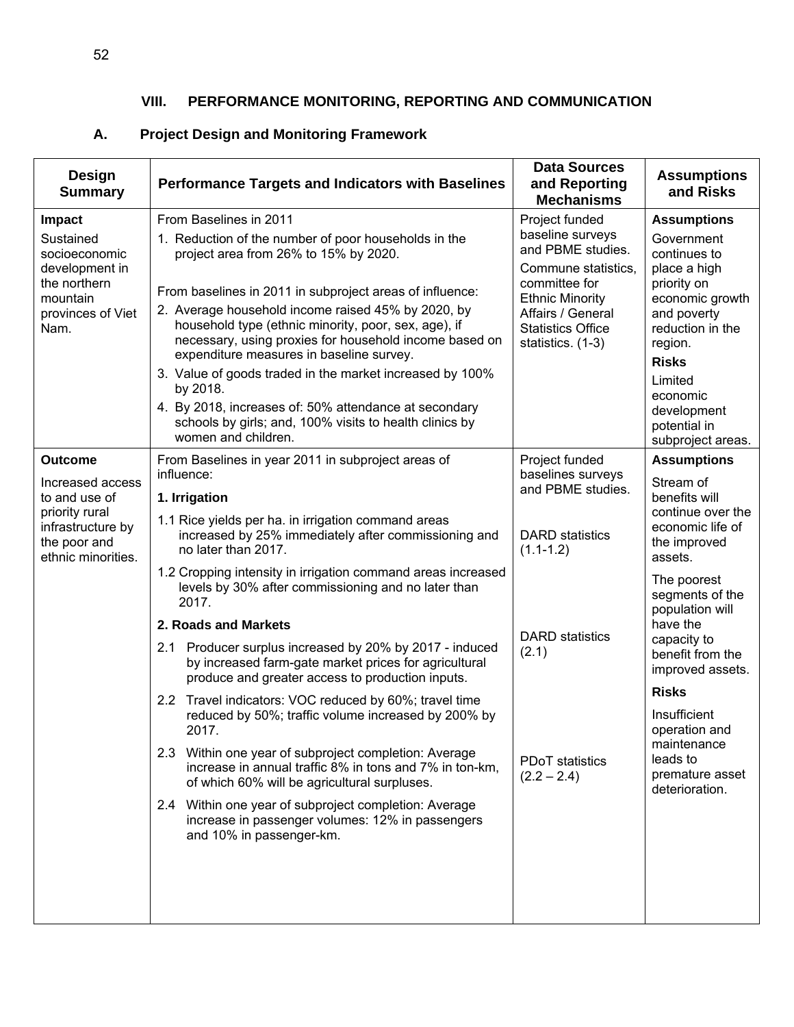## VIII. PERFORMANCE MONITORING, REPORTING AND COMMUNICATION

### A. Project Design and Monitoring Framework

| Design Summary | Performance Targets and Indicators with Baselines | Data Sources and Reporting Mechanisms | Assumptions and Risks |
|---|---|---|---|
| **Impact**<br>Sustained socioeconomic development in the northern mountain provinces of Viet Nam. | From Baselines in 2011<br>1. Reduction of the number of poor households in the project area from 26% to 15% by 2020.<br><br>From baselines in 2011 in subproject areas of influence:<br>2. Average household income raised 45% by 2020, by household type (ethnic minority, poor, sex, age), if necessary, using proxies for household income based on expenditure measures in baseline survey.<br>3. Value of goods traded in the market increased by 100% by 2018.<br>4. By 2018, increases of: 50% attendance at secondary schools by girls; and, 100% visits to health clinics by women and children. | Project funded baseline surveys and PBME studies.<br>Commune statistics, committee for Ethnic Minority Affairs / General Statistics Office statistics. (1-3) | **Assumptions**<br>Government continues to place a high priority on economic growth and poverty reduction in the region.<br>**Risks**<br>Limited economic development potential in subproject areas. |
| **Outcome**<br>Increased access to and use of priority rural infrastructure by the poor and ethnic minorities. | From Baselines in year 2011 in subproject areas of influence:<br>**1. Irrigation**<br>1.1 Rice yields per ha. in irrigation command areas increased by 25% immediately after commissioning and no later than 2017.<br>1.2 Cropping intensity in irrigation command areas increased levels by 30% after commissioning and no later than 2017.<br>**2. Roads and Markets**<br>2.1 Producer surplus increased by 20% by 2017 - induced by increased farm-gate market prices for agricultural produce and greater access to production inputs.<br>2.2 Travel indicators: VOC reduced by 60%; travel time reduced by 50%; traffic volume increased by 200% by 2017.<br>2.3 Within one year of subproject completion: Average increase in annual traffic 8% in tons and 7% in ton-km, of which 60% will be agricultural surpluses.<br>2.4 Within one year of subproject completion: Average increase in passenger volumes: 12% in passengers and 10% in passenger-km. | Project funded baselines surveys and PBME studies.<br><br>DARD statistics (1.1-1.2)<br><br>DARD statistics (2.1)<br><br>PDoT statistics (2.2 – 2.4) | **Assumptions**<br>Stream of benefits will continue over the economic life of the improved assets.<br>The poorest segments of the population will have the capacity to benefit from the improved assets.<br>**Risks**<br>Insufficient operation and maintenance leads to premature asset deterioration. |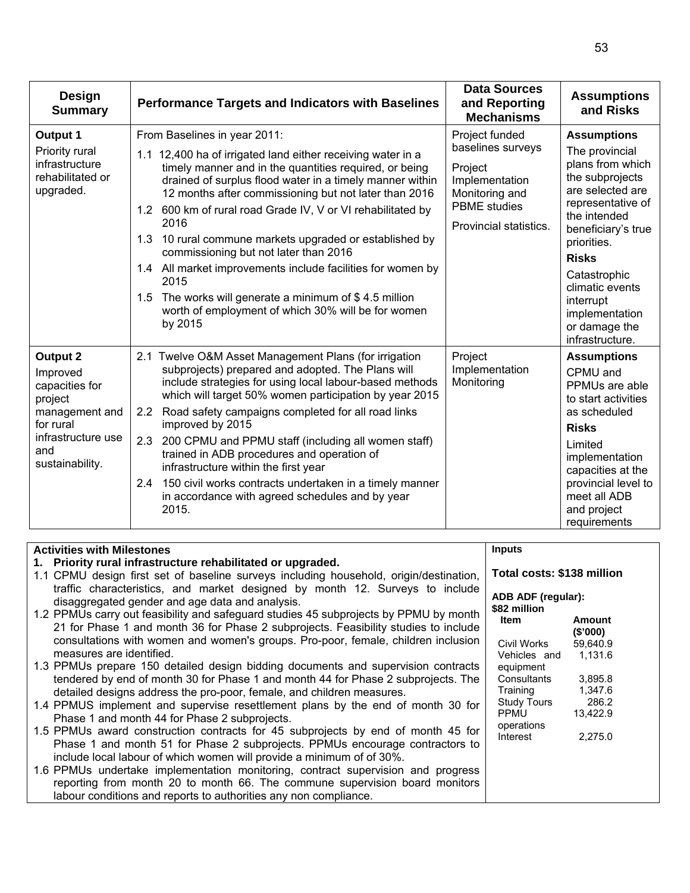| Design Summary | Performance Targets and Indicators with Baselines | Data Sources and Reporting Mechanisms | Assumptions and Risks |
|---|---|---|---|
| **Output 1**<br>Priority rural infrastructure rehabilitated or upgraded. | From Baselines in year 2011:<br>1.1 12,400 ha of irrigated land either receiving water in a timely manner and in the quantities required, or being drained of surplus flood water in a timely manner within 12 months after commissioning but not later than 2016<br>1.2 600 km of rural road Grade IV, V or VI rehabilitated by 2016<br>1.3 10 rural commune markets upgraded or established by commissioning but not later than 2016<br>1.4 All market improvements include facilities for women by 2015<br>1.5 The works will generate a minimum of $ 4.5 million worth of employment of which 30% will be for women by 2015 | Project funded baselines surveys<br>Project Implementation Monitoring and PBME studies<br>Provincial statistics. | **Assumptions**<br>The provincial plans from which the subprojects are selected are representative of the intended beneficiary's true priorities.<br>**Risks**<br>Catastrophic climatic events interrupt implementation or damage the infrastructure. |
| **Output 2**<br>Improved capacities for project management and for rural infrastructure use and sustainability. | 2.1 Twelve O&M Asset Management Plans (for irrigation subprojects) prepared and adopted. The Plans will include strategies for using local labour-based methods which will target 50% women participation by year 2015<br>2.2 Road safety campaigns completed for all road links improved by 2015<br>2.3 200 CPMU and PPMU staff (including all women staff) trained in ADB procedures and operation of infrastructure within the first year<br>2.4 150 civil works contracts undertaken in a timely manner in accordance with agreed schedules and by year 2015. | Project Implementation Monitoring | **Assumptions**<br>CPMU and PPMUs are able to start activities as scheduled<br>**Risks**<br>Limited implementation capacities at the provincial level to meet all ADB and project requirements |

| Activities with Milestones | Inputs |
|---|---|
| **1. Priority rural infrastructure rehabilitated or upgraded.**<br>1.1 CPMU design first set of baseline surveys including household, origin/destination, traffic characteristics, and market designed by month 12. Surveys to include disaggregated gender and age data and analysis.<br>1.2 PPMUs carry out feasibility and safeguard studies 45 subprojects by PPMU by month 21 for Phase 1 and month 36 for Phase 2 subprojects. Feasibility studies to include consultations with women and women's groups. Pro-poor, female, children inclusion measures are identified.<br>1.3 PPMUs prepare 150 detailed design bidding documents and supervision contracts tendered by end of month 30 for Phase 1 and month 44 for Phase 2 subprojects. The detailed designs address the pro-poor, female, and children measures.<br>1.4 PPMUS implement and supervise resettlement plans by the end of month 30 for Phase 1 and month 44 for Phase 2 subprojects.<br>1.5 PPMUs award construction contracts for 45 subprojects by end of month 45 for Phase 1 and month 51 for Phase 2 subprojects. PPMUs encourage contractors to include local labour of which women will provide a minimum of of 30%.<br>1.6 PPMUs undertake implementation monitoring, contract supervision and progress reporting from month 20 to month 66. The commune supervision board monitors labour conditions and reports to authorities any non compliance. | **Total costs: $138 million**<br><br>**ADB ADF (regular): $82 million**<br><br>**Item** — **Amount ($'000)**<br>Civil Works — 59,640.9<br>Vehicles and equipment — 1,131.6<br>Consultants — 3,895.8<br>Training — 1,347.6<br>Study Tours — 286.2<br>PPMU operations — 13,422.9<br>Interest — 2,275.0 |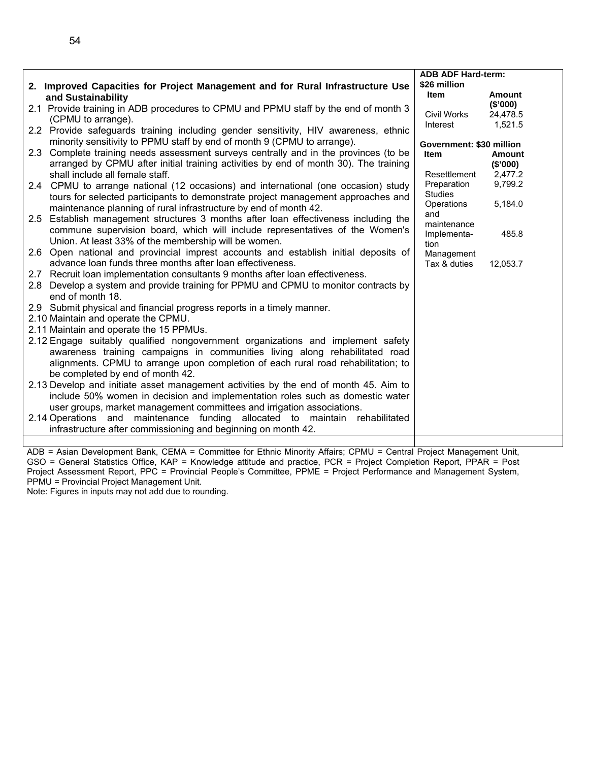| 2. **Improved Capacities for Project Management and for Rural Infrastructure Use and Sustainability** | **ADB ADF Hard-term: $26 million** | |
|---|---|---|
| 2.1 Provide training in ADB procedures to CPMU and PPMU staff by the end of month 3 (CPMU to arrange).<br>2.2 Provide safeguards training including gender sensitivity, HIV awareness, ethnic minority sensitivity to PPMU staff by end of month 9 (CPMU to arrange).<br>2.3 Complete training needs assessment surveys centrally and in the provinces (to be arranged by CPMU after initial training activities by end of month 30). The training shall include all female staff.<br>2.4 CPMU to arrange national (12 occasions) and international (one occasion) study tours for selected participants to demonstrate project management approaches and maintenance planning of rural infrastructure by end of month 42.<br>2.5 Establish management structures 3 months after loan effectiveness including the commune supervision board, which will include representatives of the Women's Union. At least 33% of the membership will be women.<br>2.6 Open national and provincial imprest accounts and establish initial deposits of advance loan funds three months after loan effectiveness.<br>2.7 Recruit loan implementation consultants 9 months after loan effectiveness.<br>2.8 Develop a system and provide training for PPMU and CPMU to monitor contracts by end of month 18.<br>2.9 Submit physical and financial progress reports in a timely manner.<br>2.10 Maintain and operate the CPMU.<br>2.11 Maintain and operate the 15 PPMUs.<br>2.12 Engage suitably qualified nongovernment organizations and implement safety awareness training campaigns in communities living along rehabilitated road alignments. CPMU to arrange upon completion of each rural road rehabilitation; to be completed by end of month 42.<br>2.13 Develop and initiate asset management activities by the end of month 45. Aim to include 50% women in decision and implementation roles such as domestic water user groups, market management committees and irrigation associations.<br>2.14 Operations and maintenance funding allocated to maintain rehabilitated infrastructure after commissioning and beginning on month 42. | **Item** | **Amount ($'000)** |
| | Civil Works | 24,478.5 |
| | Interest | 1,521.5 |
| | **Government: $30 million** | |
| | **Item** | **Amount ($'000)** |
| | Resettlement | 2,477.2 |
| | Preparation Studies | 9,799.2 |
| | Operations and maintenance | 5,184.0 |
| | Implementation Management | 485.8 |
| | Tax & duties | 12,053.7 |

ADB = Asian Development Bank, CEMA = Committee for Ethnic Minority Affairs; CPMU = Central Project Management Unit, GSO = General Statistics Office, KAP = Knowledge attitude and practice, PCR = Project Completion Report, PPAR = Post Project Assessment Report, PPC = Provincial People's Committee, PPME = Project Performance and Management System, PPMU = Provincial Project Management Unit.

Note: Figures in inputs may not add due to rounding.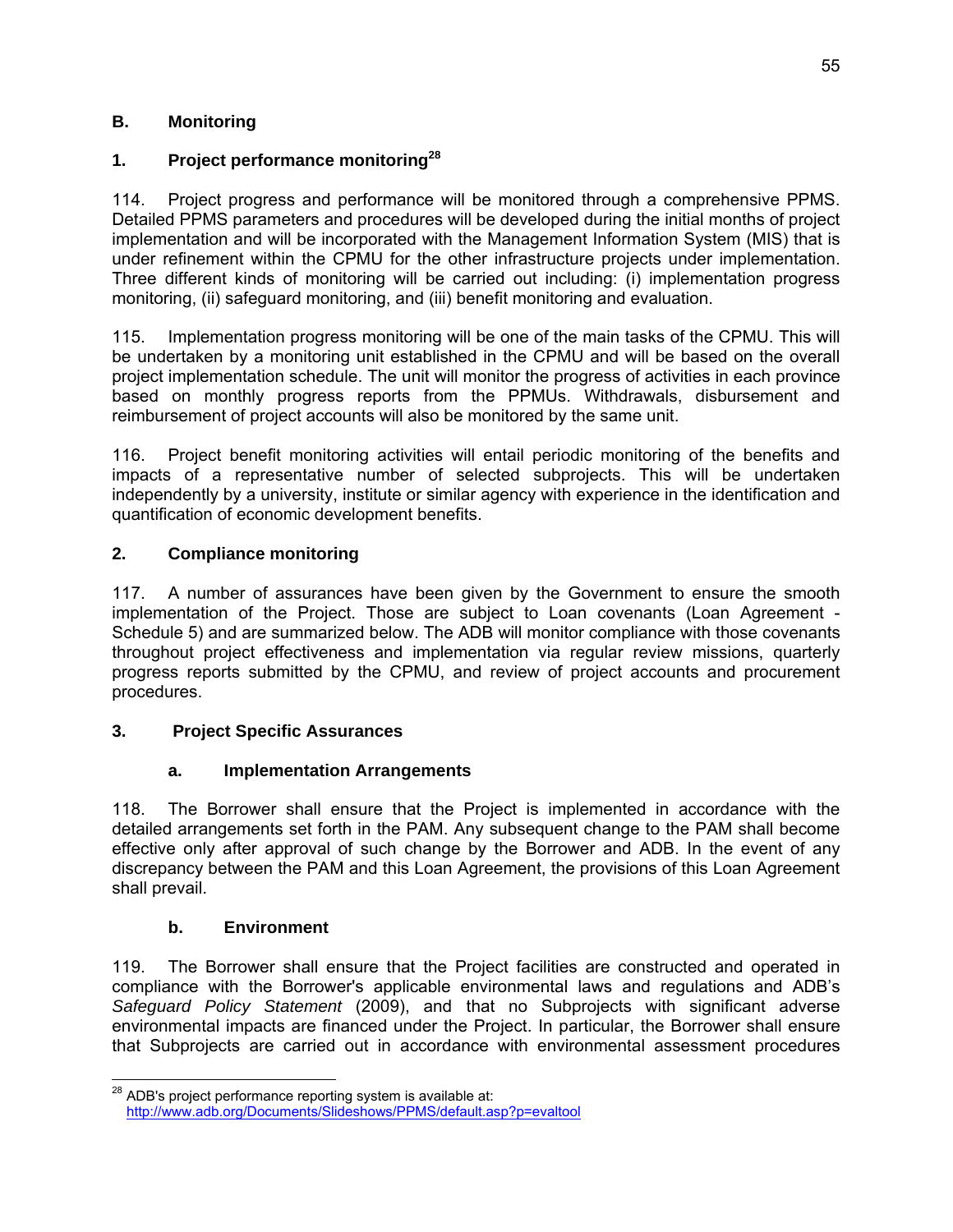## B. Monitoring

### 1. Project performance monitoring[28]

114. Project progress and performance will be monitored through a comprehensive PPMS. Detailed PPMS parameters and procedures will be developed during the initial months of project implementation and will be incorporated with the Management Information System (MIS) that is under refinement within the CPMU for the other infrastructure projects under implementation. Three different kinds of monitoring will be carried out including: (i) implementation progress monitoring, (ii) safeguard monitoring, and (iii) benefit monitoring and evaluation.

115. Implementation progress monitoring will be one of the main tasks of the CPMU. This will be undertaken by a monitoring unit established in the CPMU and will be based on the overall project implementation schedule. The unit will monitor the progress of activities in each province based on monthly progress reports from the PPMUs. Withdrawals, disbursement and reimbursement of project accounts will also be monitored by the same unit.

116. Project benefit monitoring activities will entail periodic monitoring of the benefits and impacts of a representative number of selected subprojects. This will be undertaken independently by a university, institute or similar agency with experience in the identification and quantification of economic development benefits.

### 2. Compliance monitoring

117. A number of assurances have been given by the Government to ensure the smooth implementation of the Project. Those are subject to Loan covenants (Loan Agreement - Schedule 5) and are summarized below. The ADB will monitor compliance with those covenants throughout project effectiveness and implementation via regular review missions, quarterly progress reports submitted by the CPMU, and review of project accounts and procurement procedures.

### 3. Project Specific Assurances

#### a. Implementation Arrangements

118. The Borrower shall ensure that the Project is implemented in accordance with the detailed arrangements set forth in the PAM. Any subsequent change to the PAM shall become effective only after approval of such change by the Borrower and ADB. In the event of any discrepancy between the PAM and this Loan Agreement, the provisions of this Loan Agreement shall prevail.

#### b. Environment

119. The Borrower shall ensure that the Project facilities are constructed and operated in compliance with the Borrower's applicable environmental laws and regulations and ADB's *Safeguard Policy Statement* (2009), and that no Subprojects with significant adverse environmental impacts are financed under the Project. In particular, the Borrower shall ensure that Subprojects are carried out in accordance with environmental assessment procedures

---

[28] ADB's project performance reporting system is available at: http://www.adb.org/Documents/Slideshows/PPMS/default.asp?p=evaltool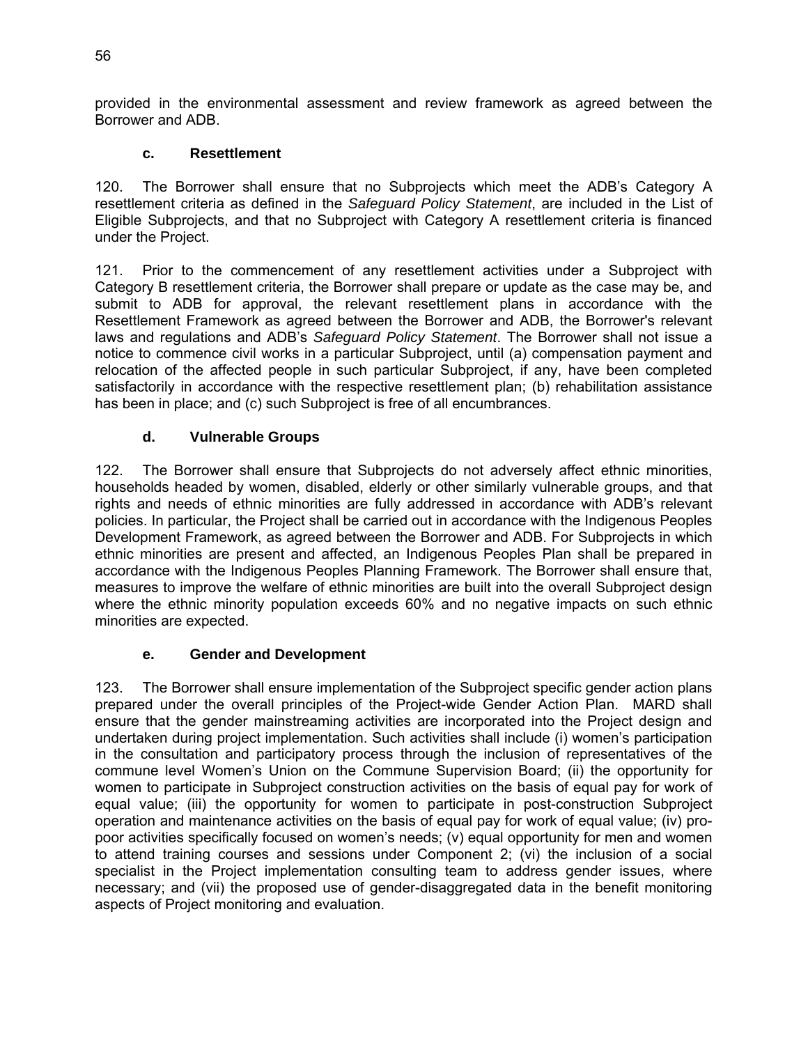provided in the environmental assessment and review framework as agreed between the Borrower and ADB.

### c. Resettlement

120. The Borrower shall ensure that no Subprojects which meet the ADB's Category A resettlement criteria as defined in the *Safeguard Policy Statement*, are included in the List of Eligible Subprojects, and that no Subproject with Category A resettlement criteria is financed under the Project.

121. Prior to the commencement of any resettlement activities under a Subproject with Category B resettlement criteria, the Borrower shall prepare or update as the case may be, and submit to ADB for approval, the relevant resettlement plans in accordance with the Resettlement Framework as agreed between the Borrower and ADB, the Borrower's relevant laws and regulations and ADB's *Safeguard Policy Statement*. The Borrower shall not issue a notice to commence civil works in a particular Subproject, until (a) compensation payment and relocation of the affected people in such particular Subproject, if any, have been completed satisfactorily in accordance with the respective resettlement plan; (b) rehabilitation assistance has been in place; and (c) such Subproject is free of all encumbrances.

### d. Vulnerable Groups

122. The Borrower shall ensure that Subprojects do not adversely affect ethnic minorities, households headed by women, disabled, elderly or other similarly vulnerable groups, and that rights and needs of ethnic minorities are fully addressed in accordance with ADB's relevant policies. In particular, the Project shall be carried out in accordance with the Indigenous Peoples Development Framework, as agreed between the Borrower and ADB. For Subprojects in which ethnic minorities are present and affected, an Indigenous Peoples Plan shall be prepared in accordance with the Indigenous Peoples Planning Framework. The Borrower shall ensure that, measures to improve the welfare of ethnic minorities are built into the overall Subproject design where the ethnic minority population exceeds 60% and no negative impacts on such ethnic minorities are expected.

### e. Gender and Development

123. The Borrower shall ensure implementation of the Subproject specific gender action plans prepared under the overall principles of the Project-wide Gender Action Plan. MARD shall ensure that the gender mainstreaming activities are incorporated into the Project design and undertaken during project implementation. Such activities shall include (i) women's participation in the consultation and participatory process through the inclusion of representatives of the commune level Women's Union on the Commune Supervision Board; (ii) the opportunity for women to participate in Subproject construction activities on the basis of equal pay for work of equal value; (iii) the opportunity for women to participate in post-construction Subproject operation and maintenance activities on the basis of equal pay for work of equal value; (iv) pro-poor activities specifically focused on women's needs; (v) equal opportunity for men and women to attend training courses and sessions under Component 2; (vi) the inclusion of a social specialist in the Project implementation consulting team to address gender issues, where necessary; and (vii) the proposed use of gender-disaggregated data in the benefit monitoring aspects of Project monitoring and evaluation.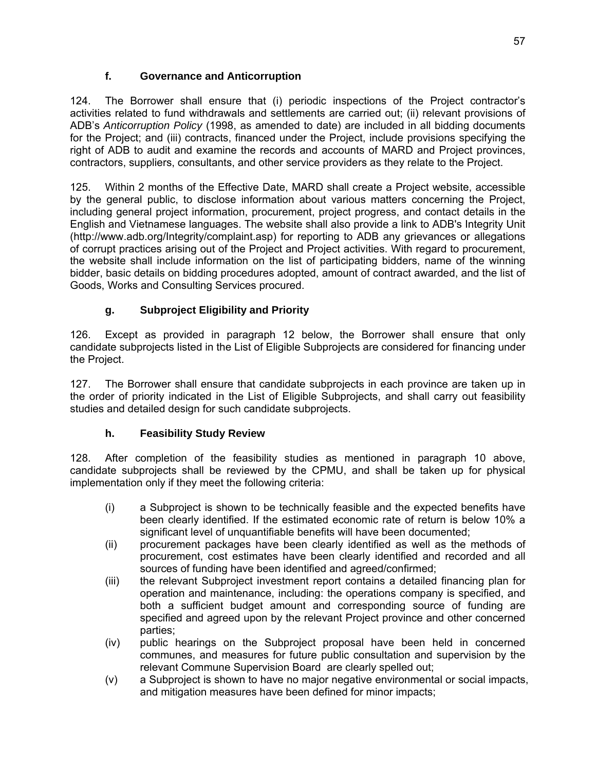### f. Governance and Anticorruption

124. The Borrower shall ensure that (i) periodic inspections of the Project contractor's activities related to fund withdrawals and settlements are carried out; (ii) relevant provisions of ADB's *Anticorruption Policy* (1998, as amended to date) are included in all bidding documents for the Project; and (iii) contracts, financed under the Project, include provisions specifying the right of ADB to audit and examine the records and accounts of MARD and Project provinces, contractors, suppliers, consultants, and other service providers as they relate to the Project.

125. Within 2 months of the Effective Date, MARD shall create a Project website, accessible by the general public, to disclose information about various matters concerning the Project, including general project information, procurement, project progress, and contact details in the English and Vietnamese languages. The website shall also provide a link to ADB's Integrity Unit (http://www.adb.org/Integrity/complaint.asp) for reporting to ADB any grievances or allegations of corrupt practices arising out of the Project and Project activities. With regard to procurement, the website shall include information on the list of participating bidders, name of the winning bidder, basic details on bidding procedures adopted, amount of contract awarded, and the list of Goods, Works and Consulting Services procured.

### g. Subproject Eligibility and Priority

126. Except as provided in paragraph 12 below, the Borrower shall ensure that only candidate subprojects listed in the List of Eligible Subprojects are considered for financing under the Project.

127. The Borrower shall ensure that candidate subprojects in each province are taken up in the order of priority indicated in the List of Eligible Subprojects, and shall carry out feasibility studies and detailed design for such candidate subprojects.

### h. Feasibility Study Review

128. After completion of the feasibility studies as mentioned in paragraph 10 above, candidate subprojects shall be reviewed by the CPMU, and shall be taken up for physical implementation only if they meet the following criteria:

(i) a Subproject is shown to be technically feasible and the expected benefits have been clearly identified. If the estimated economic rate of return is below 10% a significant level of unquantifiable benefits will have been documented;

(ii) procurement packages have been clearly identified as well as the methods of procurement, cost estimates have been clearly identified and recorded and all sources of funding have been identified and agreed/confirmed;

(iii) the relevant Subproject investment report contains a detailed financing plan for operation and maintenance, including: the operations company is specified, and both a sufficient budget amount and corresponding source of funding are specified and agreed upon by the relevant Project province and other concerned parties;

(iv) public hearings on the Subproject proposal have been held in concerned communes, and measures for future public consultation and supervision by the relevant Commune Supervision Board are clearly spelled out;

(v) a Subproject is shown to have no major negative environmental or social impacts, and mitigation measures have been defined for minor impacts;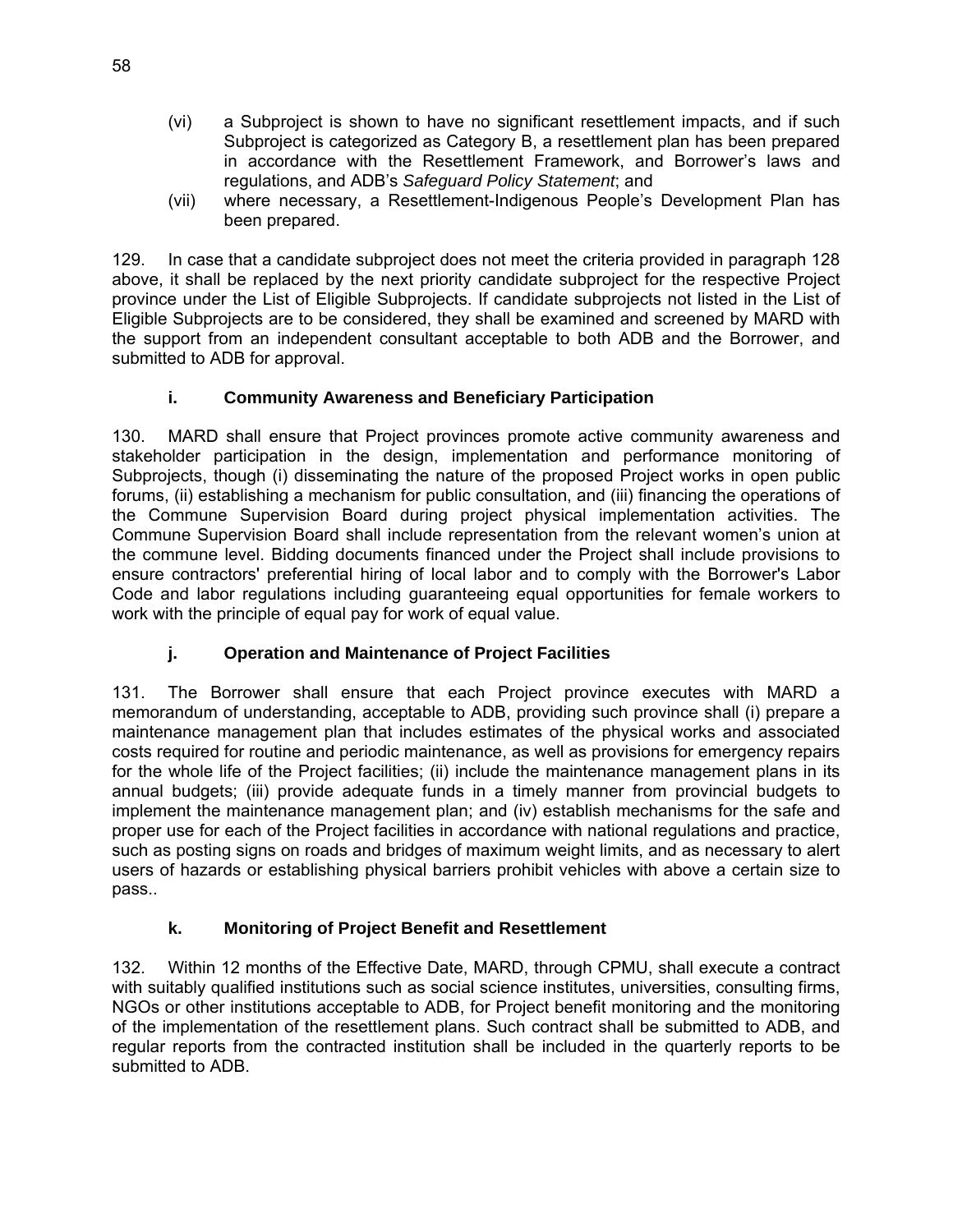(vi) a Subproject is shown to have no significant resettlement impacts, and if such Subproject is categorized as Category B, a resettlement plan has been prepared in accordance with the Resettlement Framework, and Borrower's laws and regulations, and ADB's *Safeguard Policy Statement*; and

(vii) where necessary, a Resettlement-Indigenous People's Development Plan has been prepared.

129. In case that a candidate subproject does not meet the criteria provided in paragraph 128 above, it shall be replaced by the next priority candidate subproject for the respective Project province under the List of Eligible Subprojects. If candidate subprojects not listed in the List of Eligible Subprojects are to be considered, they shall be examined and screened by MARD with the support from an independent consultant acceptable to both ADB and the Borrower, and submitted to ADB for approval.

### i. Community Awareness and Beneficiary Participation

130. MARD shall ensure that Project provinces promote active community awareness and stakeholder participation in the design, implementation and performance monitoring of Subprojects, though (i) disseminating the nature of the proposed Project works in open public forums, (ii) establishing a mechanism for public consultation, and (iii) financing the operations of the Commune Supervision Board during project physical implementation activities. The Commune Supervision Board shall include representation from the relevant women's union at the commune level. Bidding documents financed under the Project shall include provisions to ensure contractors' preferential hiring of local labor and to comply with the Borrower's Labor Code and labor regulations including guaranteeing equal opportunities for female workers to work with the principle of equal pay for work of equal value.

### j. Operation and Maintenance of Project Facilities

131. The Borrower shall ensure that each Project province executes with MARD a memorandum of understanding, acceptable to ADB, providing such province shall (i) prepare a maintenance management plan that includes estimates of the physical works and associated costs required for routine and periodic maintenance, as well as provisions for emergency repairs for the whole life of the Project facilities; (ii) include the maintenance management plans in its annual budgets; (iii) provide adequate funds in a timely manner from provincial budgets to implement the maintenance management plan; and (iv) establish mechanisms for the safe and proper use for each of the Project facilities in accordance with national regulations and practice, such as posting signs on roads and bridges of maximum weight limits, and as necessary to alert users of hazards or establishing physical barriers prohibit vehicles with above a certain size to pass..

### k. Monitoring of Project Benefit and Resettlement

132. Within 12 months of the Effective Date, MARD, through CPMU, shall execute a contract with suitably qualified institutions such as social science institutes, universities, consulting firms, NGOs or other institutions acceptable to ADB, for Project benefit monitoring and the monitoring of the implementation of the resettlement plans. Such contract shall be submitted to ADB, and regular reports from the contracted institution shall be included in the quarterly reports to be submitted to ADB.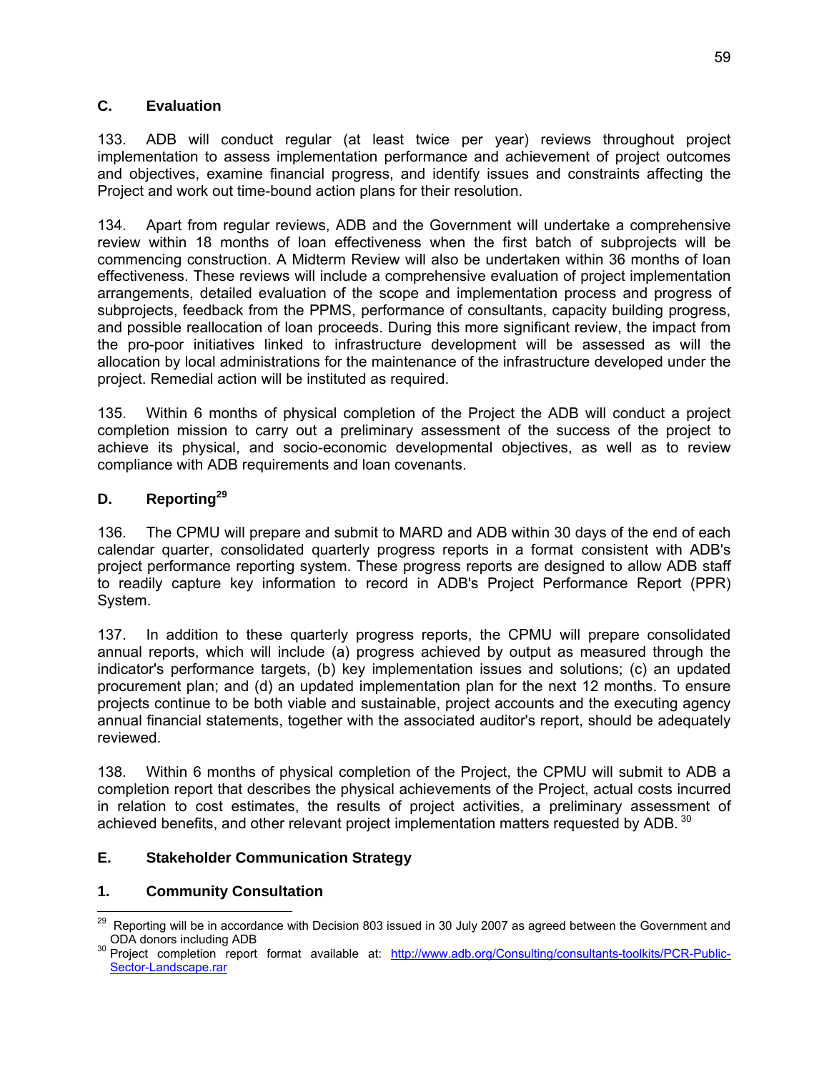## C. Evaluation

133. ADB will conduct regular (at least twice per year) reviews throughout project implementation to assess implementation performance and achievement of project outcomes and objectives, examine financial progress, and identify issues and constraints affecting the Project and work out time-bound action plans for their resolution.

134. Apart from regular reviews, ADB and the Government will undertake a comprehensive review within 18 months of loan effectiveness when the first batch of subprojects will be commencing construction. A Midterm Review will also be undertaken within 36 months of loan effectiveness. These reviews will include a comprehensive evaluation of project implementation arrangements, detailed evaluation of the scope and implementation process and progress of subprojects, feedback from the PPMS, performance of consultants, capacity building progress, and possible reallocation of loan proceeds. During this more significant review, the impact from the pro-poor initiatives linked to infrastructure development will be assessed as will the allocation by local administrations for the maintenance of the infrastructure developed under the project. Remedial action will be instituted as required.

135. Within 6 months of physical completion of the Project the ADB will conduct a project completion mission to carry out a preliminary assessment of the success of the project to achieve its physical, and socio-economic developmental objectives, as well as to review compliance with ADB requirements and loan covenants.

## D. Reporting[29]

136. The CPMU will prepare and submit to MARD and ADB within 30 days of the end of each calendar quarter, consolidated quarterly progress reports in a format consistent with ADB's project performance reporting system. These progress reports are designed to allow ADB staff to readily capture key information to record in ADB's Project Performance Report (PPR) System.

137. In addition to these quarterly progress reports, the CPMU will prepare consolidated annual reports, which will include (a) progress achieved by output as measured through the indicator's performance targets, (b) key implementation issues and solutions; (c) an updated procurement plan; and (d) an updated implementation plan for the next 12 months. To ensure projects continue to be both viable and sustainable, project accounts and the executing agency annual financial statements, together with the associated auditor's report, should be adequately reviewed.

138. Within 6 months of physical completion of the Project, the CPMU will submit to ADB a completion report that describes the physical achievements of the Project, actual costs incurred in relation to cost estimates, the results of project activities, a preliminary assessment of achieved benefits, and other relevant project implementation matters requested by ADB.[30]

## E. Stakeholder Communication Strategy

### 1. Community Consultation

---

[29] Reporting will be in accordance with Decision 803 issued in 30 July 2007 as agreed between the Government and ODA donors including ADB

[30] Project completion report format available at: http://www.adb.org/Consulting/consultants-toolkits/PCR-Public-Sector-Landscape.rar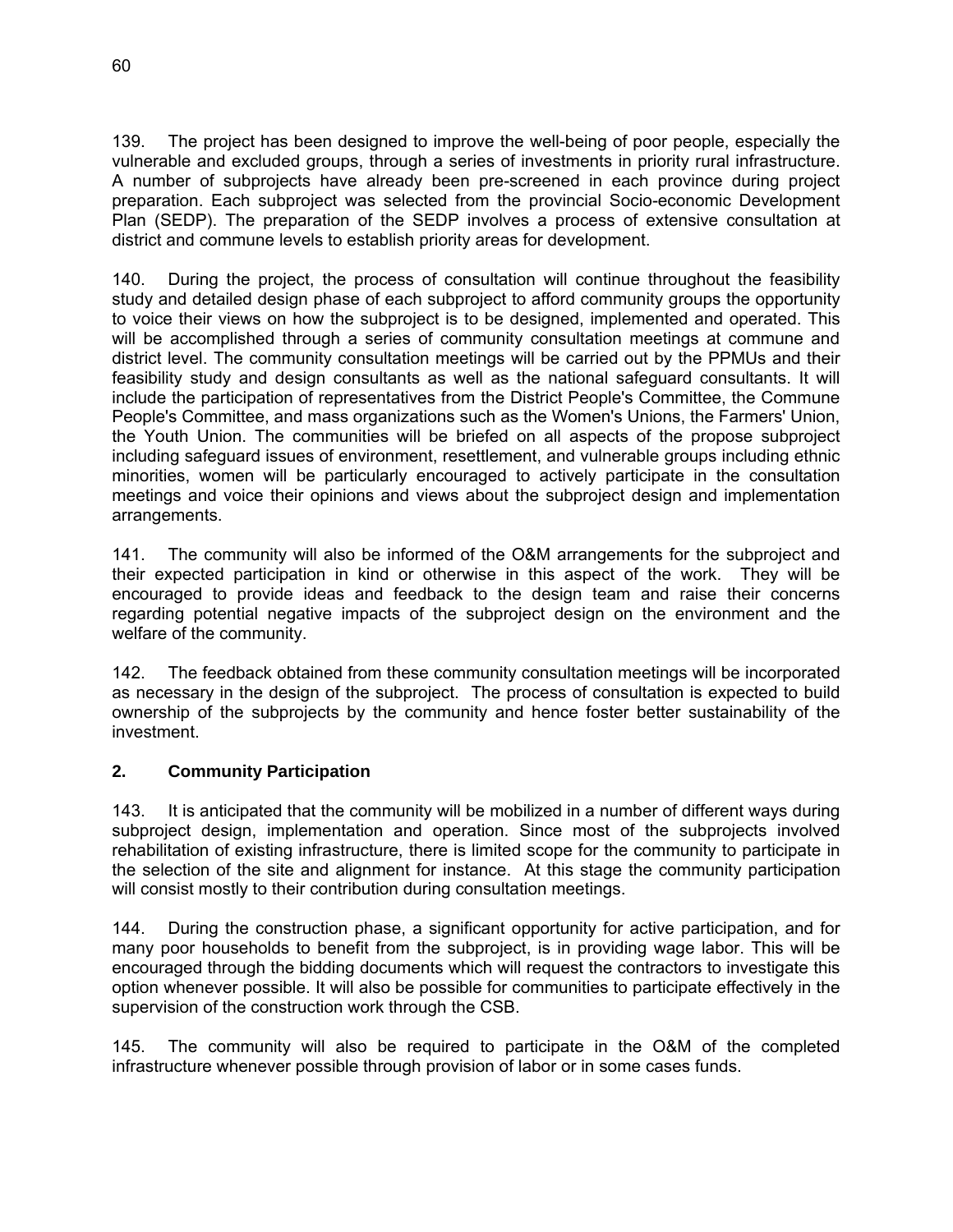139. The project has been designed to improve the well-being of poor people, especially the vulnerable and excluded groups, through a series of investments in priority rural infrastructure. A number of subprojects have already been pre-screened in each province during project preparation. Each subproject was selected from the provincial Socio-economic Development Plan (SEDP). The preparation of the SEDP involves a process of extensive consultation at district and commune levels to establish priority areas for development.

140. During the project, the process of consultation will continue throughout the feasibility study and detailed design phase of each subproject to afford community groups the opportunity to voice their views on how the subproject is to be designed, implemented and operated. This will be accomplished through a series of community consultation meetings at commune and district level. The community consultation meetings will be carried out by the PPMUs and their feasibility study and design consultants as well as the national safeguard consultants. It will include the participation of representatives from the District People's Committee, the Commune People's Committee, and mass organizations such as the Women's Unions, the Farmers' Union, the Youth Union. The communities will be briefed on all aspects of the propose subproject including safeguard issues of environment, resettlement, and vulnerable groups including ethnic minorities, women will be particularly encouraged to actively participate in the consultation meetings and voice their opinions and views about the subproject design and implementation arrangements.

141. The community will also be informed of the O&M arrangements for the subproject and their expected participation in kind or otherwise in this aspect of the work. They will be encouraged to provide ideas and feedback to the design team and raise their concerns regarding potential negative impacts of the subproject design on the environment and the welfare of the community.

142. The feedback obtained from these community consultation meetings will be incorporated as necessary in the design of the subproject. The process of consultation is expected to build ownership of the subprojects by the community and hence foster better sustainability of the investment.

### 2. Community Participation

143. It is anticipated that the community will be mobilized in a number of different ways during subproject design, implementation and operation. Since most of the subprojects involved rehabilitation of existing infrastructure, there is limited scope for the community to participate in the selection of the site and alignment for instance. At this stage the community participation will consist mostly to their contribution during consultation meetings.

144. During the construction phase, a significant opportunity for active participation, and for many poor households to benefit from the subproject, is in providing wage labor. This will be encouraged through the bidding documents which will request the contractors to investigate this option whenever possible. It will also be possible for communities to participate effectively in the supervision of the construction work through the CSB.

145. The community will also be required to participate in the O&M of the completed infrastructure whenever possible through provision of labor or in some cases funds.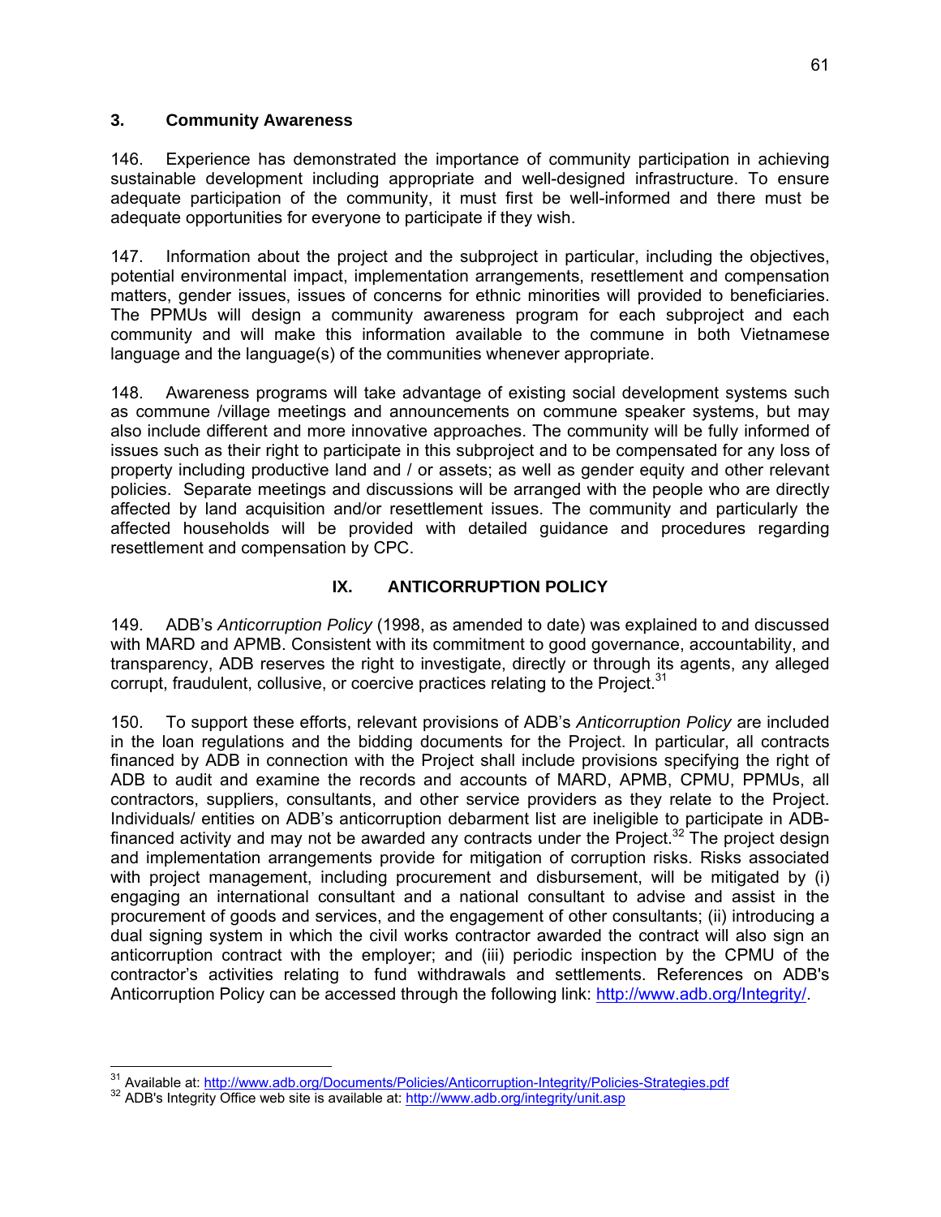### 3. Community Awareness

146. Experience has demonstrated the importance of community participation in achieving sustainable development including appropriate and well-designed infrastructure. To ensure adequate participation of the community, it must first be well-informed and there must be adequate opportunities for everyone to participate if they wish.

147. Information about the project and the subproject in particular, including the objectives, potential environmental impact, implementation arrangements, resettlement and compensation matters, gender issues, issues of concerns for ethnic minorities will provided to beneficiaries. The PPMUs will design a community awareness program for each subproject and each community and will make this information available to the commune in both Vietnamese language and the language(s) of the communities whenever appropriate.

148. Awareness programs will take advantage of existing social development systems such as commune /village meetings and announcements on commune speaker systems, but may also include different and more innovative approaches. The community will be fully informed of issues such as their right to participate in this subproject and to be compensated for any loss of property including productive land and / or assets; as well as gender equity and other relevant policies. Separate meetings and discussions will be arranged with the people who are directly affected by land acquisition and/or resettlement issues. The community and particularly the affected households will be provided with detailed guidance and procedures regarding resettlement and compensation by CPC.

## IX. ANTICORRUPTION POLICY

149. ADB's *Anticorruption Policy* (1998, as amended to date) was explained to and discussed with MARD and APMB. Consistent with its commitment to good governance, accountability, and transparency, ADB reserves the right to investigate, directly or through its agents, any alleged corrupt, fraudulent, collusive, or coercive practices relating to the Project.[31]

150. To support these efforts, relevant provisions of ADB's *Anticorruption Policy* are included in the loan regulations and the bidding documents for the Project. In particular, all contracts financed by ADB in connection with the Project shall include provisions specifying the right of ADB to audit and examine the records and accounts of MARD, APMB, CPMU, PPMUs, all contractors, suppliers, consultants, and other service providers as they relate to the Project. Individuals/ entities on ADB's anticorruption debarment list are ineligible to participate in ADB-financed activity and may not be awarded any contracts under the Project.[32] The project design and implementation arrangements provide for mitigation of corruption risks. Risks associated with project management, including procurement and disbursement, will be mitigated by (i) engaging an international consultant and a national consultant to advise and assist in the procurement of goods and services, and the engagement of other consultants; (ii) introducing a dual signing system in which the civil works contractor awarded the contract will also sign an anticorruption contract with the employer; and (iii) periodic inspection by the CPMU of the contractor's activities relating to fund withdrawals and settlements. References on ADB's Anticorruption Policy can be accessed through the following link: http://www.adb.org/Integrity/.

---

[31] Available at: http://www.adb.org/Documents/Policies/Anticorruption-Integrity/Policies-Strategies.pdf

[32] ADB's Integrity Office web site is available at: http://www.adb.org/integrity/unit.asp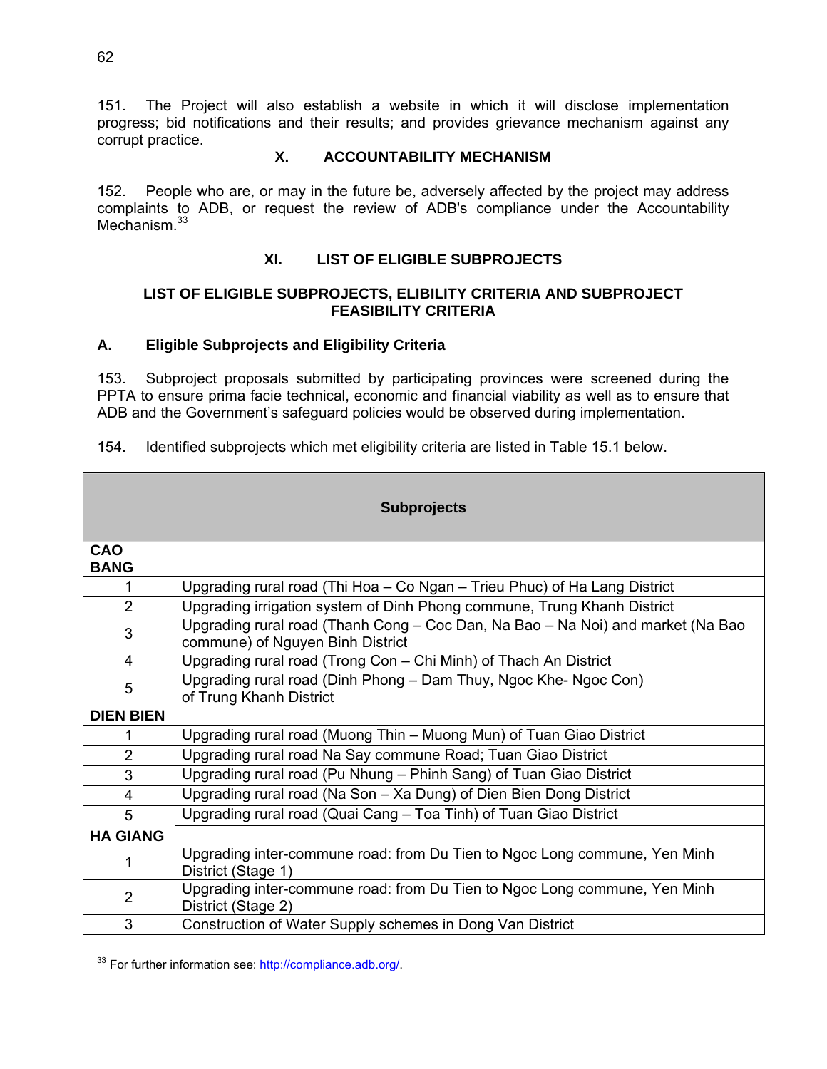151. The Project will also establish a website in which it will disclose implementation progress; bid notifications and their results; and provides grievance mechanism against any corrupt practice.

## X. ACCOUNTABILITY MECHANISM

152. People who are, or may in the future be, adversely affected by the project may address complaints to ADB, or request the review of ADB's compliance under the Accountability Mechanism.[33]

## XI. LIST OF ELIGIBLE SUBPROJECTS

### LIST OF ELIGIBLE SUBPROJECTS, ELIBILITY CRITERIA AND SUBPROJECT FEASIBILITY CRITERIA

### A. Eligible Subprojects and Eligibility Criteria

153. Subproject proposals submitted by participating provinces were screened during the PPTA to ensure prima facie technical, economic and financial viability as well as to ensure that ADB and the Government's safeguard policies would be observed during implementation.

154. Identified subprojects which met eligibility criteria are listed in Table 15.1 below.

| | Subprojects |
|---|---|
| **CAO BANG** | |
| 1 | Upgrading rural road (Thi Hoa – Co Ngan – Trieu Phuc) of Ha Lang District |
| 2 | Upgrading irrigation system of Dinh Phong commune, Trung Khanh District |
| 3 | Upgrading rural road (Thanh Cong – Coc Dan, Na Bao – Na Noi) and market (Na Bao commune) of Nguyen Binh District |
| 4 | Upgrading rural road (Trong Con – Chi Minh) of Thach An District |
| 5 | Upgrading rural road (Dinh Phong – Dam Thuy, Ngoc Khe- Ngoc Con) of Trung Khanh District |
| **DIEN BIEN** | |
| 1 | Upgrading rural road (Muong Thin – Muong Mun) of Tuan Giao District |
| 2 | Upgrading rural road Na Say commune Road; Tuan Giao District |
| 3 | Upgrading rural road (Pu Nhung – Phinh Sang) of Tuan Giao District |
| 4 | Upgrading rural road (Na Son – Xa Dung) of Dien Bien Dong District |
| 5 | Upgrading rural road (Quai Cang – Toa Tinh) of Tuan Giao District |
| **HA GIANG** | |
| 1 | Upgrading inter-commune road: from Du Tien to Ngoc Long commune, Yen Minh District (Stage 1) |
| 2 | Upgrading inter-commune road: from Du Tien to Ngoc Long commune, Yen Minh District (Stage 2) |
| 3 | Construction of Water Supply schemes in Dong Van District |

[33] For further information see: http://compliance.adb.org/.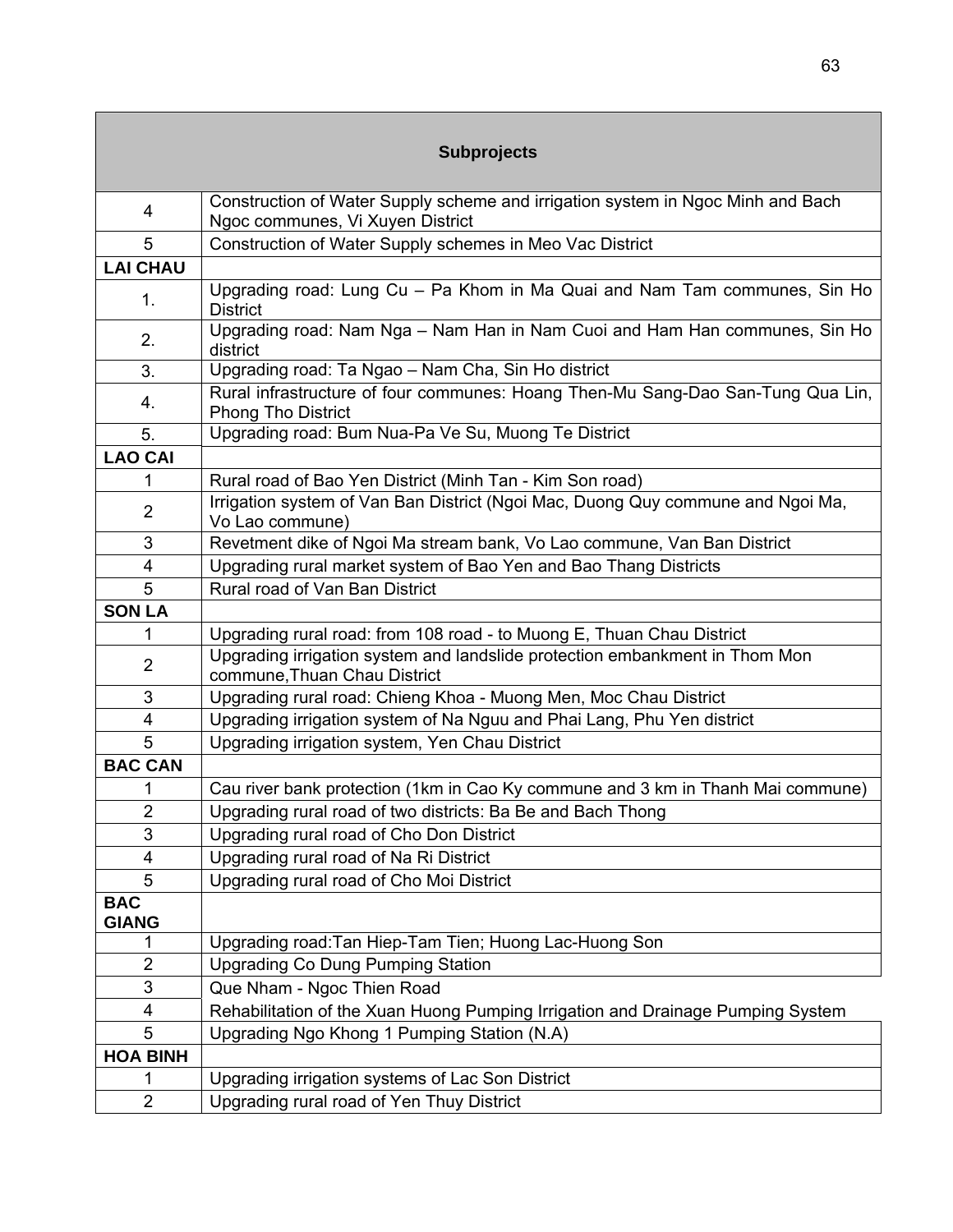| Subprojects | |
|---|---|
| 4 | Construction of Water Supply scheme and irrigation system in Ngoc Minh and Bach Ngoc communes, Vi Xuyen District |
| 5 | Construction of Water Supply schemes in Meo Vac District |
| **LAI CHAU** | |
| 1. | Upgrading road: Lung Cu – Pa Khom in Ma Quai and Nam Tam communes, Sin Ho District |
| 2. | Upgrading road: Nam Nga – Nam Han in Nam Cuoi and Ham Han communes, Sin Ho district |
| 3. | Upgrading road: Ta Ngao – Nam Cha, Sin Ho district |
| 4. | Rural infrastructure of four communes: Hoang Then-Mu Sang-Dao San-Tung Qua Lin, Phong Tho District |
| 5. | Upgrading road: Bum Nua-Pa Ve Su, Muong Te District |
| **LAO CAI** | |
| 1 | Rural road of Bao Yen District (Minh Tan - Kim Son road) |
| 2 | Irrigation system of Van Ban District (Ngoi Mac, Duong Quy commune and Ngoi Ma, Vo Lao commune) |
| 3 | Revetment dike of Ngoi Ma stream bank, Vo Lao commune, Van Ban District |
| 4 | Upgrading rural market system of Bao Yen and Bao Thang Districts |
| 5 | Rural road of Van Ban District |
| **SON LA** | |
| 1 | Upgrading rural road: from 108 road - to Muong E, Thuan Chau District |
| 2 | Upgrading irrigation system and landslide protection embankment in Thom Mon commune,Thuan Chau District |
| 3 | Upgrading rural road: Chieng Khoa - Muong Men, Moc Chau District |
| 4 | Upgrading irrigation system of Na Nguu and Phai Lang, Phu Yen district |
| 5 | Upgrading irrigation system, Yen Chau District |
| **BAC CAN** | |
| 1 | Cau river bank protection (1km in Cao Ky commune and 3 km in Thanh Mai commune) |
| 2 | Upgrading rural road of two districts: Ba Be and Bach Thong |
| 3 | Upgrading rural road of Cho Don District |
| 4 | Upgrading rural road of Na Ri District |
| 5 | Upgrading rural road of Cho Moi District |
| **BAC GIANG** | |
| 1 | Upgrading road:Tan Hiep-Tam Tien; Huong Lac-Huong Son |
| 2 | Upgrading Co Dung Pumping Station |
| 3 | Que Nham - Ngoc Thien Road |
| 4 | Rehabilitation of the Xuan Huong Pumping Irrigation and Drainage Pumping System |
| 5 | Upgrading Ngo Khong 1 Pumping Station (N.A) |
| **HOA BINH** | |
| 1 | Upgrading irrigation systems of Lac Son District |
| 2 | Upgrading rural road of Yen Thuy District |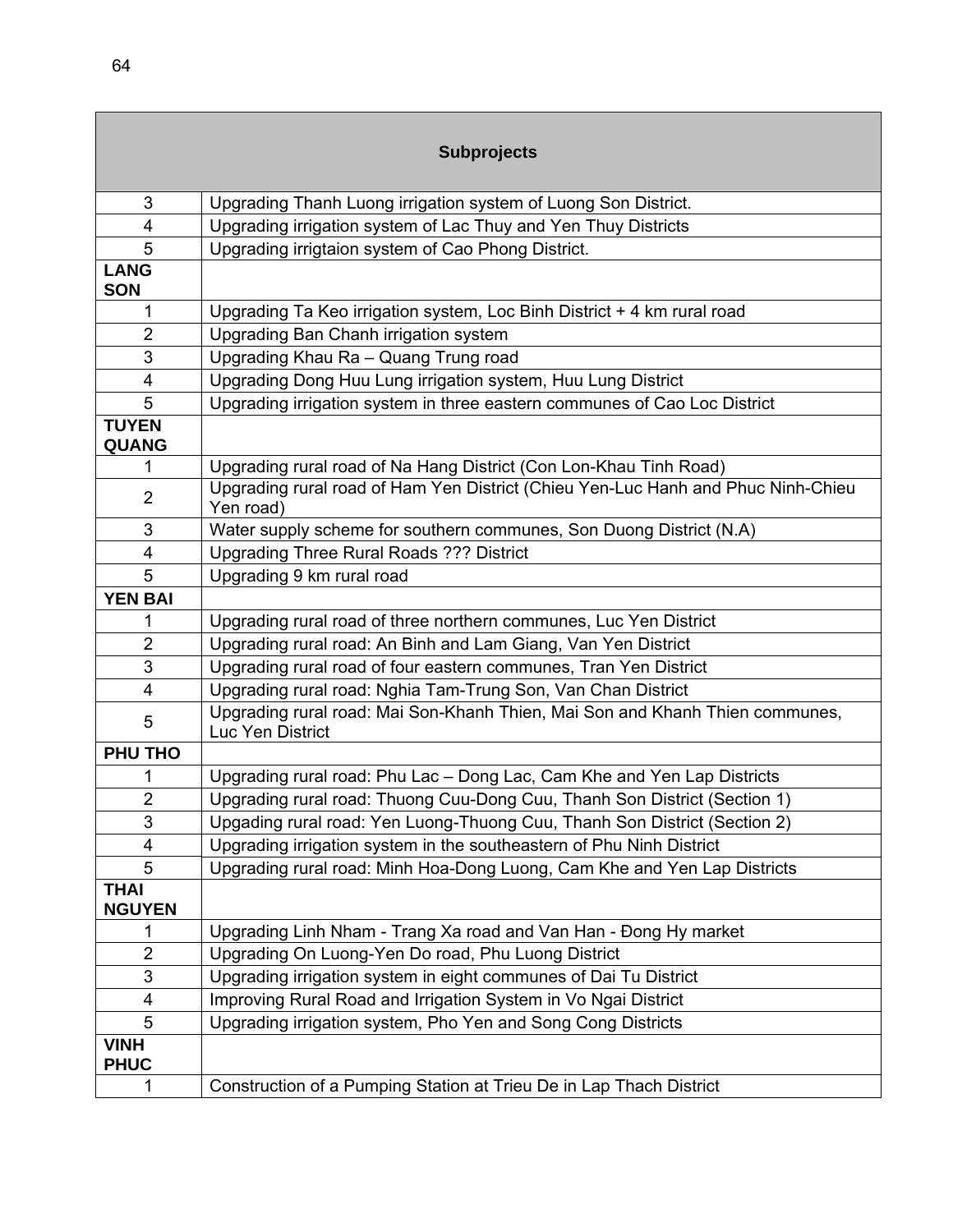| Subprojects | |
|---|---|
| 3 | Upgrading Thanh Luong irrigation system of Luong Son District. |
| 4 | Upgrading irrigation system of Lac Thuy and Yen Thuy Districts |
| 5 | Upgrading irrigtaion system of Cao Phong District. |
| **LANG SON** | |
| 1 | Upgrading Ta Keo irrigation system, Loc Binh District + 4 km rural road |
| 2 | Upgrading Ban Chanh irrigation system |
| 3 | Upgrading Khau Ra – Quang Trung road |
| 4 | Upgrading Dong Huu Lung irrigation system, Huu Lung District |
| 5 | Upgrading irrigation system in three eastern communes of Cao Loc District |
| **TUYEN QUANG** | |
| 1 | Upgrading rural road of Na Hang District (Con Lon-Khau Tinh Road) |
| 2 | Upgrading rural road of Ham Yen District (Chieu Yen-Luc Hanh and Phuc Ninh-Chieu Yen road) |
| 3 | Water supply scheme for southern communes, Son Duong District (N.A) |
| 4 | Upgrading Three Rural Roads ??? District |
| 5 | Upgrading 9 km rural road |
| **YEN BAI** | |
| 1 | Upgrading rural road of three northern communes, Luc Yen District |
| 2 | Upgrading rural road: An Binh and Lam Giang, Van Yen District |
| 3 | Upgrading rural road of four eastern communes, Tran Yen District |
| 4 | Upgrading rural road: Nghia Tam-Trung Son, Van Chan District |
| 5 | Upgrading rural road: Mai Son-Khanh Thien, Mai Son and Khanh Thien communes, Luc Yen District |
| **PHU THO** | |
| 1 | Upgrading rural road: Phu Lac – Dong Lac, Cam Khe and Yen Lap Districts |
| 2 | Upgrading rural road: Thuong Cuu-Dong Cuu, Thanh Son District (Section 1) |
| 3 | Upgading rural road: Yen Luong-Thuong Cuu, Thanh Son District (Section 2) |
| 4 | Upgrading irrigation system in the southeastern of Phu Ninh District |
| 5 | Upgrading rural road: Minh Hoa-Dong Luong, Cam Khe and Yen Lap Districts |
| **THAI NGUYEN** | |
| 1 | Upgrading Linh Nham - Trang Xa road and Van Han - Đong Hy market |
| 2 | Upgrading On Luong-Yen Do road, Phu Luong District |
| 3 | Upgrading irrigation system in eight communes of Dai Tu District |
| 4 | Improving Rural Road and Irrigation System in Vo Ngai District |
| 5 | Upgrading irrigation system, Pho Yen and Song Cong Districts |
| **VINH PHUC** | |
| 1 | Construction of a Pumping Station at Trieu De in Lap Thach District |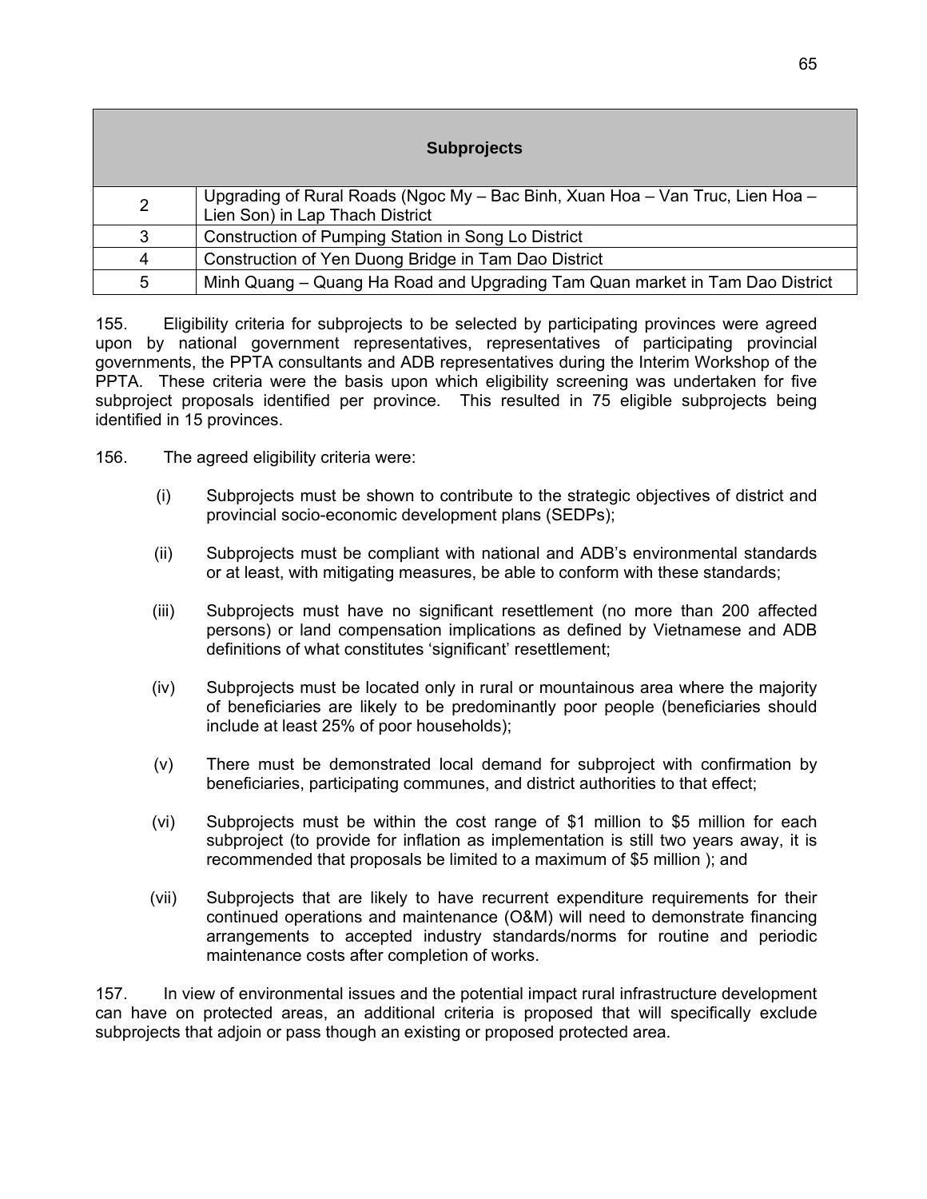| Subprojects | |
|---|---|
| 2 | Upgrading of Rural Roads (Ngoc My – Bac Binh, Xuan Hoa – Van Truc, Lien Hoa – Lien Son) in Lap Thach District |
| 3 | Construction of Pumping Station in Song Lo District |
| 4 | Construction of Yen Duong Bridge in Tam Dao District |
| 5 | Minh Quang – Quang Ha Road and Upgrading Tam Quan market in Tam Dao District |

155. Eligibility criteria for subprojects to be selected by participating provinces were agreed upon by national government representatives, representatives of participating provincial governments, the PPTA consultants and ADB representatives during the Interim Workshop of the PPTA. These criteria were the basis upon which eligibility screening was undertaken for five subproject proposals identified per province. This resulted in 75 eligible subprojects being identified in 15 provinces.

156. The agreed eligibility criteria were:

(i) Subprojects must be shown to contribute to the strategic objectives of district and provincial socio-economic development plans (SEDPs);

(ii) Subprojects must be compliant with national and ADB's environmental standards or at least, with mitigating measures, be able to conform with these standards;

(iii) Subprojects must have no significant resettlement (no more than 200 affected persons) or land compensation implications as defined by Vietnamese and ADB definitions of what constitutes 'significant' resettlement;

(iv) Subprojects must be located only in rural or mountainous area where the majority of beneficiaries are likely to be predominantly poor people (beneficiaries should include at least 25% of poor households);

(v) There must be demonstrated local demand for subproject with confirmation by beneficiaries, participating communes, and district authorities to that effect;

(vi) Subprojects must be within the cost range of $1 million to $5 million for each subproject (to provide for inflation as implementation is still two years away, it is recommended that proposals be limited to a maximum of $5 million ); and

(vii) Subprojects that are likely to have recurrent expenditure requirements for their continued operations and maintenance (O&M) will need to demonstrate financing arrangements to accepted industry standards/norms for routine and periodic maintenance costs after completion of works.

157. In view of environmental issues and the potential impact rural infrastructure development can have on protected areas, an additional criteria is proposed that will specifically exclude subprojects that adjoin or pass though an existing or proposed protected area.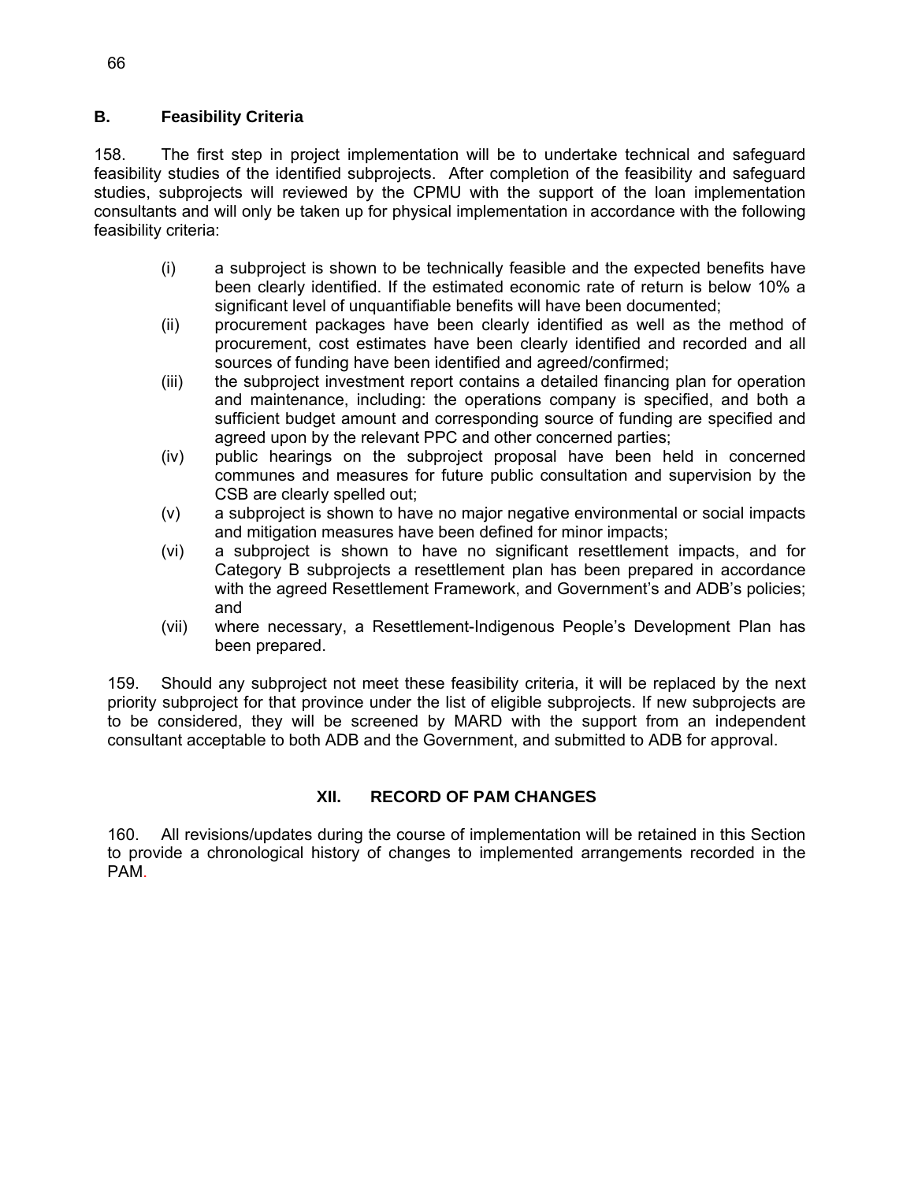## B. Feasibility Criteria

158. The first step in project implementation will be to undertake technical and safeguard feasibility studies of the identified subprojects. After completion of the feasibility and safeguard studies, subprojects will reviewed by the CPMU with the support of the loan implementation consultants and will only be taken up for physical implementation in accordance with the following feasibility criteria:

- (i) a subproject is shown to be technically feasible and the expected benefits have been clearly identified. If the estimated economic rate of return is below 10% a significant level of unquantifiable benefits will have been documented;
- (ii) procurement packages have been clearly identified as well as the method of procurement, cost estimates have been clearly identified and recorded and all sources of funding have been identified and agreed/confirmed;
- (iii) the subproject investment report contains a detailed financing plan for operation and maintenance, including: the operations company is specified, and both a sufficient budget amount and corresponding source of funding are specified and agreed upon by the relevant PPC and other concerned parties;
- (iv) public hearings on the subproject proposal have been held in concerned communes and measures for future public consultation and supervision by the CSB are clearly spelled out;
- (v) a subproject is shown to have no major negative environmental or social impacts and mitigation measures have been defined for minor impacts;
- (vi) a subproject is shown to have no significant resettlement impacts, and for Category B subprojects a resettlement plan has been prepared in accordance with the agreed Resettlement Framework, and Government's and ADB's policies; and
- (vii) where necessary, a Resettlement-Indigenous People's Development Plan has been prepared.

159. Should any subproject not meet these feasibility criteria, it will be replaced by the next priority subproject for that province under the list of eligible subprojects. If new subprojects are to be considered, they will be screened by MARD with the support from an independent consultant acceptable to both ADB and the Government, and submitted to ADB for approval.

# XII. RECORD OF PAM CHANGES

160. All revisions/updates during the course of implementation will be retained in this Section to provide a chronological history of changes to implemented arrangements recorded in the PAM.